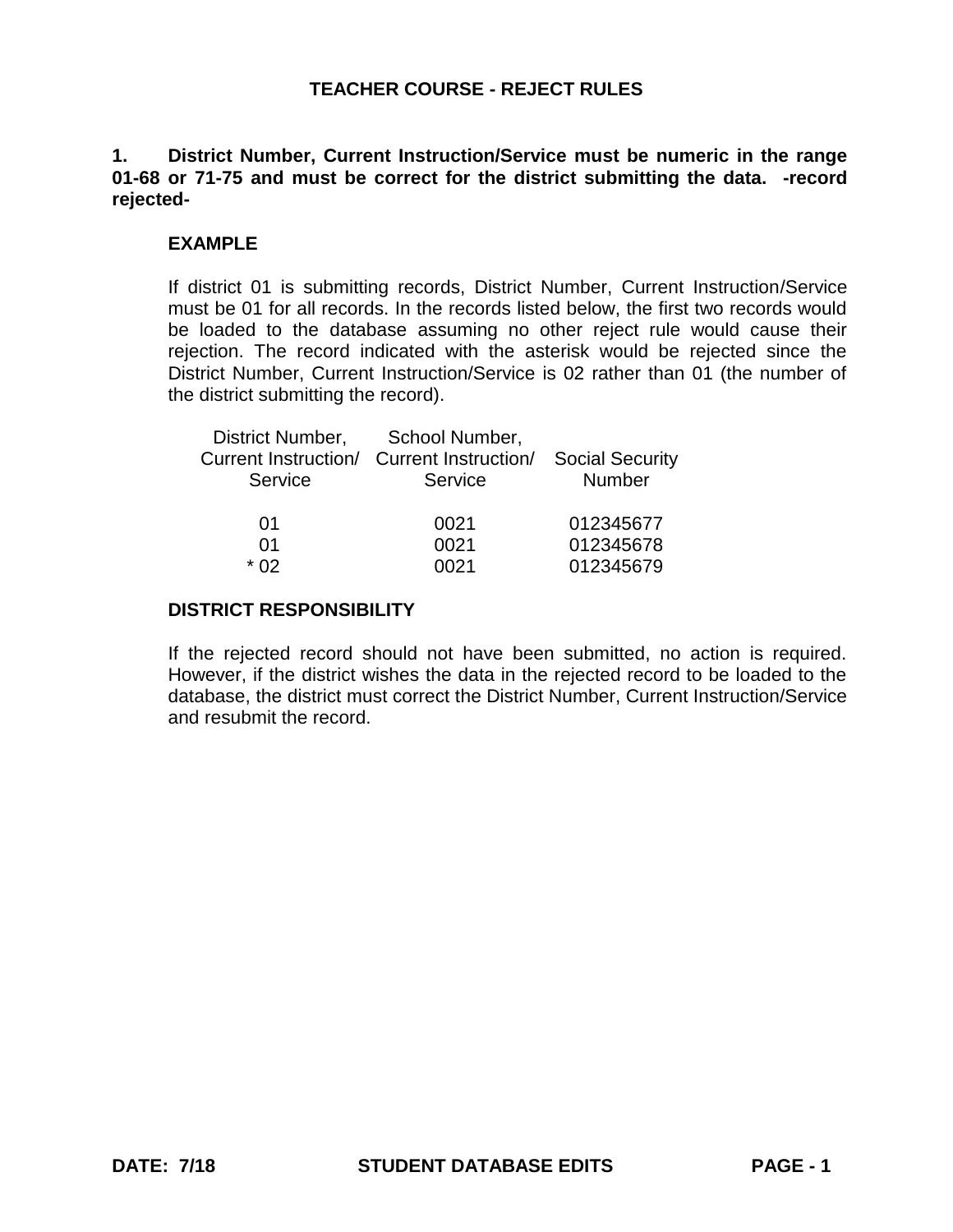# TEACHER COURSE - REJECT RULES

**1. District Number, Current Instruction/Service must be numeric in the range 01-68 or 71-75 and must be correct for the district submitting the data. -record rejected-**

**EXAMPLE**

If district 01 is submitting records, District Number, Current Instruction/Service must be 01 for all records. In the records listed below, the first two records would be loaded to the database assuming no other reject rule would cause their rejection. The record indicated with the asterisk would be rejected since the District Number, Current Instruction/Service is 02 rather than 01 (the number of the district submitting the record).

| District Number, Current Instruction/ Service | School Number, Current Instruction/ Service | Social Security Number |
|---|---|---|
| 01 | 0021 | 012345677 |
| 01 | 0021 | 012345678 |
| * 02 | 0021 | 012345679 |

**DISTRICT RESPONSIBILITY**

If the rejected record should not have been submitted, no action is required. However, if the district wishes the data in the rejected record to be loaded to the database, the district must correct the District Number, Current Instruction/Service and resubmit the record.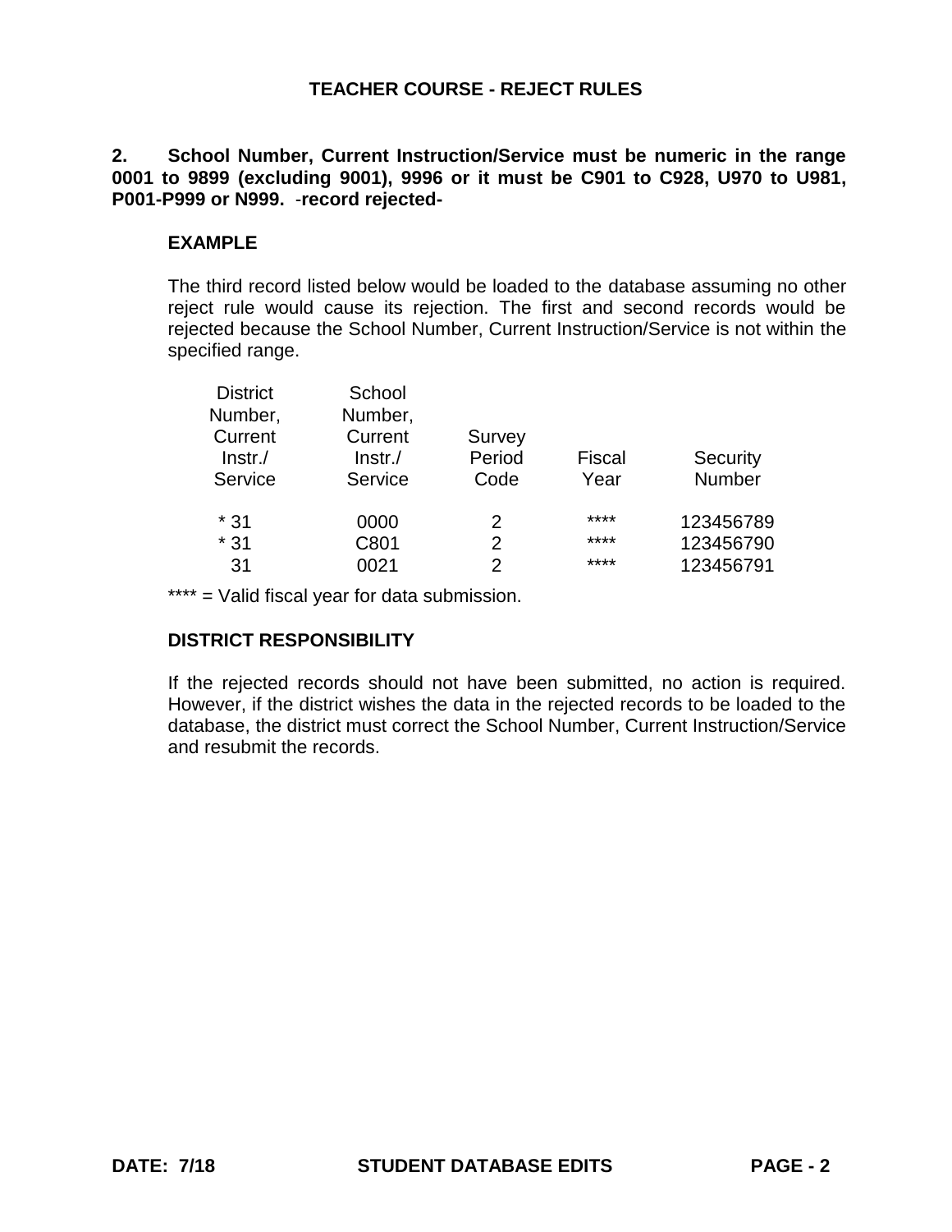## TEACHER COURSE - REJECT RULES

**2. School Number, Current Instruction/Service must be numeric in the range 0001 to 9899 (excluding 9001), 9996 or it must be C901 to C928, U970 to U981, P001-P999 or N999.** -**record rejected-**

**EXAMPLE**

The third record listed below would be loaded to the database assuming no other reject rule would cause its rejection. The first and second records would be rejected because the School Number, Current Instruction/Service is not within the specified range.

| District Number, Current Instr./ Service | School Number, Current Instr./ Service | Survey Period Code | Fiscal Year | Security Number |
|---|---|---|---|---|
| * 31 | 0000 | 2 | **** | 123456789 |
| * 31 | C801 | 2 | **** | 123456790 |
| 31 | 0021 | 2 | **** | 123456791 |

**** = Valid fiscal year for data submission.

**DISTRICT RESPONSIBILITY**

If the rejected records should not have been submitted, no action is required. However, if the district wishes the data in the rejected records to be loaded to the database, the district must correct the School Number, Current Instruction/Service and resubmit the records.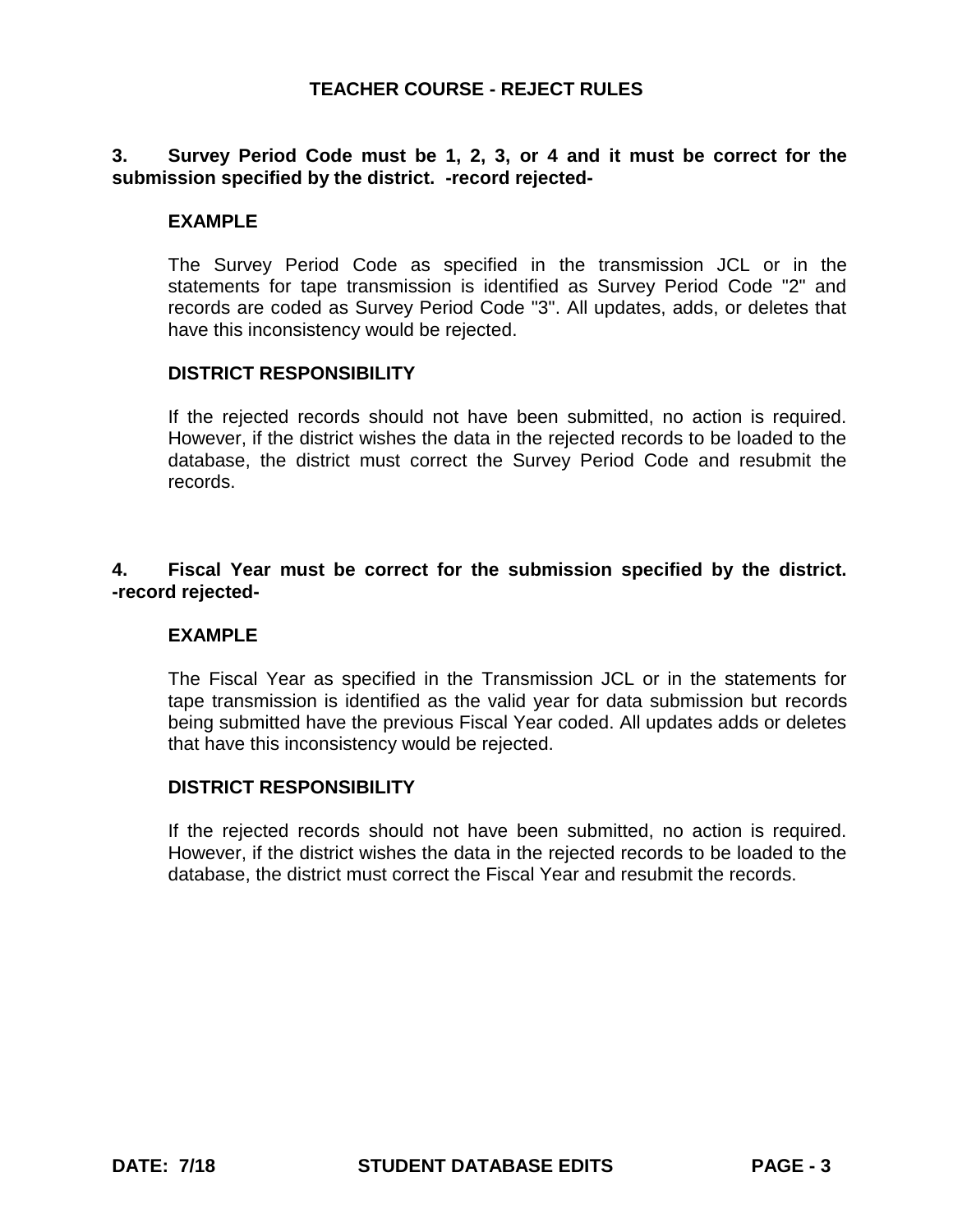## TEACHER COURSE - REJECT RULES

**3. Survey Period Code must be 1, 2, 3, or 4 and it must be correct for the submission specified by the district. -record rejected-**

**EXAMPLE**

The Survey Period Code as specified in the transmission JCL or in the statements for tape transmission is identified as Survey Period Code "2" and records are coded as Survey Period Code "3". All updates, adds, or deletes that have this inconsistency would be rejected.

**DISTRICT RESPONSIBILITY**

If the rejected records should not have been submitted, no action is required. However, if the district wishes the data in the rejected records to be loaded to the database, the district must correct the Survey Period Code and resubmit the records.

**4. Fiscal Year must be correct for the submission specified by the district. -record rejected-**

**EXAMPLE**

The Fiscal Year as specified in the Transmission JCL or in the statements for tape transmission is identified as the valid year for data submission but records being submitted have the previous Fiscal Year coded. All updates adds or deletes that have this inconsistency would be rejected.

**DISTRICT RESPONSIBILITY**

If the rejected records should not have been submitted, no action is required. However, if the district wishes the data in the rejected records to be loaded to the database, the district must correct the Fiscal Year and resubmit the records.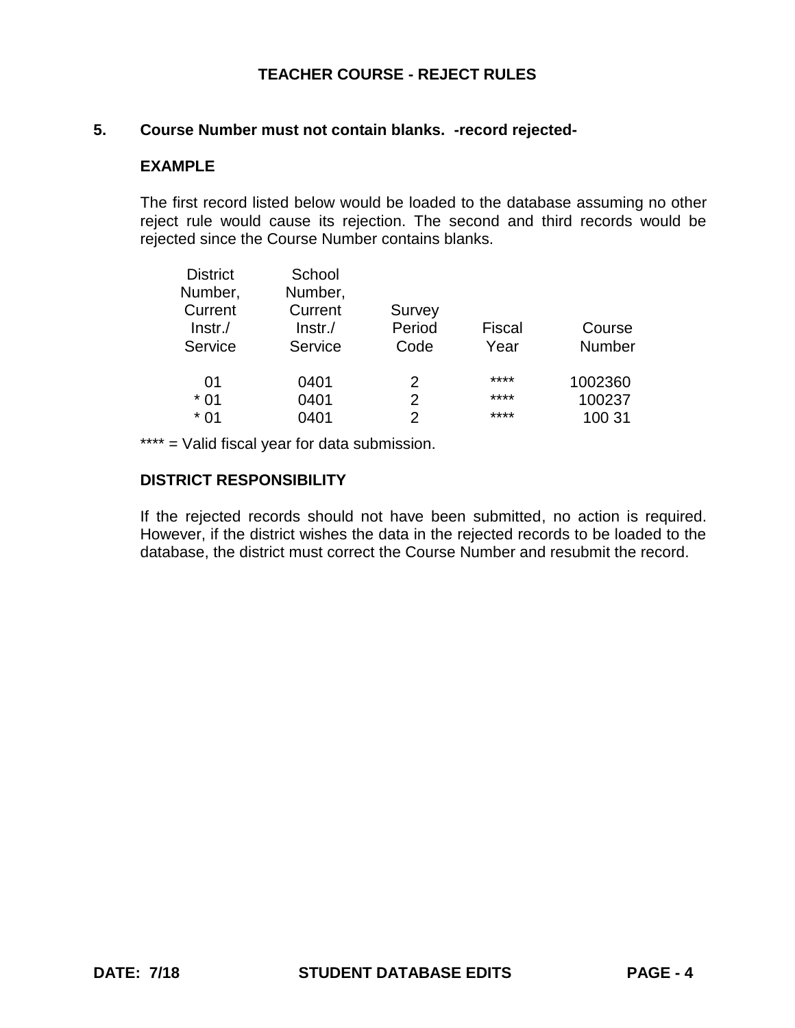# TEACHER COURSE - REJECT RULES

## 5. Course Number must not contain blanks. -record rejected-

### EXAMPLE

The first record listed below would be loaded to the database assuming no other reject rule would cause its rejection. The second and third records would be rejected since the Course Number contains blanks.

| District Number, Current Instr./ Service | School Number, Current Instr./ Service | Survey Period Code | Fiscal Year | Course Number |
|---|---|---|---|---|
| 01 | 0401 | 2 | **** | 1002360 |
| * 01 | 0401 | 2 | **** | 100237 |
| * 01 | 0401 | 2 | **** | 100 31 |

**** = Valid fiscal year for data submission.

### DISTRICT RESPONSIBILITY

If the rejected records should not have been submitted, no action is required. However, if the district wishes the data in the rejected records to be loaded to the database, the district must correct the Course Number and resubmit the record.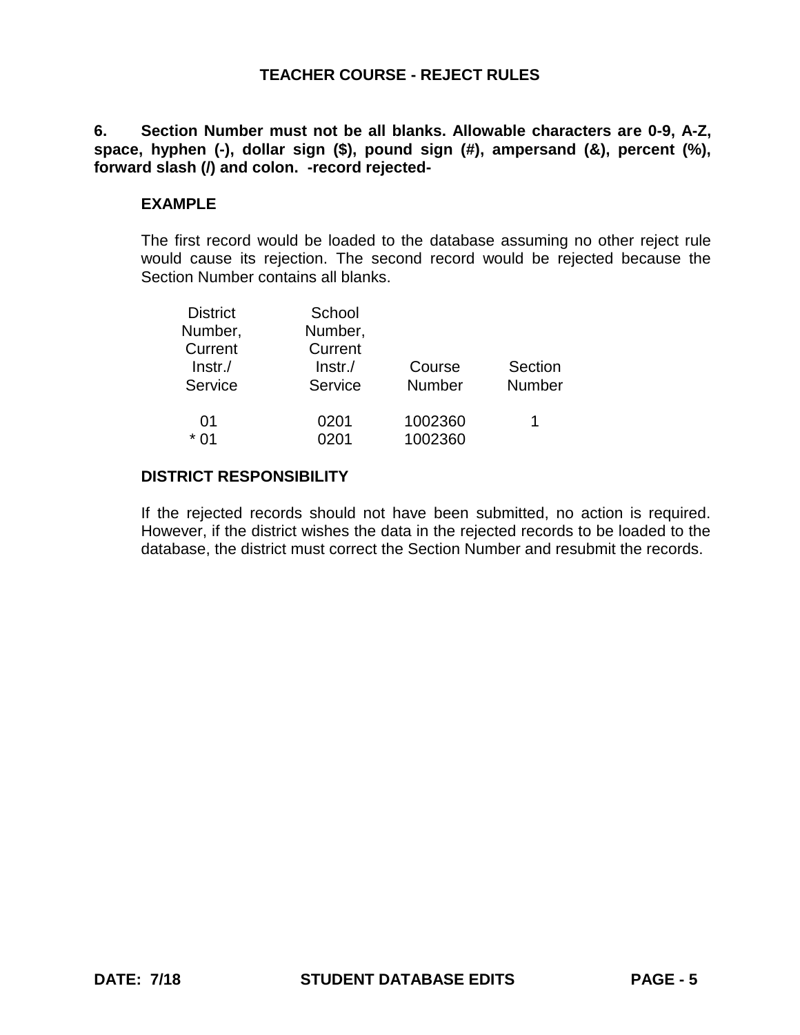## TEACHER COURSE - REJECT RULES

**6. Section Number must not be all blanks. Allowable characters are 0-9, A-Z, space, hyphen (-), dollar sign ($), pound sign (#), ampersand (&), percent (%), forward slash (/) and colon. -record rejected-**

### EXAMPLE

The first record would be loaded to the database assuming no other reject rule would cause its rejection. The second record would be rejected because the Section Number contains all blanks.

| District Number, Current Instr./ Service | School Number, Current Instr./ Service | Course Number | Section Number |
|---|---|---|---|
| 01 | 0201 | 1002360 | 1 |
| * 01 | 0201 | 1002360 | |

### DISTRICT RESPONSIBILITY

If the rejected records should not have been submitted, no action is required. However, if the district wishes the data in the rejected records to be loaded to the database, the district must correct the Section Number and resubmit the records.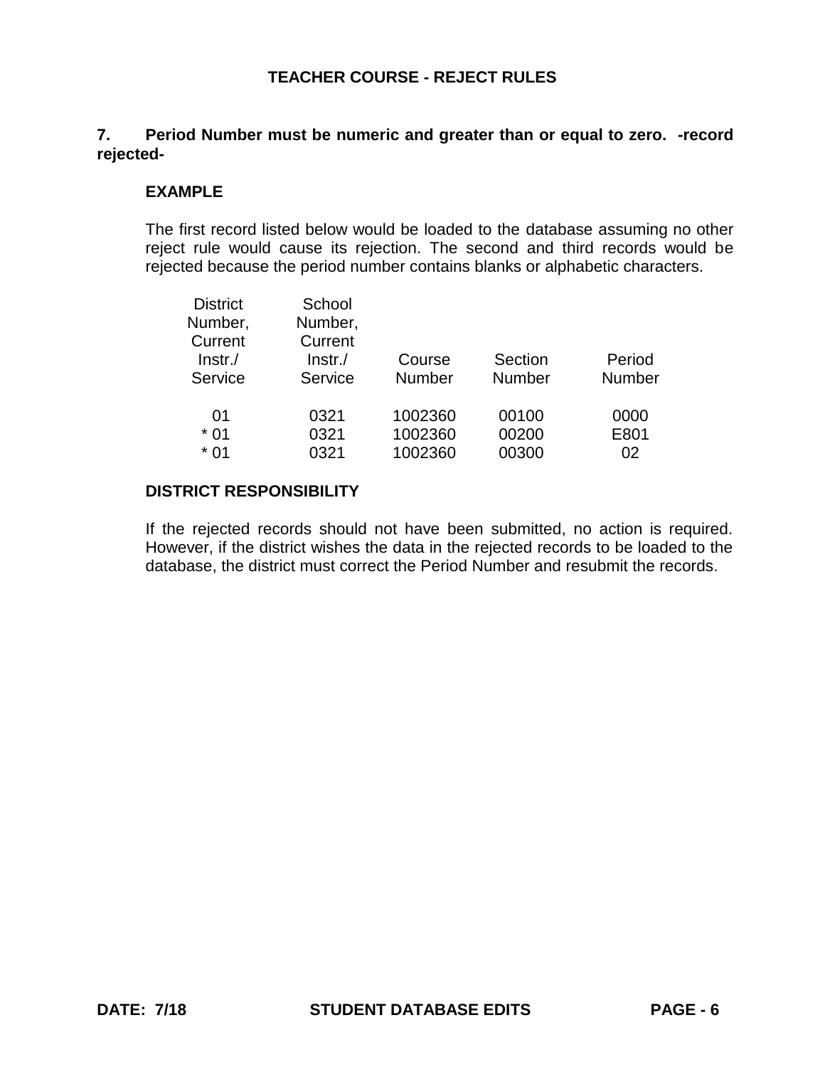## TEACHER COURSE - REJECT RULES

**7. Period Number must be numeric and greater than or equal to zero. -record rejected-**

**EXAMPLE**

The first record listed below would be loaded to the database assuming no other reject rule would cause its rejection. The second and third records would be rejected because the period number contains blanks or alphabetic characters.

| District Number, Current Instr./ Service | School Number, Current Instr./ Service | Course Number | Section Number | Period Number |
|---|---|---|---|---|
| 01 | 0321 | 1002360 | 00100 | 0000 |
| * 01 | 0321 | 1002360 | 00200 | E801 |
| * 01 | 0321 | 1002360 | 00300 | 02 |

**DISTRICT RESPONSIBILITY**

If the rejected records should not have been submitted, no action is required. However, if the district wishes the data in the rejected records to be loaded to the database, the district must correct the Period Number and resubmit the records.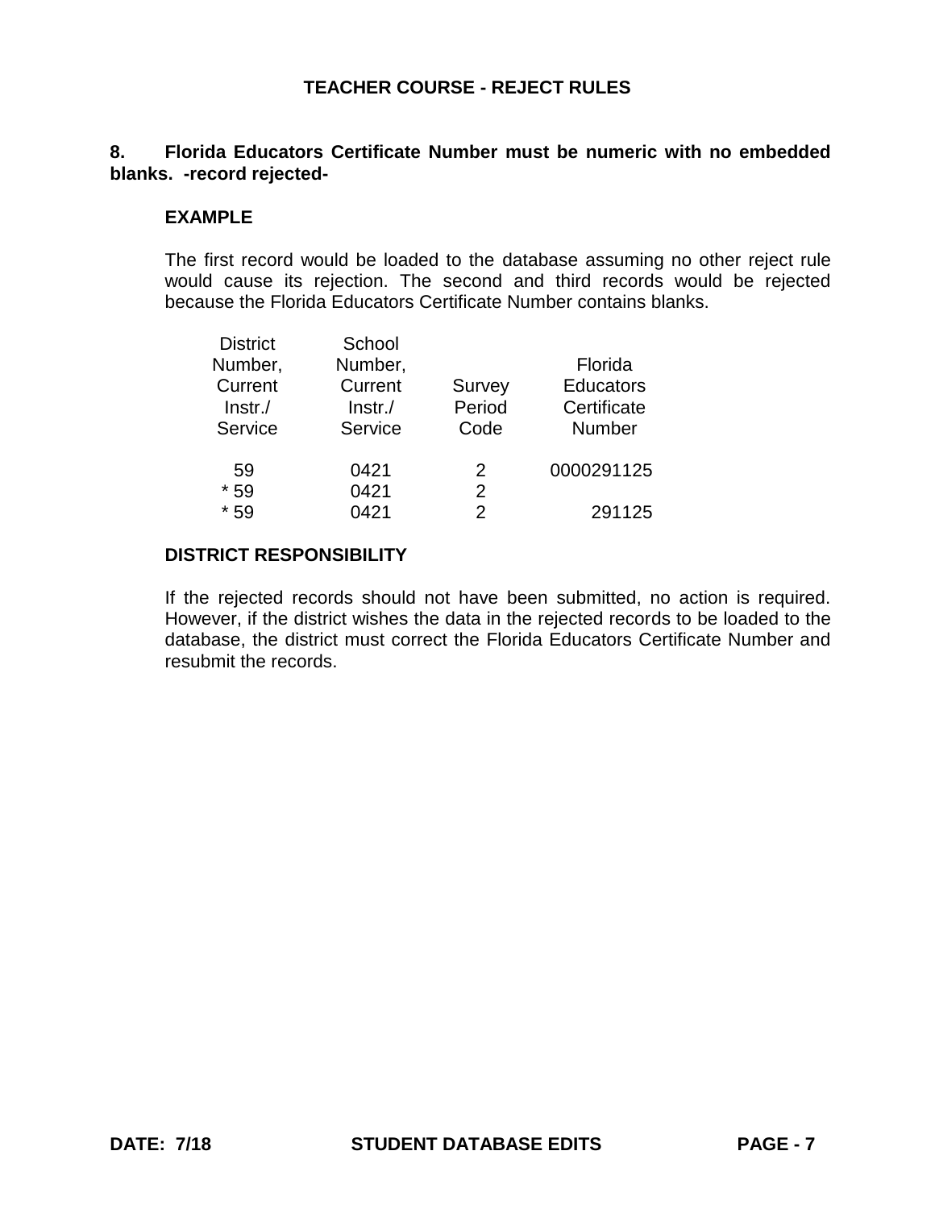## TEACHER COURSE - REJECT RULES

**8. Florida Educators Certificate Number must be numeric with no embedded blanks. -record rejected-**

**EXAMPLE**

The first record would be loaded to the database assuming no other reject rule would cause its rejection. The second and third records would be rejected because the Florida Educators Certificate Number contains blanks.

| District Number, Current Instr./ Service | School Number, Current Instr./ Service | Survey Period Code | Florida Educators Certificate Number |
|---|---|---|---|
| 59 | 0421 | 2 | 0000291125 |
| * 59 | 0421 | 2 | |
| * 59 | 0421 | 2 | 291125 |

**DISTRICT RESPONSIBILITY**

If the rejected records should not have been submitted, no action is required. However, if the district wishes the data in the rejected records to be loaded to the database, the district must correct the Florida Educators Certificate Number and resubmit the records.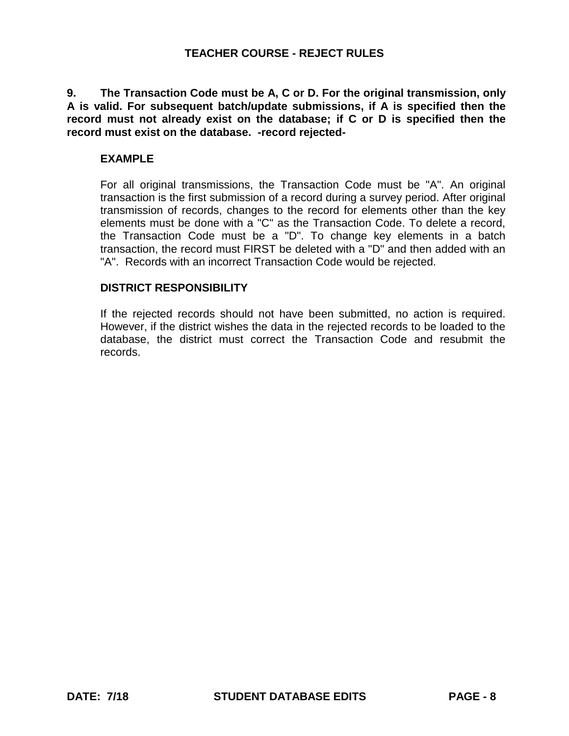**9. The Transaction Code must be A, C or D. For the original transmission, only A is valid. For subsequent batch/update submissions, if A is specified then the record must not already exist on the database; if C or D is specified then the record must exist on the database. -record rejected-**

**EXAMPLE**

For all original transmissions, the Transaction Code must be "A". An original transaction is the first submission of a record during a survey period. After original transmission of records, changes to the record for elements other than the key elements must be done with a "C" as the Transaction Code. To delete a record, the Transaction Code must be a "D". To change key elements in a batch transaction, the record must FIRST be deleted with a "D" and then added with an "A". Records with an incorrect Transaction Code would be rejected.

**DISTRICT RESPONSIBILITY**

If the rejected records should not have been submitted, no action is required. However, if the district wishes the data in the rejected records to be loaded to the database, the district must correct the Transaction Code and resubmit the records.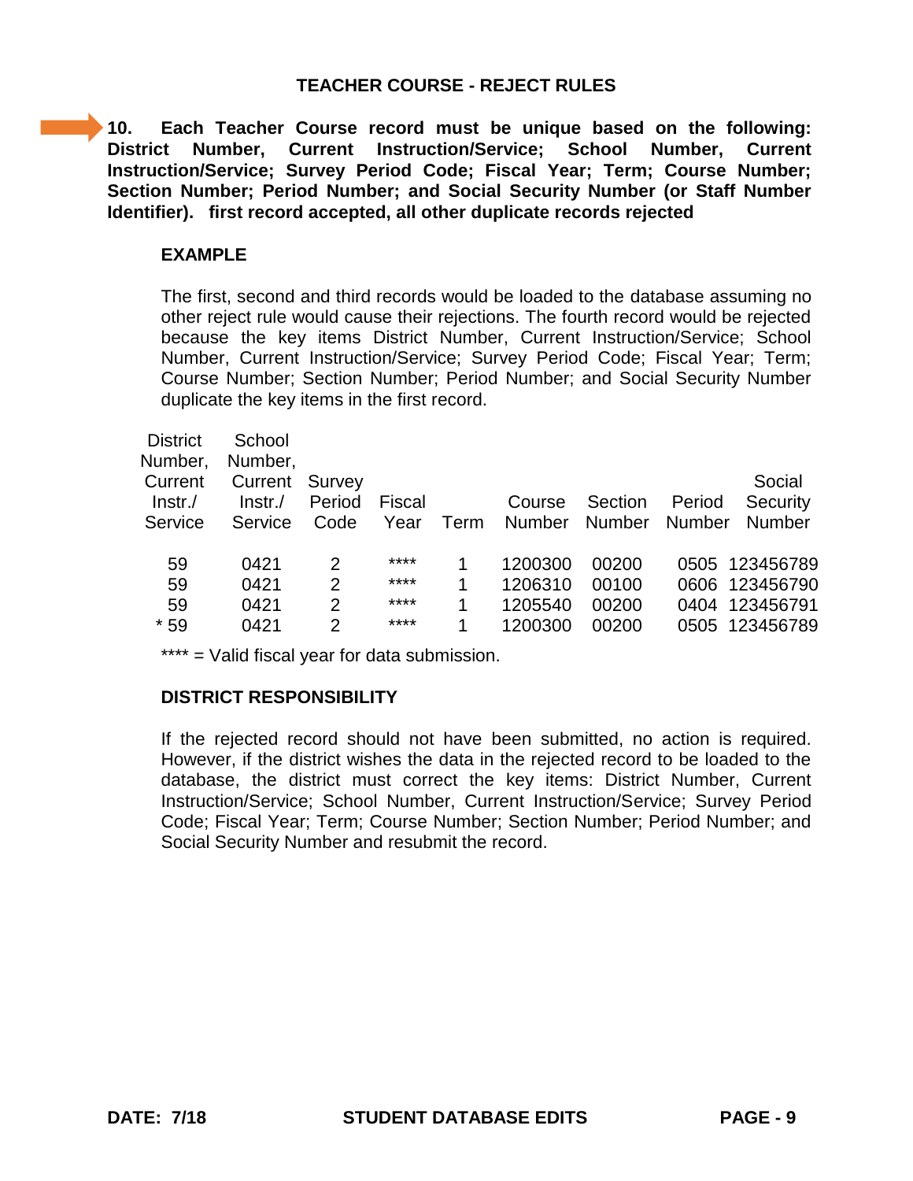## TEACHER COURSE - REJECT RULES

**10. Each Teacher Course record must be unique based on the following: District Number, Current Instruction/Service; School Number, Current Instruction/Service; Survey Period Code; Fiscal Year; Term; Course Number; Section Number; Period Number; and Social Security Number (or Staff Number Identifier). first record accepted, all other duplicate records rejected**

### EXAMPLE

The first, second and third records would be loaded to the database assuming no other reject rule would cause their rejections. The fourth record would be rejected because the key items District Number, Current Instruction/Service; School Number, Current Instruction/Service; Survey Period Code; Fiscal Year; Term; Course Number; Section Number; Period Number; and Social Security Number duplicate the key items in the first record.

| District Number, Current Instr./ Service | School Number, Current Instr./ Service | Survey Period Code | Fiscal Year | Term | Course Number | Section Number | Period Number | Social Security Number |
|---|---|---|---|---|---|---|---|---|
| 59 | 0421 | 2 | **** | 1 | 1200300 | 00200 | 0505 | 123456789 |
| 59 | 0421 | 2 | **** | 1 | 1206310 | 00100 | 0606 | 123456790 |
| 59 | 0421 | 2 | **** | 1 | 1205540 | 00200 | 0404 | 123456791 |
| * 59 | 0421 | 2 | **** | 1 | 1200300 | 00200 | 0505 | 123456789 |

**** = Valid fiscal year for data submission.

### DISTRICT RESPONSIBILITY

If the rejected record should not have been submitted, no action is required. However, if the district wishes the data in the rejected record to be loaded to the database, the district must correct the key items: District Number, Current Instruction/Service; School Number, Current Instruction/Service; Survey Period Code; Fiscal Year; Term; Course Number; Section Number; Period Number; and Social Security Number and resubmit the record.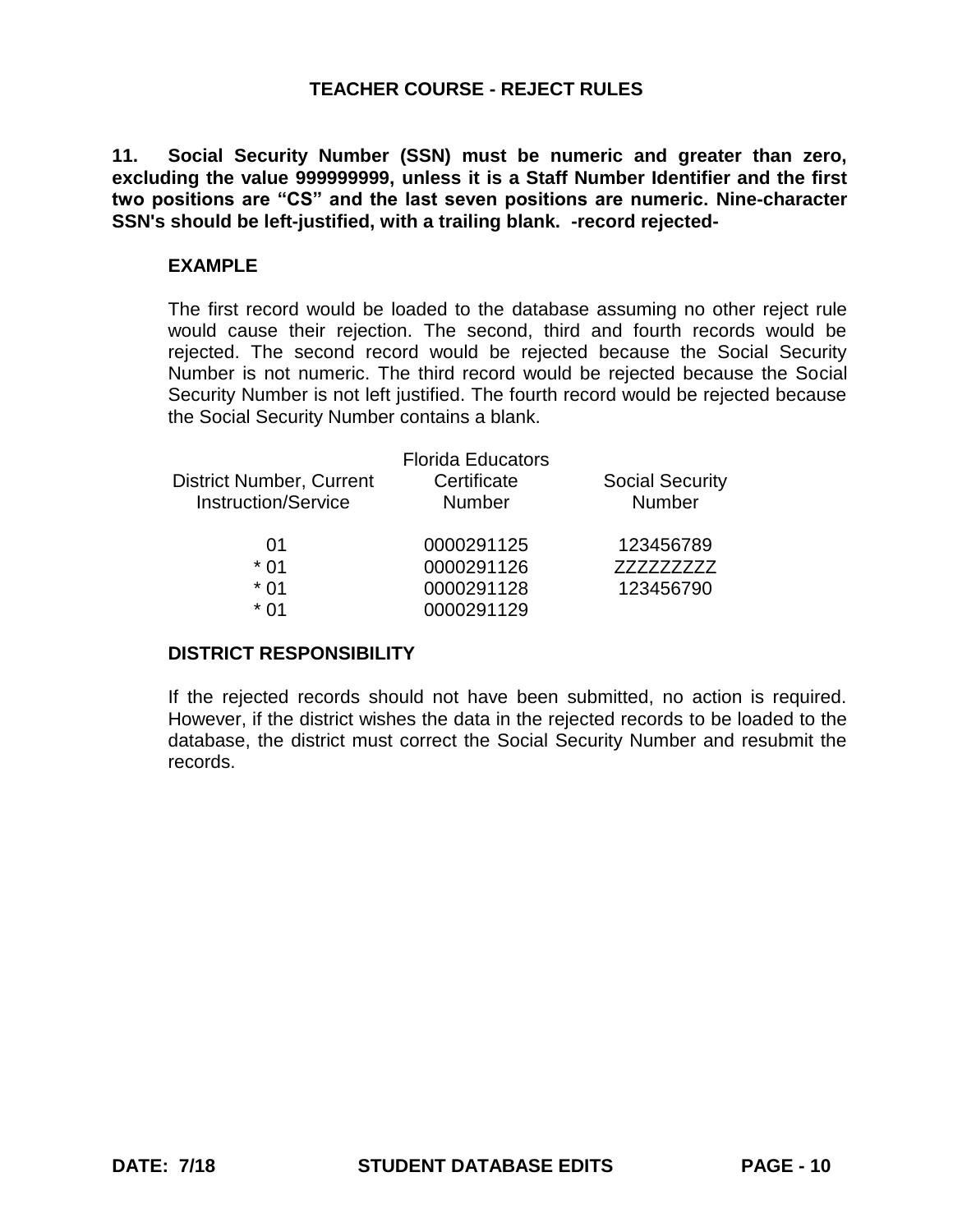## TEACHER COURSE - REJECT RULES

**11. Social Security Number (SSN) must be numeric and greater than zero, excluding the value 999999999, unless it is a Staff Number Identifier and the first two positions are "CS" and the last seven positions are numeric. Nine-character SSN's should be left-justified, with a trailing blank. -record rejected-**

**EXAMPLE**

The first record would be loaded to the database assuming no other reject rule would cause their rejection. The second, third and fourth records would be rejected. The second record would be rejected because the Social Security Number is not numeric. The third record would be rejected because the Social Security Number is not left justified. The fourth record would be rejected because the Social Security Number contains a blank.

| District Number, Current Instruction/Service | Florida Educators Certificate Number | Social Security Number |
|---|---|---|
| 01 | 0000291125 | 123456789 |
| * 01 | 0000291126 | ZZZZZZZZZ |
| * 01 | 0000291128 | 123456790 |
| * 01 | 0000291129 | |

**DISTRICT RESPONSIBILITY**

If the rejected records should not have been submitted, no action is required. However, if the district wishes the data in the rejected records to be loaded to the database, the district must correct the Social Security Number and resubmit the records.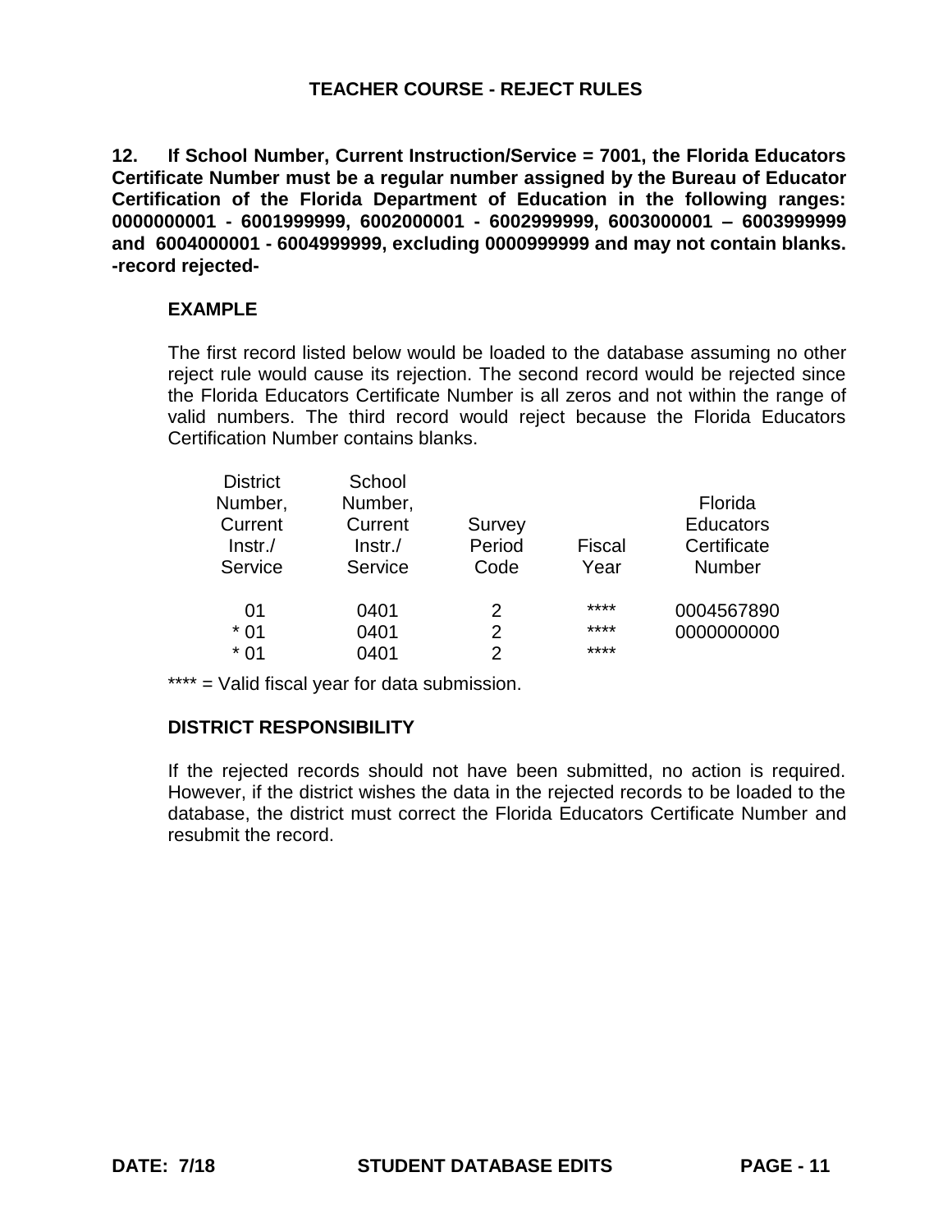## TEACHER COURSE - REJECT RULES

**12. If School Number, Current Instruction/Service = 7001, the Florida Educators Certificate Number must be a regular number assigned by the Bureau of Educator Certification of the Florida Department of Education in the following ranges: 0000000001 - 6001999999, 6002000001 - 6002999999, 6003000001 – 6003999999 and 6004000001 - 6004999999, excluding 0000999999 and may not contain blanks. -record rejected-**

### EXAMPLE

The first record listed below would be loaded to the database assuming no other reject rule would cause its rejection. The second record would be rejected since the Florida Educators Certificate Number is all zeros and not within the range of valid numbers. The third record would reject because the Florida Educators Certification Number contains blanks.

| District Number, Current Instr./ Service | School Number, Current Instr./ Service | Survey Period Code | Fiscal Year | Florida Educators Certificate Number |
|---|---|---|---|---|
| 01 | 0401 | 2 | **** | 0004567890 |
| * 01 | 0401 | 2 | **** | 0000000000 |
| * 01 | 0401 | 2 | **** | |

**** = Valid fiscal year for data submission.

### DISTRICT RESPONSIBILITY

If the rejected records should not have been submitted, no action is required. However, if the district wishes the data in the rejected records to be loaded to the database, the district must correct the Florida Educators Certificate Number and resubmit the record.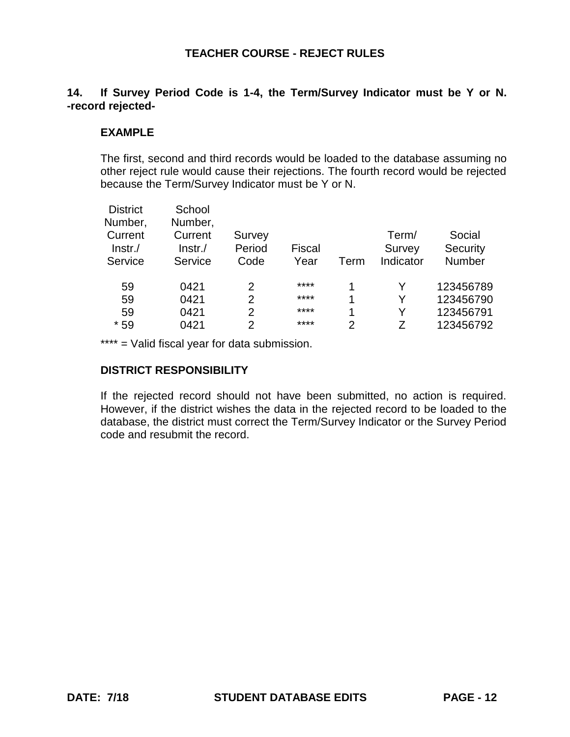# TEACHER COURSE - REJECT RULES

**14. If Survey Period Code is 1-4, the Term/Survey Indicator must be Y or N. -record rejected-**

**EXAMPLE**

The first, second and third records would be loaded to the database assuming no other reject rule would cause their rejections. The fourth record would be rejected because the Term/Survey Indicator must be Y or N.

| District Number, Current Instr./ Service | School Number, Current Instr./ Service | Survey Period Code | Fiscal Year | Term | Term/ Survey Indicator | Social Security Number |
|---|---|---|---|---|---|---|
| 59 | 0421 | 2 | **** | 1 | Y | 123456789 |
| 59 | 0421 | 2 | **** | 1 | Y | 123456790 |
| 59 | 0421 | 2 | **** | 1 | Y | 123456791 |
| * 59 | 0421 | 2 | **** | 2 | Z | 123456792 |

**** = Valid fiscal year for data submission.

**DISTRICT RESPONSIBILITY**

If the rejected record should not have been submitted, no action is required. However, if the district wishes the data in the rejected record to be loaded to the database, the district must correct the Term/Survey Indicator or the Survey Period code and resubmit the record.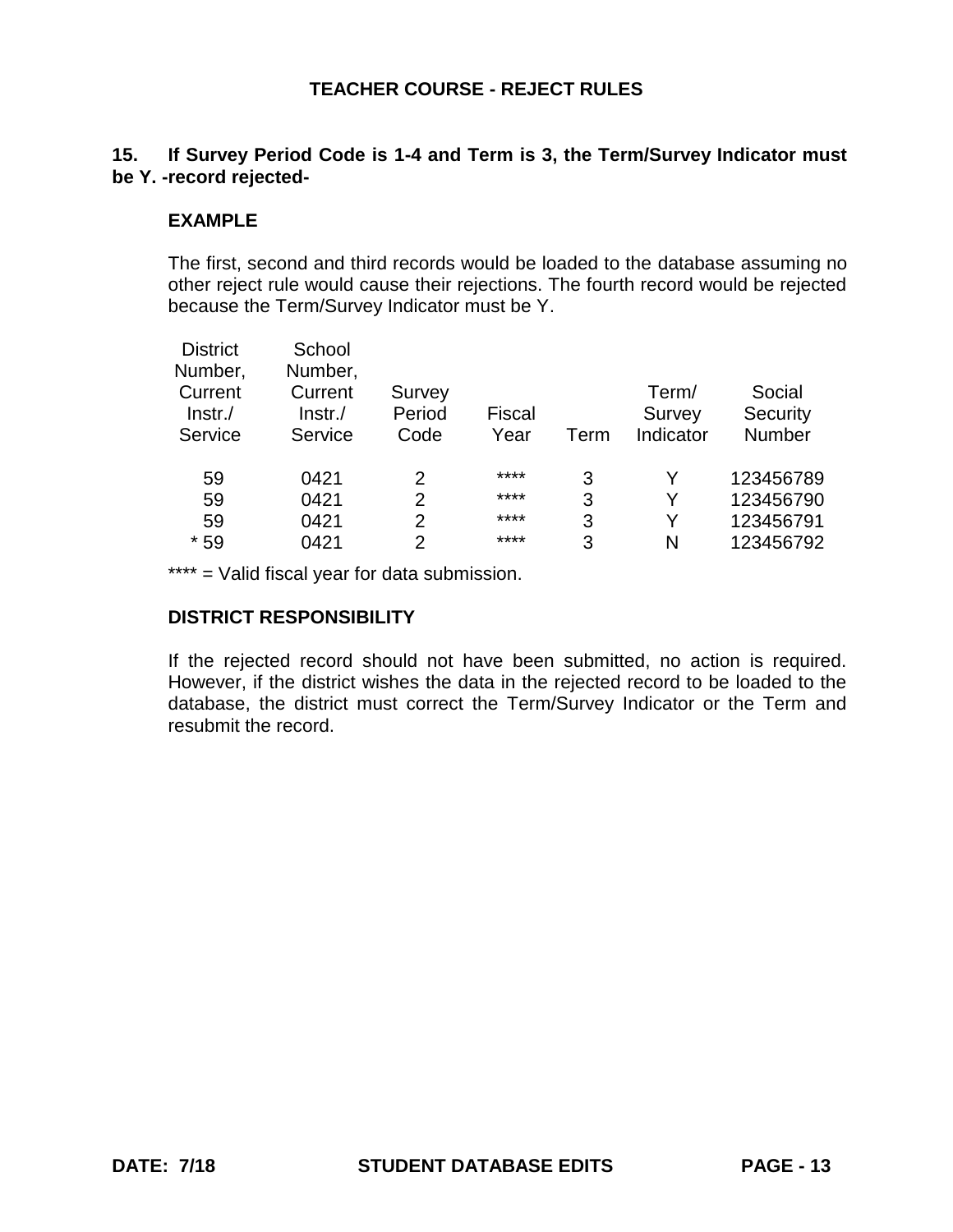## TEACHER COURSE - REJECT RULES

**15. If Survey Period Code is 1-4 and Term is 3, the Term/Survey Indicator must be Y. -record rejected-**

**EXAMPLE**

The first, second and third records would be loaded to the database assuming no other reject rule would cause their rejections. The fourth record would be rejected because the Term/Survey Indicator must be Y.

| District Number, Current Instr./ Service | School Number, Current Instr./ Service | Survey Period Code | Fiscal Year | Term | Term/ Survey Indicator | Social Security Number |
|---|---|---|---|---|---|---|
| 59 | 0421 | 2 | **** | 3 | Y | 123456789 |
| 59 | 0421 | 2 | **** | 3 | Y | 123456790 |
| 59 | 0421 | 2 | **** | 3 | Y | 123456791 |
| * 59 | 0421 | 2 | **** | 3 | N | 123456792 |

**** = Valid fiscal year for data submission.

**DISTRICT RESPONSIBILITY**

If the rejected record should not have been submitted, no action is required. However, if the district wishes the data in the rejected record to be loaded to the database, the district must correct the Term/Survey Indicator or the Term and resubmit the record.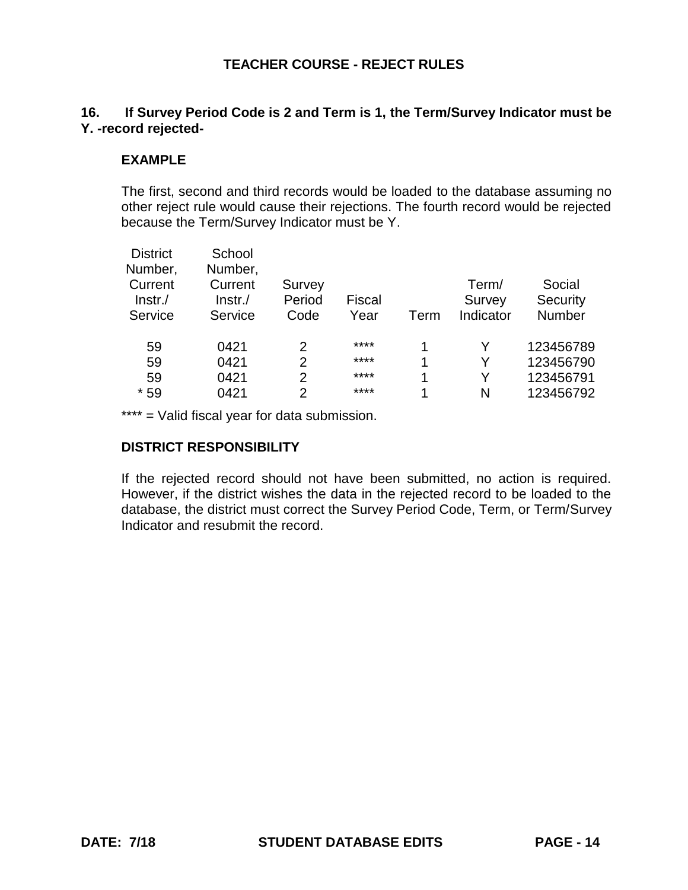## TEACHER COURSE - REJECT RULES

**16. If Survey Period Code is 2 and Term is 1, the Term/Survey Indicator must be Y. -record rejected-**

**EXAMPLE**

The first, second and third records would be loaded to the database assuming no other reject rule would cause their rejections. The fourth record would be rejected because the Term/Survey Indicator must be Y.

| District Number, Current Instr./ Service | School Number, Current Instr./ Service | Survey Period Code | Fiscal Year | Term | Term/ Survey Indicator | Social Security Number |
|---|---|---|---|---|---|---|
| 59 | 0421 | 2 | **** | 1 | Y | 123456789 |
| 59 | 0421 | 2 | **** | 1 | Y | 123456790 |
| 59 | 0421 | 2 | **** | 1 | Y | 123456791 |
| * 59 | 0421 | 2 | **** | 1 | N | 123456792 |

**** = Valid fiscal year for data submission.

**DISTRICT RESPONSIBILITY**

If the rejected record should not have been submitted, no action is required. However, if the district wishes the data in the rejected record to be loaded to the database, the district must correct the Survey Period Code, Term, or Term/Survey Indicator and resubmit the record.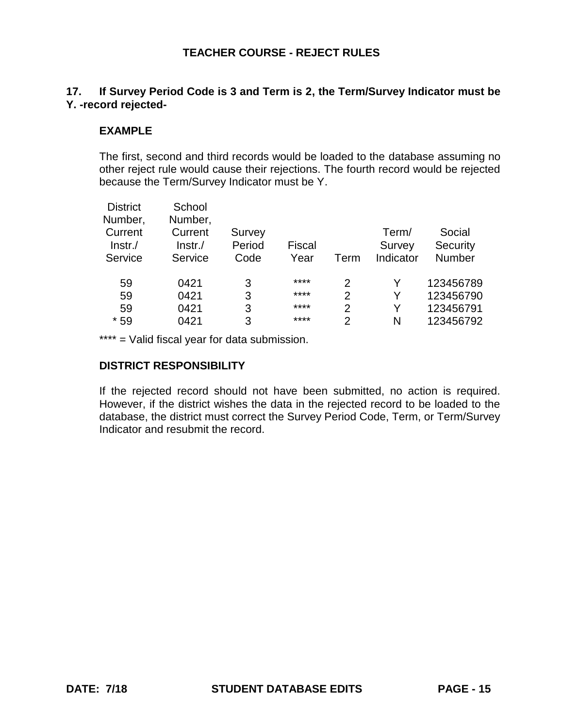## TEACHER COURSE - REJECT RULES

**17. If Survey Period Code is 3 and Term is 2, the Term/Survey Indicator must be Y. -record rejected-**

### EXAMPLE

The first, second and third records would be loaded to the database assuming no other reject rule would cause their rejections. The fourth record would be rejected because the Term/Survey Indicator must be Y.

| District Number, Current Instr./ Service | School Number, Current Instr./ Service | Survey Period Code | Fiscal Year | Term | Term/ Survey Indicator | Social Security Number |
|---|---|---|---|---|---|---|
| 59 | 0421 | 3 | **** | 2 | Y | 123456789 |
| 59 | 0421 | 3 | **** | 2 | Y | 123456790 |
| 59 | 0421 | 3 | **** | 2 | Y | 123456791 |
| * 59 | 0421 | 3 | **** | 2 | N | 123456792 |

**** = Valid fiscal year for data submission.

### DISTRICT RESPONSIBILITY

If the rejected record should not have been submitted, no action is required. However, if the district wishes the data in the rejected record to be loaded to the database, the district must correct the Survey Period Code, Term, or Term/Survey Indicator and resubmit the record.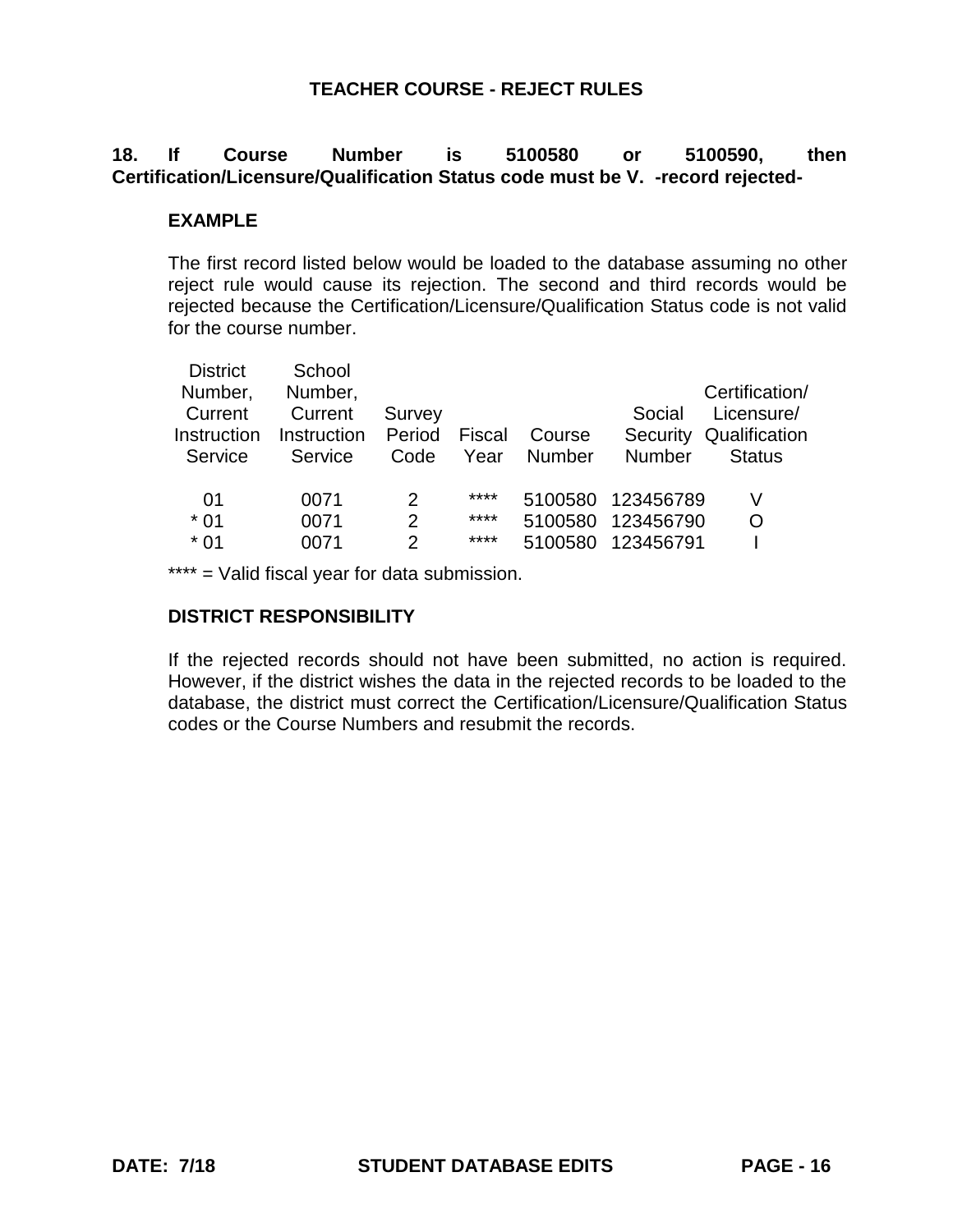## TEACHER COURSE - REJECT RULES

**18. If Course Number is 5100580 or 5100590, then Certification/Licensure/Qualification Status code must be V. -record rejected-**

**EXAMPLE**

The first record listed below would be loaded to the database assuming no other reject rule would cause its rejection. The second and third records would be rejected because the Certification/Licensure/Qualification Status code is not valid for the course number.

| District Number, Current Instruction Service | School Number, Current Instruction Service | Survey Period Code | Fiscal Year | Course Number | Social Security Number | Certification/ Licensure/ Qualification Status |
|---|---|---|---|---|---|---|
| 01 | 0071 | 2 | **** | 5100580 | 123456789 | V |
| * 01 | 0071 | 2 | **** | 5100580 | 123456790 | O |
| * 01 | 0071 | 2 | **** | 5100580 | 123456791 | I |

**** = Valid fiscal year for data submission.

**DISTRICT RESPONSIBILITY**

If the rejected records should not have been submitted, no action is required. However, if the district wishes the data in the rejected records to be loaded to the database, the district must correct the Certification/Licensure/Qualification Status codes or the Course Numbers and resubmit the records.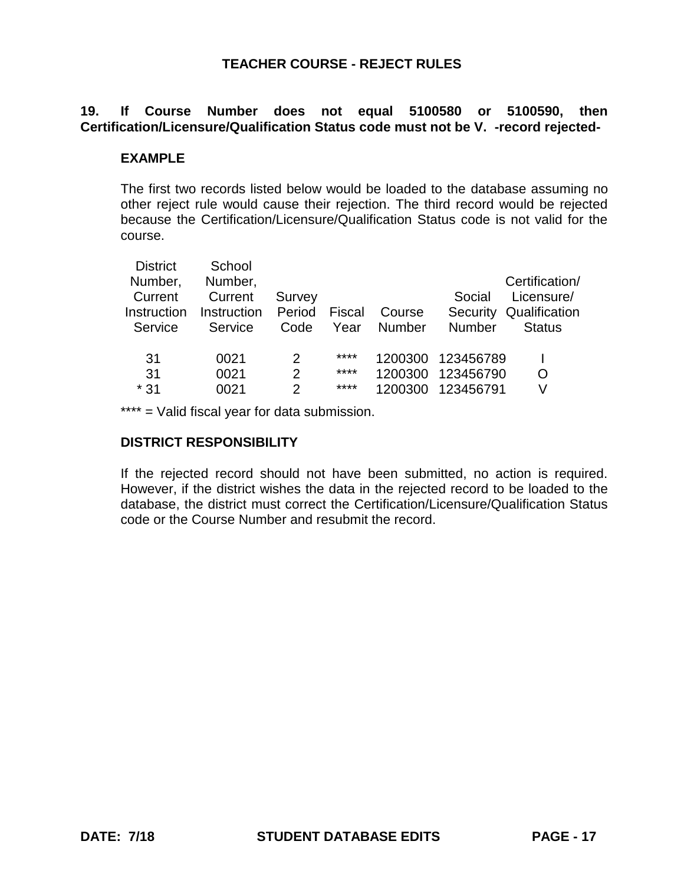## TEACHER COURSE - REJECT RULES

**19. If Course Number does not equal 5100580 or 5100590, then Certification/Licensure/Qualification Status code must not be V. -record rejected-**

### EXAMPLE

The first two records listed below would be loaded to the database assuming no other reject rule would cause their rejection. The third record would be rejected because the Certification/Licensure/Qualification Status code is not valid for the course.

| District Number, Current Instruction Service | School Number, Current Instruction Service | Survey Period Code | Fiscal Year | Course Number | Social Security Number | Certification/ Licensure/ Qualification Status |
|---|---|---|---|---|---|---|
| 31 | 0021 | 2 | **** | 1200300 | 123456789 | I |
| 31 | 0021 | 2 | **** | 1200300 | 123456790 | O |
| * 31 | 0021 | 2 | **** | 1200300 | 123456791 | V |

**** = Valid fiscal year for data submission.

### DISTRICT RESPONSIBILITY

If the rejected record should not have been submitted, no action is required. However, if the district wishes the data in the rejected record to be loaded to the database, the district must correct the Certification/Licensure/Qualification Status code or the Course Number and resubmit the record.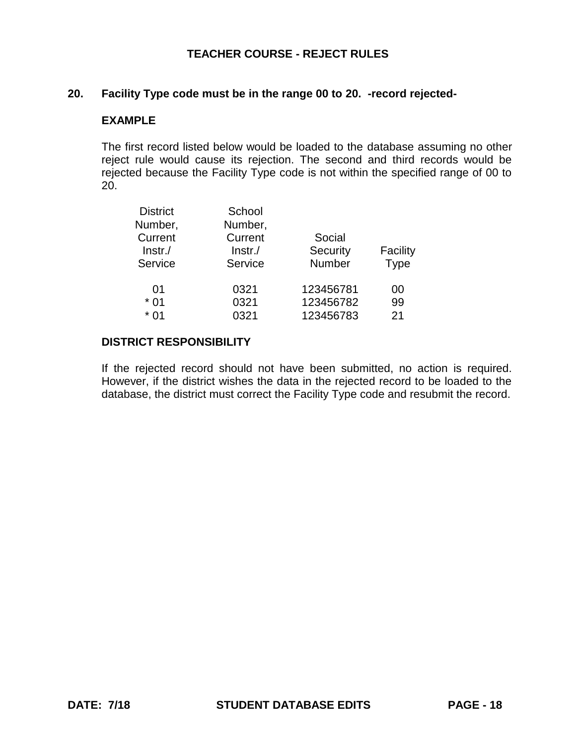## TEACHER COURSE - REJECT RULES

**20. Facility Type code must be in the range 00 to 20. -record rejected-**

**EXAMPLE**

The first record listed below would be loaded to the database assuming no other reject rule would cause its rejection. The second and third records would be rejected because the Facility Type code is not within the specified range of 00 to 20.

| District Number, Current Instr./ Service | School Number, Current Instr./ Service | Social Security Number | Facility Type |
|---|---|---|---|
| 01 | 0321 | 123456781 | 00 |
| * 01 | 0321 | 123456782 | 99 |
| * 01 | 0321 | 123456783 | 21 |

**DISTRICT RESPONSIBILITY**

If the rejected record should not have been submitted, no action is required. However, if the district wishes the data in the rejected record to be loaded to the database, the district must correct the Facility Type code and resubmit the record.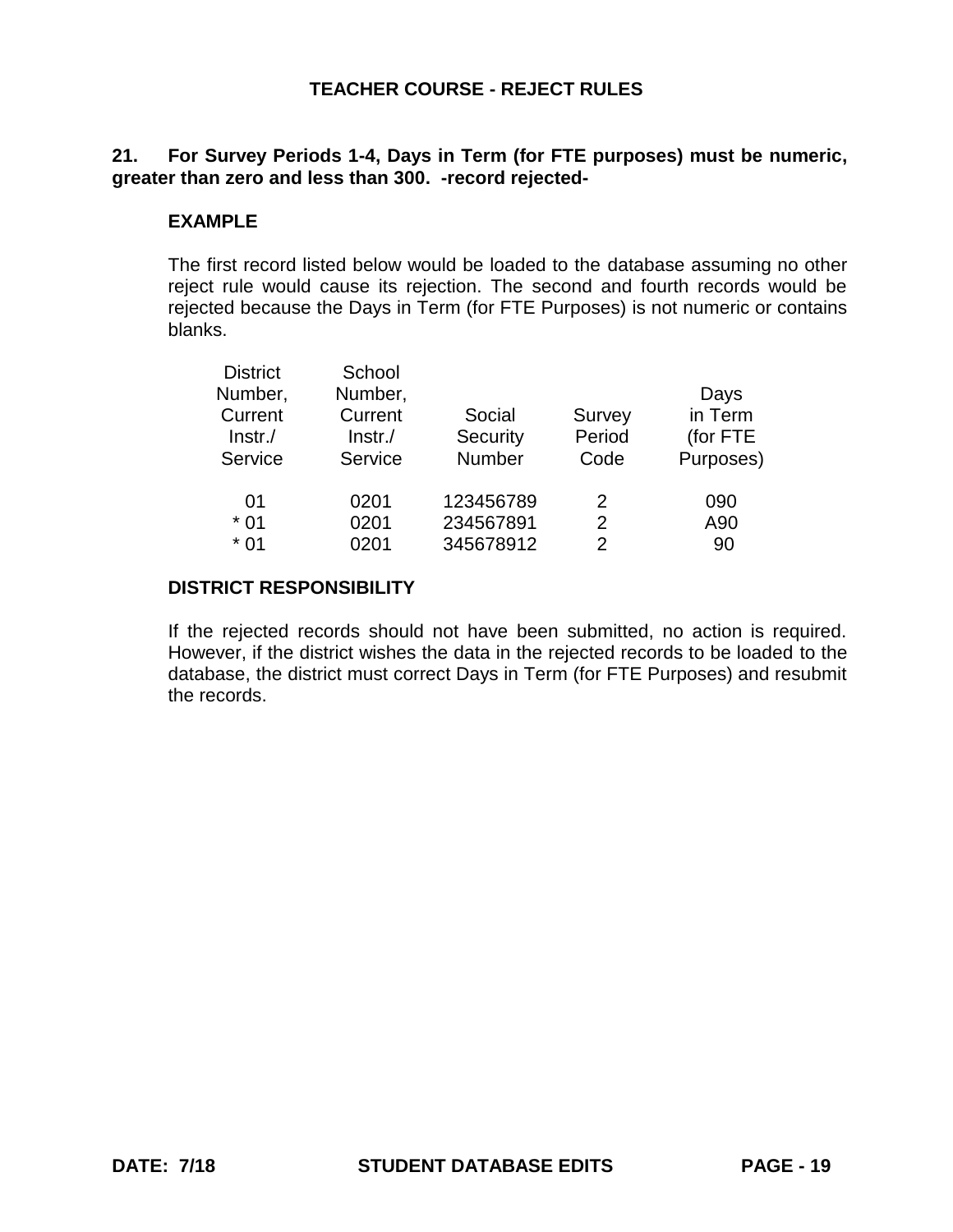## TEACHER COURSE - REJECT RULES

**21. For Survey Periods 1-4, Days in Term (for FTE purposes) must be numeric, greater than zero and less than 300. -record rejected-**

**EXAMPLE**

The first record listed below would be loaded to the database assuming no other reject rule would cause its rejection. The second and fourth records would be rejected because the Days in Term (for FTE Purposes) is not numeric or contains blanks.

| District Number, Current Instr./ Service | School Number, Current Instr./ Service | Social Security Number | Survey Period Code | Days in Term (for FTE Purposes) |
|---|---|---|---|---|
| 01 | 0201 | 123456789 | 2 | 090 |
| * 01 | 0201 | 234567891 | 2 | A90 |
| * 01 | 0201 | 345678912 | 2 | 90 |

**DISTRICT RESPONSIBILITY**

If the rejected records should not have been submitted, no action is required. However, if the district wishes the data in the rejected records to be loaded to the database, the district must correct Days in Term (for FTE Purposes) and resubmit the records.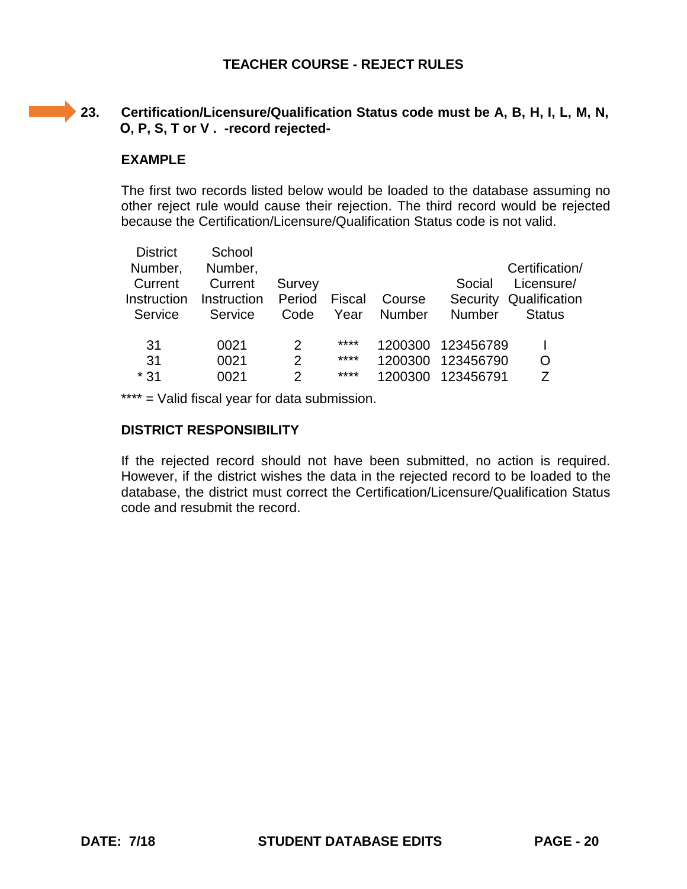## TEACHER COURSE - REJECT RULES

**23. Certification/Licensure/Qualification Status code must be A, B, H, I, L, M, N, O, P, S, T or V . -record rejected-**

**EXAMPLE**

The first two records listed below would be loaded to the database assuming no other reject rule would cause their rejection. The third record would be rejected because the Certification/Licensure/Qualification Status code is not valid.

| District Number, Current Instruction Service | School Number, Current Instruction Service | Survey Period Code | Fiscal Year | Course Number | Social Security Number | Certification/ Licensure/ Qualification Status |
|---|---|---|---|---|---|---|
| 31 | 0021 | 2 | **** | 1200300 | 123456789 | I |
| 31 | 0021 | 2 | **** | 1200300 | 123456790 | O |
| * 31 | 0021 | 2 | **** | 1200300 | 123456791 | Z |

**** = Valid fiscal year for data submission.

**DISTRICT RESPONSIBILITY**

If the rejected record should not have been submitted, no action is required. However, if the district wishes the data in the rejected record to be loaded to the database, the district must correct the Certification/Licensure/Qualification Status code and resubmit the record.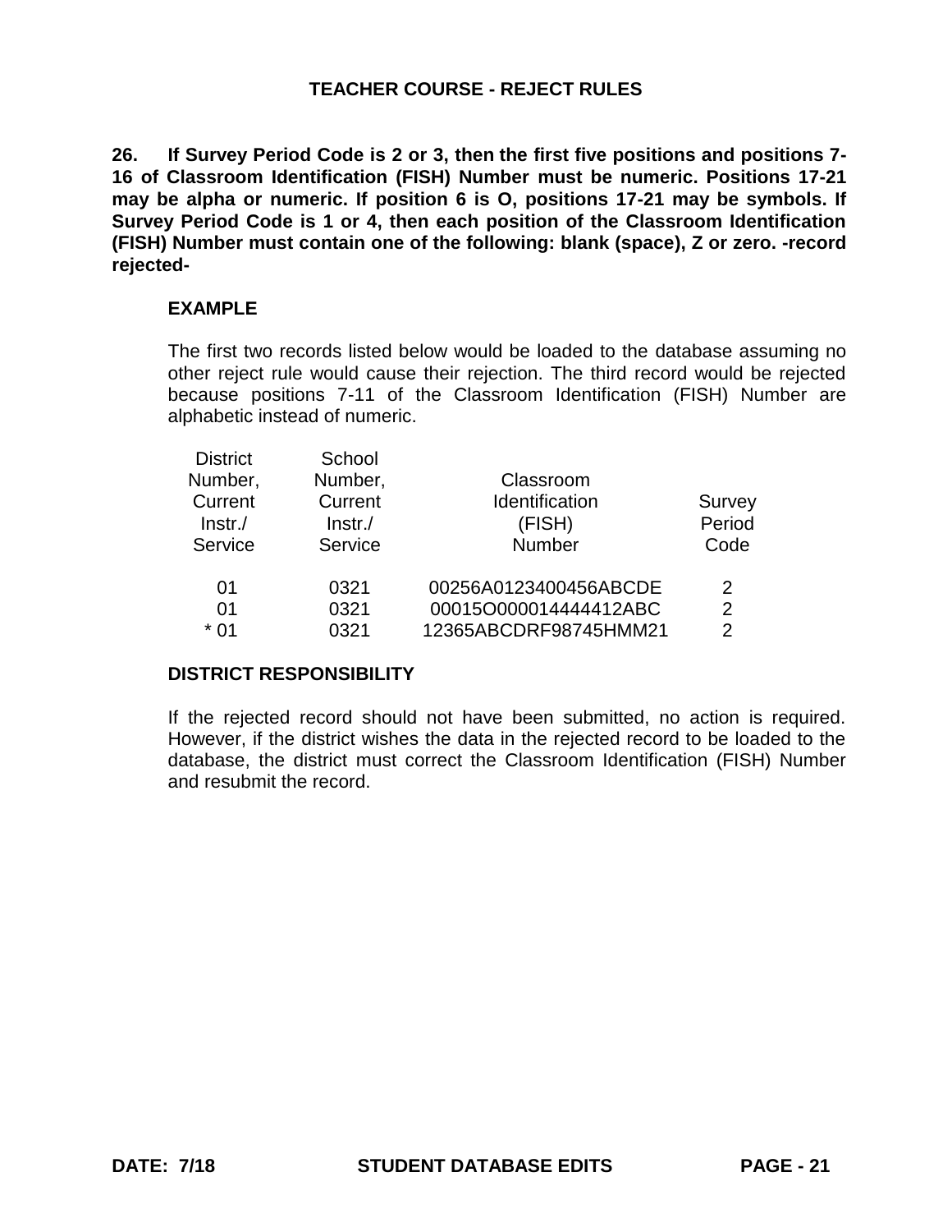## TEACHER COURSE - REJECT RULES

**26. If Survey Period Code is 2 or 3, then the first five positions and positions 7-16 of Classroom Identification (FISH) Number must be numeric. Positions 17-21 may be alpha or numeric. If position 6 is O, positions 17-21 may be symbols. If Survey Period Code is 1 or 4, then each position of the Classroom Identification (FISH) Number must contain one of the following: blank (space), Z or zero. -record rejected-**

**EXAMPLE**

The first two records listed below would be loaded to the database assuming no other reject rule would cause their rejection. The third record would be rejected because positions 7-11 of the Classroom Identification (FISH) Number are alphabetic instead of numeric.

| District Number, Current Instr./ Service | School Number, Current Instr./ Service | Classroom Identification (FISH) Number | Survey Period Code |
|---|---|---|---|
| 01 | 0321 | 00256A0123400456ABCDE | 2 |
| 01 | 0321 | 00015O000014444412ABC | 2 |
| * 01 | 0321 | 12365ABCDRF98745HMM21 | 2 |

**DISTRICT RESPONSIBILITY**

If the rejected record should not have been submitted, no action is required. However, if the district wishes the data in the rejected record to be loaded to the database, the district must correct the Classroom Identification (FISH) Number and resubmit the record.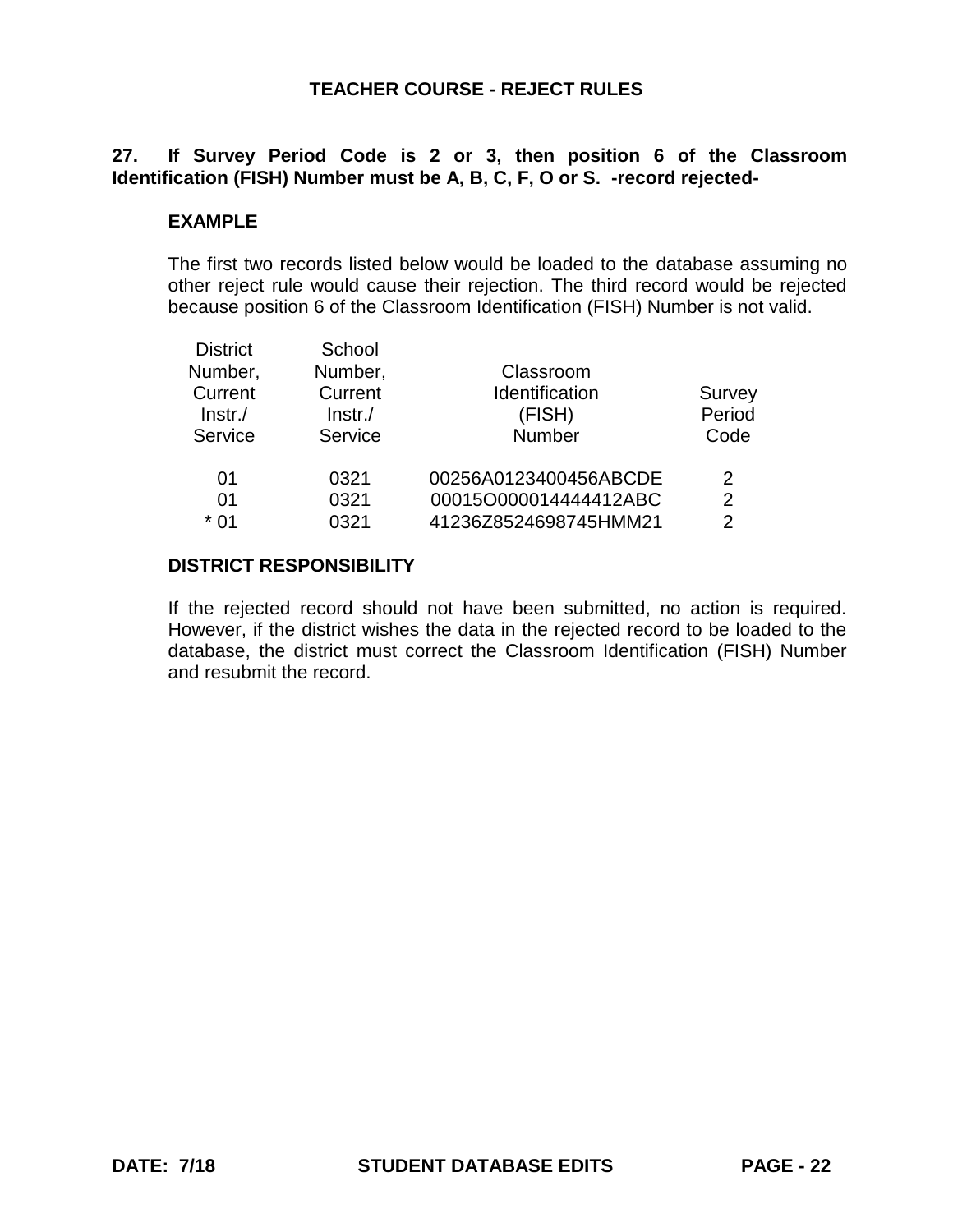## TEACHER COURSE - REJECT RULES

**27. If Survey Period Code is 2 or 3, then position 6 of the Classroom Identification (FISH) Number must be A, B, C, F, O or S. -record rejected-**

**EXAMPLE**

The first two records listed below would be loaded to the database assuming no other reject rule would cause their rejection. The third record would be rejected because position 6 of the Classroom Identification (FISH) Number is not valid.

| District Number, Current Instr./ Service | School Number, Current Instr./ Service | Classroom Identification (FISH) Number | Survey Period Code |
|---|---|---|---|
| 01 | 0321 | 00256A0123400456ABCDE | 2 |
| 01 | 0321 | 00015O000014444412ABC | 2 |
| * 01 | 0321 | 41236Z8524698745HMM21 | 2 |

**DISTRICT RESPONSIBILITY**

If the rejected record should not have been submitted, no action is required. However, if the district wishes the data in the rejected record to be loaded to the database, the district must correct the Classroom Identification (FISH) Number and resubmit the record.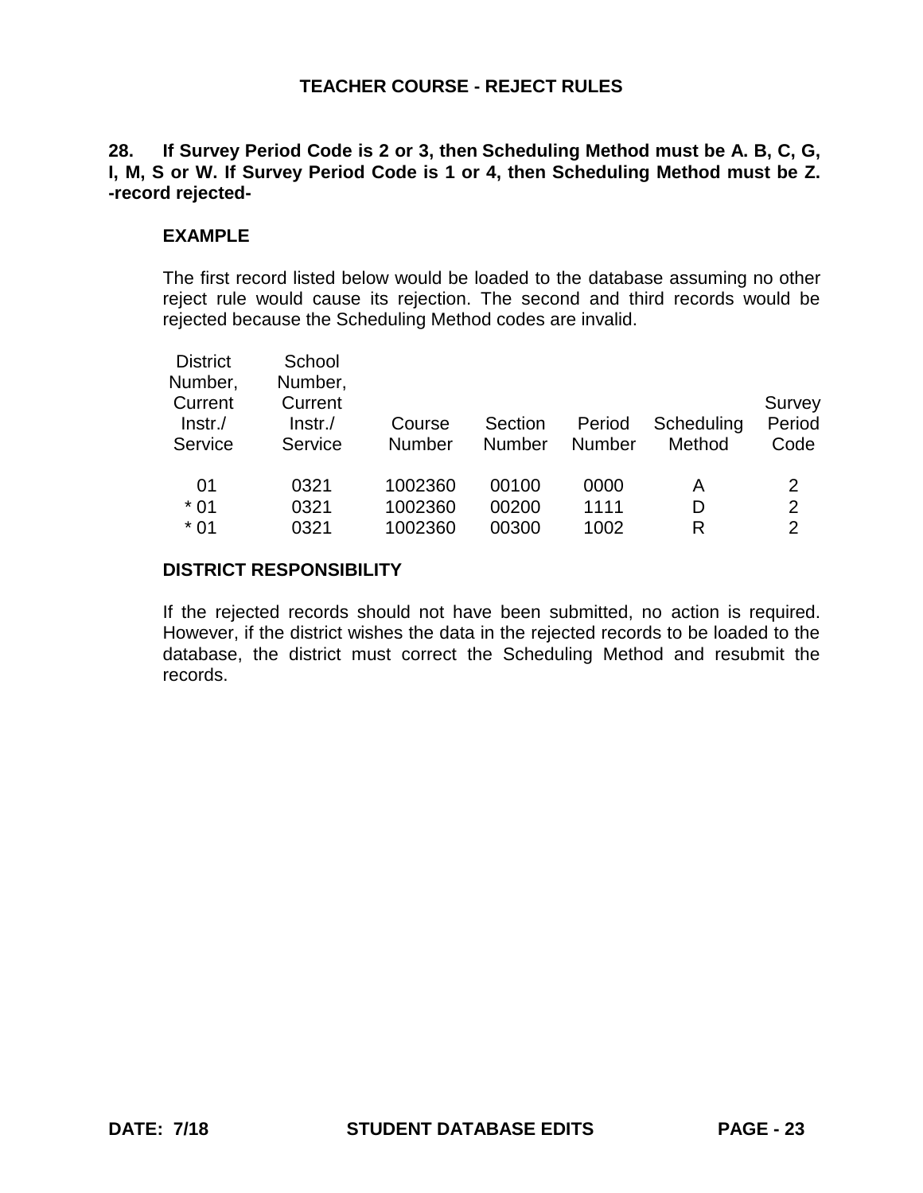## TEACHER COURSE - REJECT RULES

**28. If Survey Period Code is 2 or 3, then Scheduling Method must be A. B, C, G, I, M, S or W. If Survey Period Code is 1 or 4, then Scheduling Method must be Z. -record rejected-**

### EXAMPLE

The first record listed below would be loaded to the database assuming no other reject rule would cause its rejection. The second and third records would be rejected because the Scheduling Method codes are invalid.

| District Number, Current Instr./ Service | School Number, Current Instr./ Service | Course Number | Section Number | Period Number | Scheduling Method | Survey Period Code |
|---|---|---|---|---|---|---|
| 01 | 0321 | 1002360 | 00100 | 0000 | A | 2 |
| * 01 | 0321 | 1002360 | 00200 | 1111 | D | 2 |
| * 01 | 0321 | 1002360 | 00300 | 1002 | R | 2 |

### DISTRICT RESPONSIBILITY

If the rejected records should not have been submitted, no action is required. However, if the district wishes the data in the rejected records to be loaded to the database, the district must correct the Scheduling Method and resubmit the records.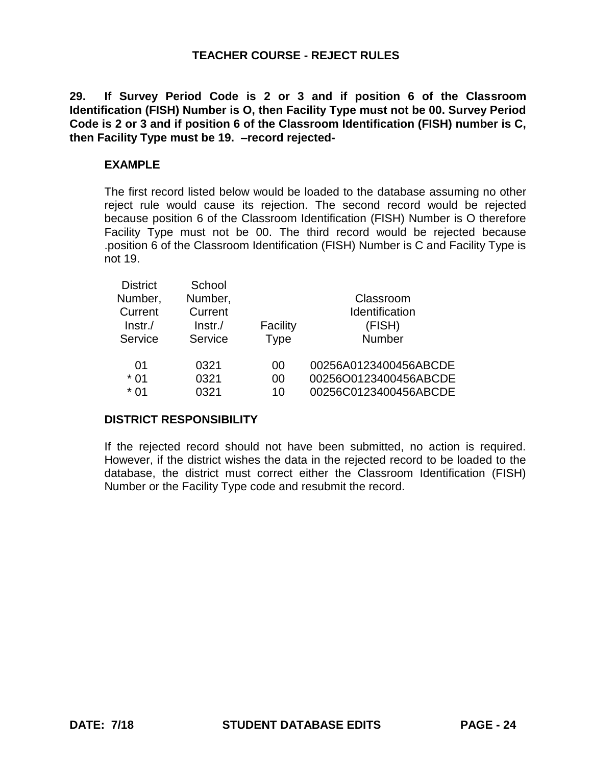## TEACHER COURSE - REJECT RULES

**29. If Survey Period Code is 2 or 3 and if position 6 of the Classroom Identification (FISH) Number is O, then Facility Type must not be 00. Survey Period Code is 2 or 3 and if position 6 of the Classroom Identification (FISH) number is C, then Facility Type must be 19. –record rejected-**

### EXAMPLE

The first record listed below would be loaded to the database assuming no other reject rule would cause its rejection. The second record would be rejected because position 6 of the Classroom Identification (FISH) Number is O therefore Facility Type must not be 00. The third record would be rejected because .position 6 of the Classroom Identification (FISH) Number is C and Facility Type is not 19.

| District Number, Current Instr./ Service | School Number, Current Instr./ Service | Facility Type | Classroom Identification (FISH) Number |
|---|---|---|---|
| 01 | 0321 | 00 | 00256A0123400456ABCDE |
| * 01 | 0321 | 00 | 00256O0123400456ABCDE |
| * 01 | 0321 | 10 | 00256C0123400456ABCDE |

### DISTRICT RESPONSIBILITY

If the rejected record should not have been submitted, no action is required. However, if the district wishes the data in the rejected record to be loaded to the database, the district must correct either the Classroom Identification (FISH) Number or the Facility Type code and resubmit the record.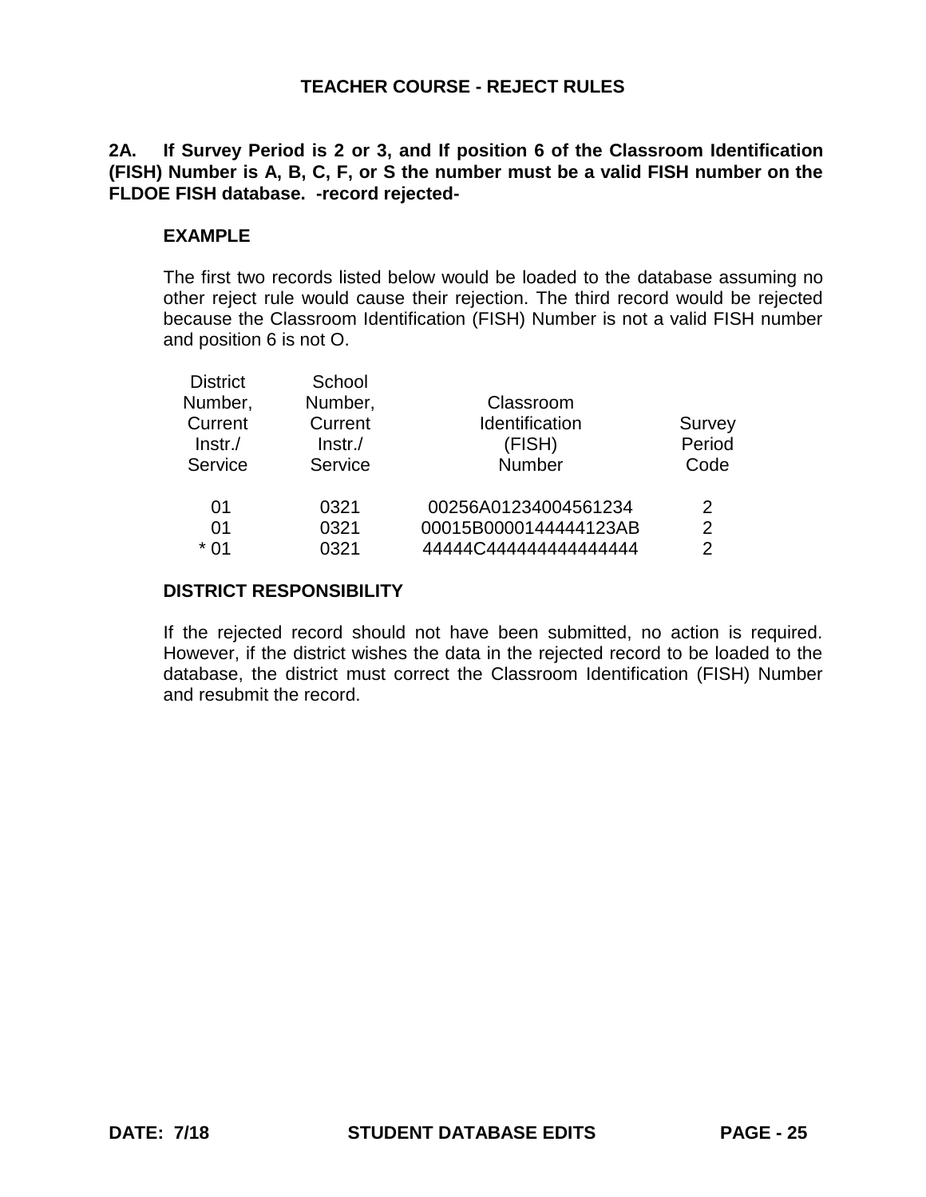# TEACHER COURSE - REJECT RULES

**2A. If Survey Period is 2 or 3, and If position 6 of the Classroom Identification (FISH) Number is A, B, C, F, or S the number must be a valid FISH number on the FLDOE FISH database. -record rejected-**

**EXAMPLE**

The first two records listed below would be loaded to the database assuming no other reject rule would cause their rejection. The third record would be rejected because the Classroom Identification (FISH) Number is not a valid FISH number and position 6 is not O.

| District Number, Current Instr./ Service | School Number, Current Instr./ Service | Classroom Identification (FISH) Number | Survey Period Code |
|---|---|---|---|
| 01 | 0321 | 00256A01234004561234 | 2 |
| 01 | 0321 | 00015B0000144444123AB | 2 |
| * 01 | 0321 | 44444C444444444444444 | 2 |

**DISTRICT RESPONSIBILITY**

If the rejected record should not have been submitted, no action is required. However, if the district wishes the data in the rejected record to be loaded to the database, the district must correct the Classroom Identification (FISH) Number and resubmit the record.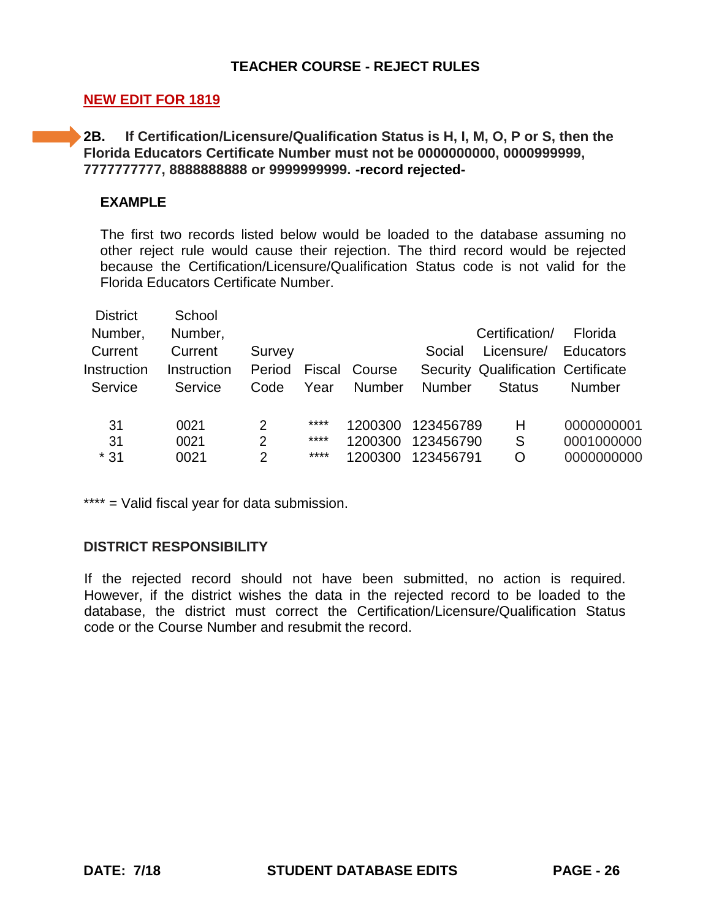## TEACHER COURSE - REJECT RULES

**NEW EDIT FOR 1819**

**2B. If Certification/Licensure/Qualification Status is H, I, M, O, P or S, then the Florida Educators Certificate Number must not be 0000000000, 0000999999, 7777777777, 8888888888 or 9999999999. -record rejected-**

### EXAMPLE

The first two records listed below would be loaded to the database assuming no other reject rule would cause their rejection. The third record would be rejected because the Certification/Licensure/Qualification Status code is not valid for the Florida Educators Certificate Number.

| District Number, Current Instruction Service | School Number, Current Instruction Service | Survey Period Code | Fiscal Year | Course Number | Social Security Number | Certification/ Licensure/ Qualification Status | Florida Educators Certificate Number |
|---|---|---|---|---|---|---|---|
| 31 | 0021 | 2 | **** | 1200300 | 123456789 | H | 0000000001 |
| 31 | 0021 | 2 | **** | 1200300 | 123456790 | S | 0001000000 |
| * 31 | 0021 | 2 | **** | 1200300 | 123456791 | O | 0000000000 |

**** = Valid fiscal year for data submission.

### DISTRICT RESPONSIBILITY

If the rejected record should not have been submitted, no action is required. However, if the district wishes the data in the rejected record to be loaded to the database, the district must correct the Certification/Licensure/Qualification Status code or the Course Number and resubmit the record.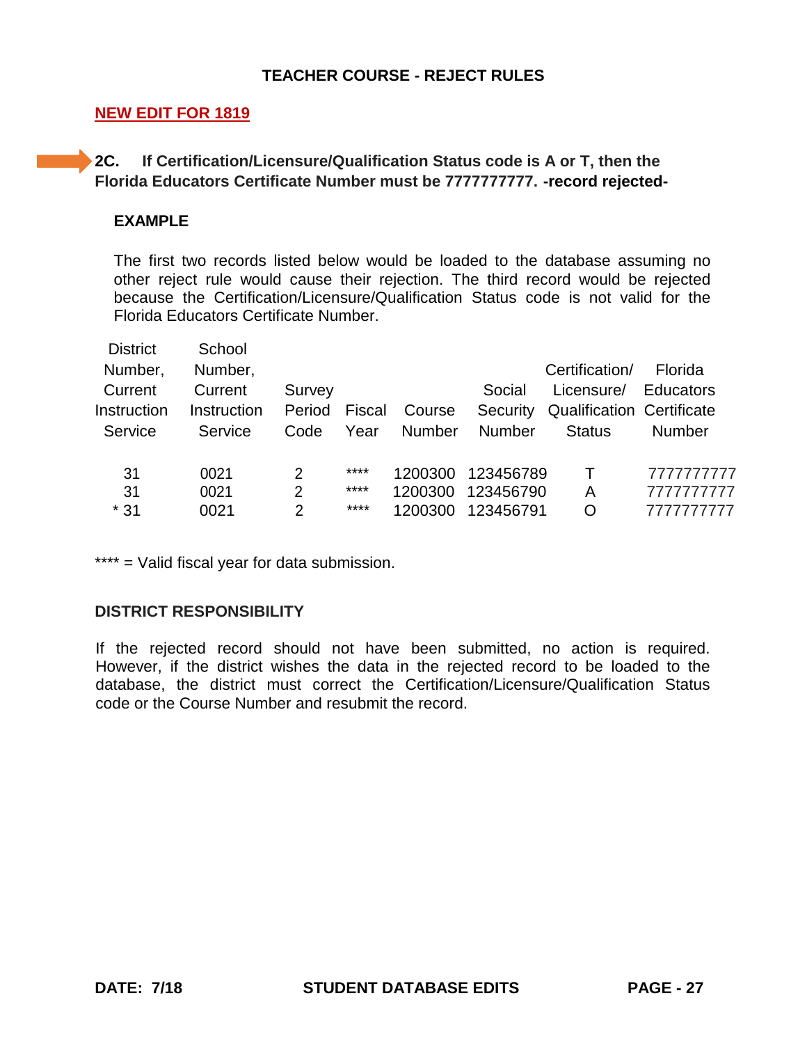## TEACHER COURSE - REJECT RULES

**NEW EDIT FOR 1819**

**2C. If Certification/Licensure/Qualification Status code is A or T, then the Florida Educators Certificate Number must be 7777777777. -record rejected-**

### EXAMPLE

The first two records listed below would be loaded to the database assuming no other reject rule would cause their rejection. The third record would be rejected because the Certification/Licensure/Qualification Status code is not valid for the Florida Educators Certificate Number.

| District Number, Current Instruction Service | School Number, Current Instruction Service | Survey Period Code | Fiscal Year | Course Number | Social Security Number | Certification/ Licensure/ Qualification Status | Florida Educators Certificate Number |
|---|---|---|---|---|---|---|---|
| 31 | 0021 | 2 | **** | 1200300 | 123456789 | T | 7777777777 |
| 31 | 0021 | 2 | **** | 1200300 | 123456790 | A | 7777777777 |
| * 31 | 0021 | 2 | **** | 1200300 | 123456791 | O | 7777777777 |

**** = Valid fiscal year for data submission.

### DISTRICT RESPONSIBILITY

If the rejected record should not have been submitted, no action is required. However, if the district wishes the data in the rejected record to be loaded to the database, the district must correct the Certification/Licensure/Qualification Status code or the Course Number and resubmit the record.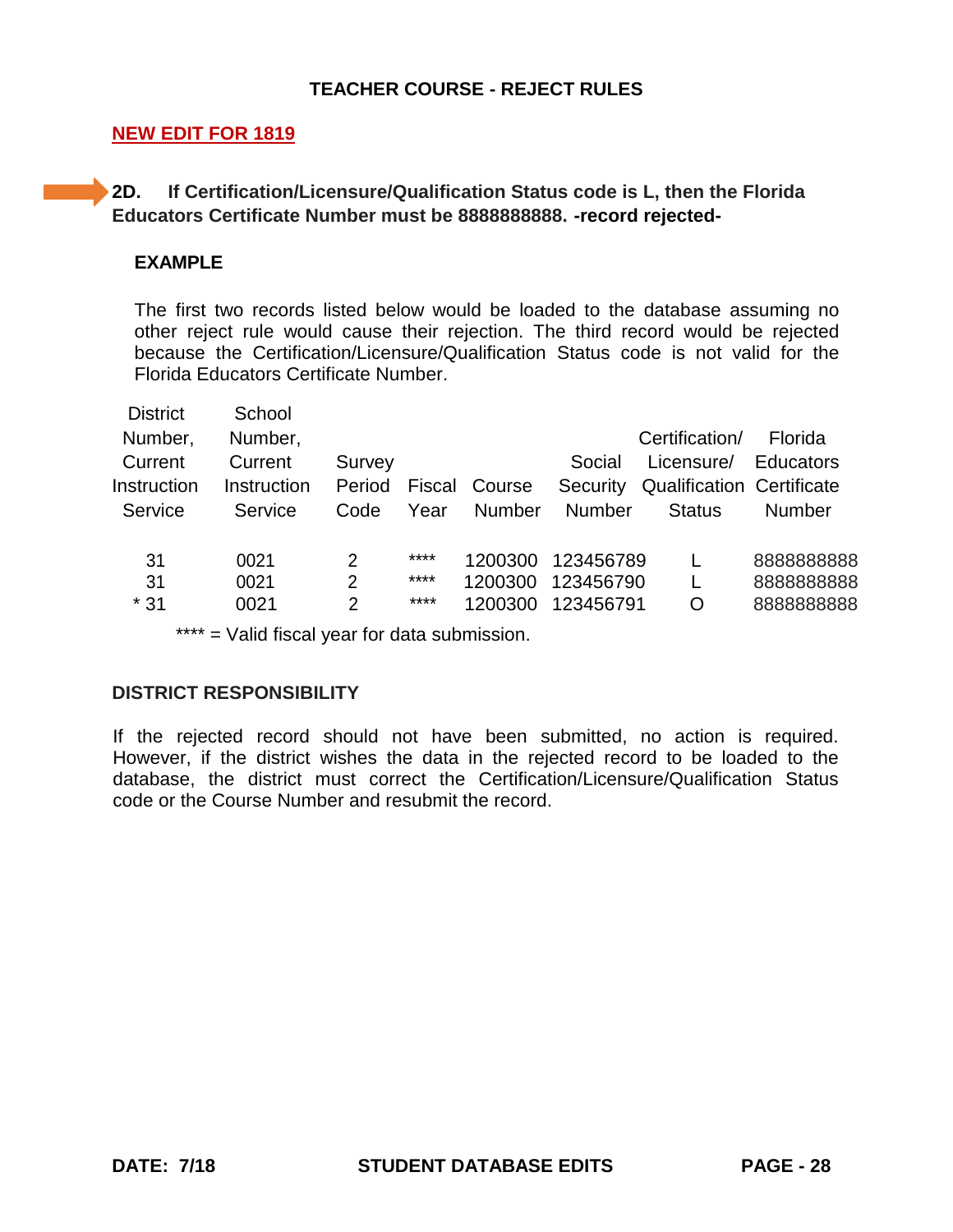## TEACHER COURSE - REJECT RULES

**NEW EDIT FOR 1819**

**2D. If Certification/Licensure/Qualification Status code is L, then the Florida Educators Certificate Number must be 8888888888. -record rejected-**

### EXAMPLE

The first two records listed below would be loaded to the database assuming no other reject rule would cause their rejection. The third record would be rejected because the Certification/Licensure/Qualification Status code is not valid for the Florida Educators Certificate Number.

| District Number, Current Instruction Service | School Number, Current Instruction Service | Survey Period Code | Fiscal Year | Course Number | Social Security Number | Certification/ Licensure/ Qualification Status | Florida Educators Certificate Number |
|---|---|---|---|---|---|---|---|
| 31 | 0021 | 2 | **** | 1200300 | 123456789 | L | 8888888888 |
| 31 | 0021 | 2 | **** | 1200300 | 123456790 | L | 8888888888 |
| * 31 | 0021 | 2 | **** | 1200300 | 123456791 | O | 8888888888 |

**** = Valid fiscal year for data submission.

### DISTRICT RESPONSIBILITY

If the rejected record should not have been submitted, no action is required. However, if the district wishes the data in the rejected record to be loaded to the database, the district must correct the Certification/Licensure/Qualification Status code or the Course Number and resubmit the record.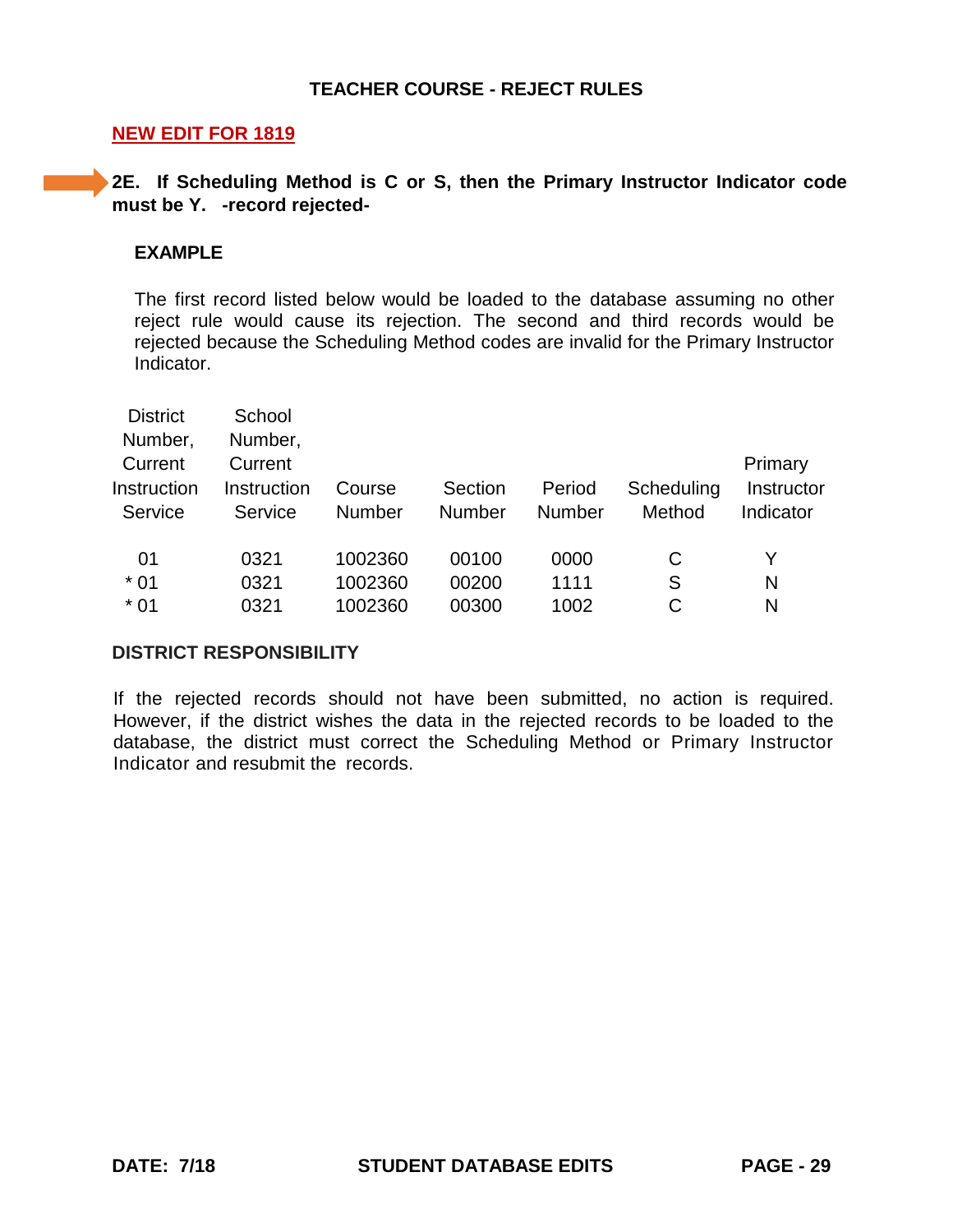## TEACHER COURSE - REJECT RULES

**NEW EDIT FOR 1819**

**2E. If Scheduling Method is C or S, then the Primary Instructor Indicator code must be Y. -record rejected-**

**EXAMPLE**

The first record listed below would be loaded to the database assuming no other reject rule would cause its rejection. The second and third records would be rejected because the Scheduling Method codes are invalid for the Primary Instructor Indicator.

| District Number, Current Instruction Service | School Number, Current Instruction Service | Course Number | Section Number | Period Number | Scheduling Method | Primary Instructor Indicator |
|---|---|---|---|---|---|---|
| 01 | 0321 | 1002360 | 00100 | 0000 | C | Y |
| * 01 | 0321 | 1002360 | 00200 | 1111 | S | N |
| * 01 | 0321 | 1002360 | 00300 | 1002 | C | N |

**DISTRICT RESPONSIBILITY**

If the rejected records should not have been submitted, no action is required. However, if the district wishes the data in the rejected records to be loaded to the database, the district must correct the Scheduling Method or Primary Instructor Indicator and resubmit the records.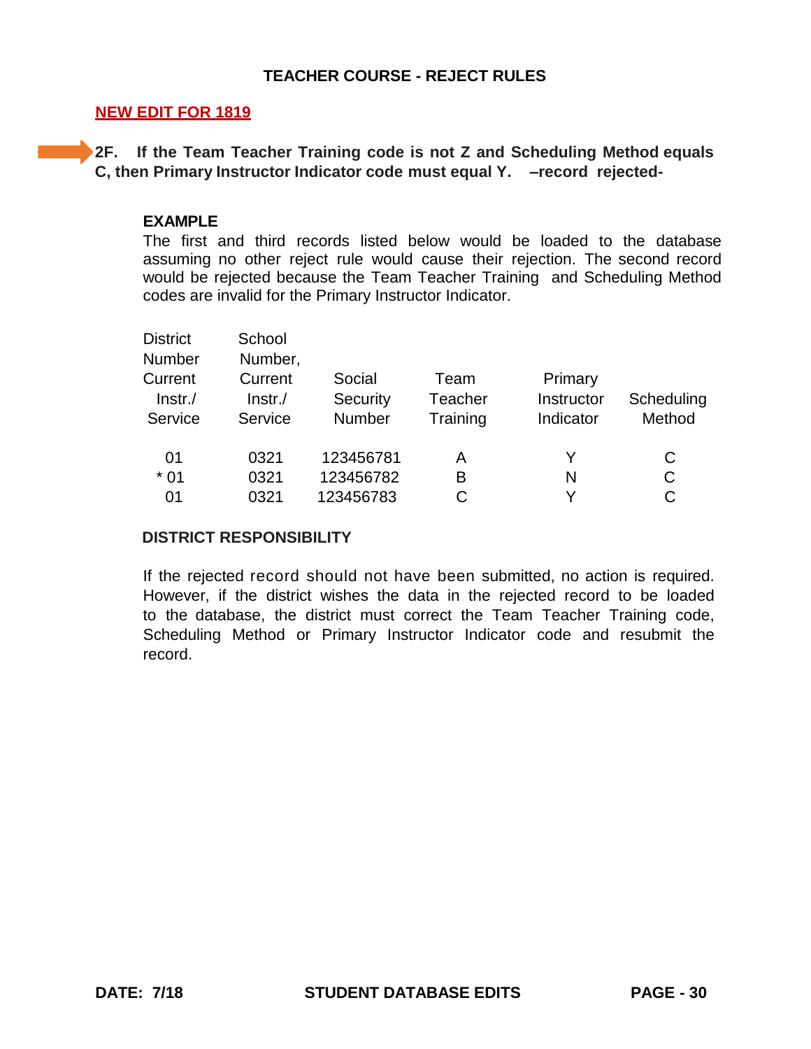# TEACHER COURSE - REJECT RULES

**NEW EDIT FOR 1819**

**2F. If the Team Teacher Training code is not Z and Scheduling Method equals C, then Primary Instructor Indicator code must equal Y. –record rejected-**

**EXAMPLE**

The first and third records listed below would be loaded to the database assuming no other reject rule would cause their rejection. The second record would be rejected because the Team Teacher Training and Scheduling Method codes are invalid for the Primary Instructor Indicator.

| District Number Current Instr./ Service | School Number, Current Instr./ Service | Social Security Number | Team Teacher Training | Primary Instructor Indicator | Scheduling Method |
|---|---|---|---|---|---|
| 01 | 0321 | 123456781 | A | Y | C |
| * 01 | 0321 | 123456782 | B | N | C |
| 01 | 0321 | 123456783 | C | Y | C |

**DISTRICT RESPONSIBILITY**

If the rejected record should not have been submitted, no action is required. However, if the district wishes the data in the rejected record to be loaded to the database, the district must correct the Team Teacher Training code, Scheduling Method or Primary Instructor Indicator code and resubmit the record.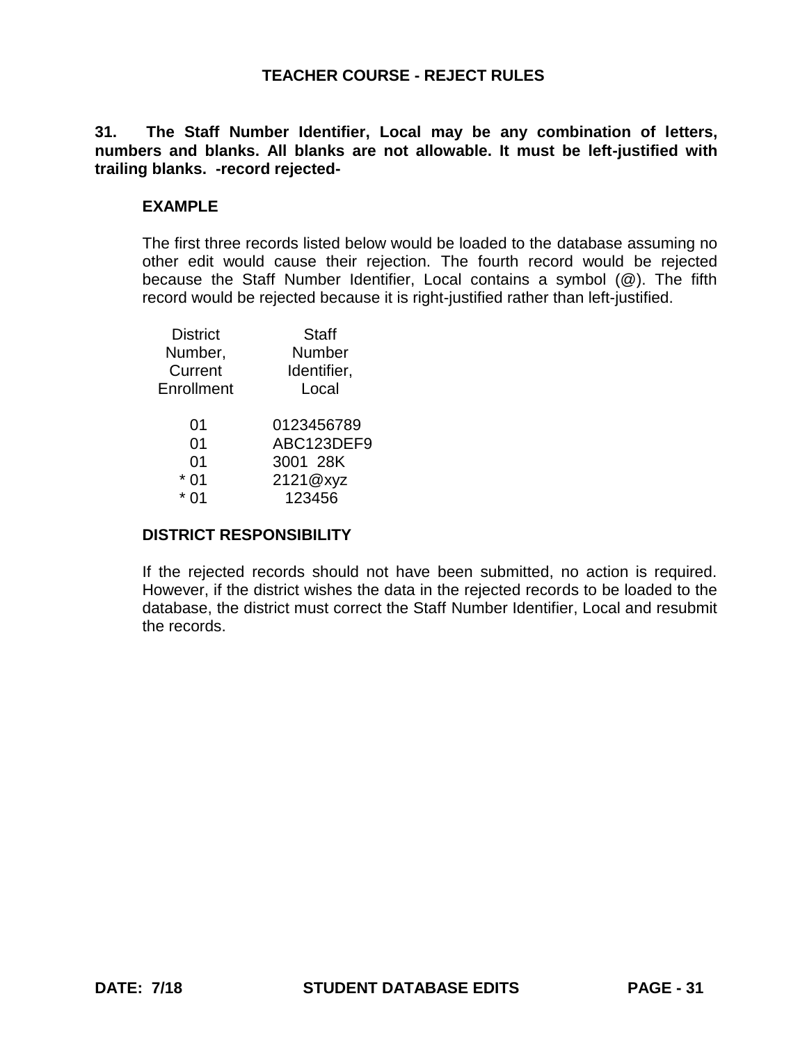## TEACHER COURSE - REJECT RULES

**31. The Staff Number Identifier, Local may be any combination of letters, numbers and blanks. All blanks are not allowable. It must be left-justified with trailing blanks. -record rejected-**

### EXAMPLE

The first three records listed below would be loaded to the database assuming no other edit would cause their rejection. The fourth record would be rejected because the Staff Number Identifier, Local contains a symbol (@). The fifth record would be rejected because it is right-justified rather than left-justified.

| District Number, Current Enrollment | Staff Number Identifier, Local |
|---|---|
| 01 | 0123456789 |
| 01 | ABC123DEF9 |
| 01 | 3001  28K |
| * 01 | 2121@xyz |
| * 01 |     123456 |

### DISTRICT RESPONSIBILITY

If the rejected records should not have been submitted, no action is required. However, if the district wishes the data in the rejected records to be loaded to the database, the district must correct the Staff Number Identifier, Local and resubmit the records.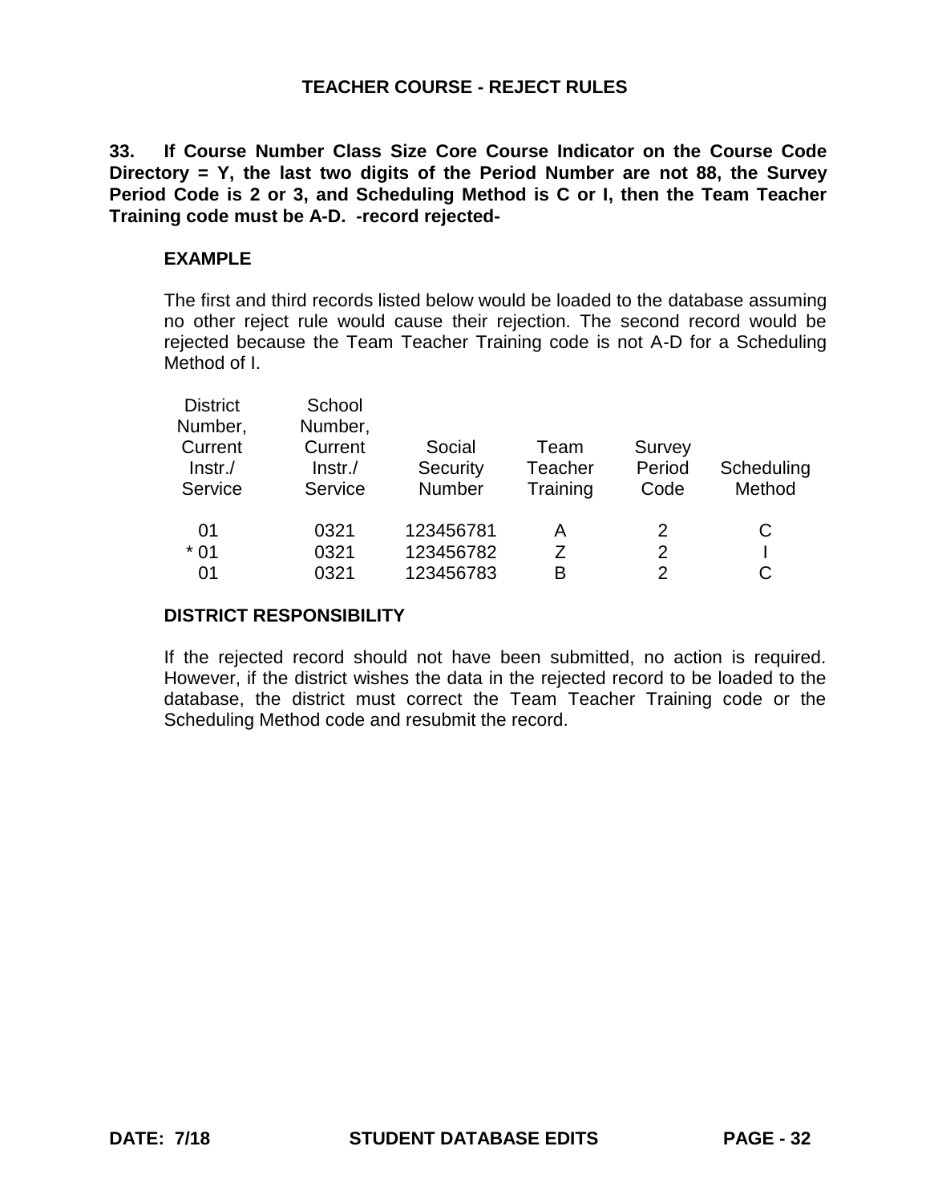## TEACHER COURSE - REJECT RULES

**33. If Course Number Class Size Core Course Indicator on the Course Code Directory = Y, the last two digits of the Period Number are not 88, the Survey Period Code is 2 or 3, and Scheduling Method is C or I, then the Team Teacher Training code must be A-D. -record rejected-**

### EXAMPLE

The first and third records listed below would be loaded to the database assuming no other reject rule would cause their rejection. The second record would be rejected because the Team Teacher Training code is not A-D for a Scheduling Method of I.

| District Number, Current Instr./ Service | School Number, Current Instr./ Service | Social Security Number | Team Teacher Training | Survey Period Code | Scheduling Method |
|---|---|---|---|---|---|
| 01 | 0321 | 123456781 | A | 2 | C |
| * 01 | 0321 | 123456782 | Z | 2 | I |
| 01 | 0321 | 123456783 | B | 2 | C |

### DISTRICT RESPONSIBILITY

If the rejected record should not have been submitted, no action is required. However, if the district wishes the data in the rejected record to be loaded to the database, the district must correct the Team Teacher Training code or the Scheduling Method code and resubmit the record.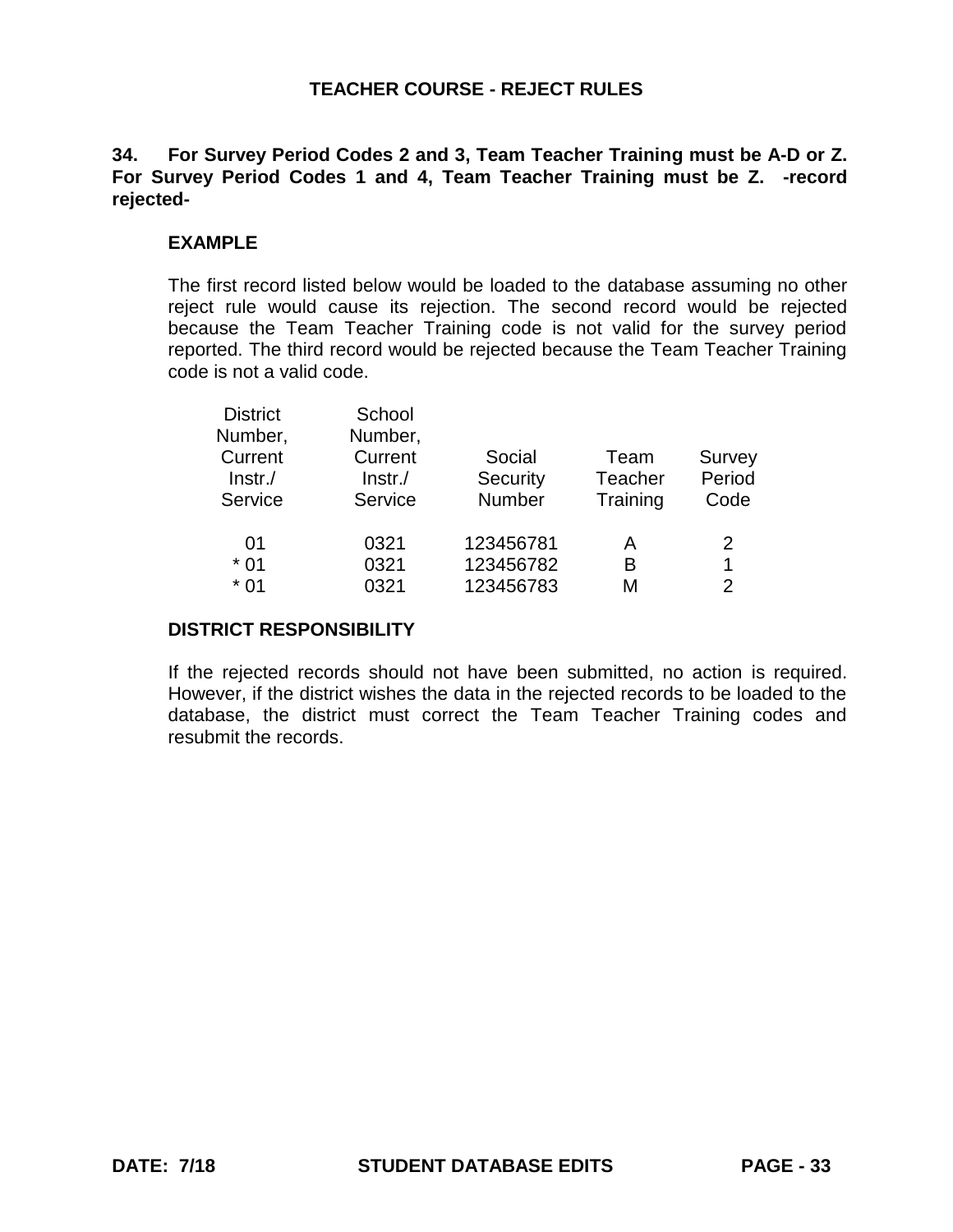# TEACHER COURSE - REJECT RULES

**34. For Survey Period Codes 2 and 3, Team Teacher Training must be A-D or Z. For Survey Period Codes 1 and 4, Team Teacher Training must be Z. -record rejected-**

### EXAMPLE

The first record listed below would be loaded to the database assuming no other reject rule would cause its rejection. The second record would be rejected because the Team Teacher Training code is not valid for the survey period reported. The third record would be rejected because the Team Teacher Training code is not a valid code.

| District Number, Current Instr./ Service | School Number, Current Instr./ Service | Social Security Number | Team Teacher Training | Survey Period Code |
|---|---|---|---|---|
| 01 | 0321 | 123456781 | A | 2 |
| * 01 | 0321 | 123456782 | B | 1 |
| * 01 | 0321 | 123456783 | M | 2 |

### DISTRICT RESPONSIBILITY

If the rejected records should not have been submitted, no action is required. However, if the district wishes the data in the rejected records to be loaded to the database, the district must correct the Team Teacher Training codes and resubmit the records.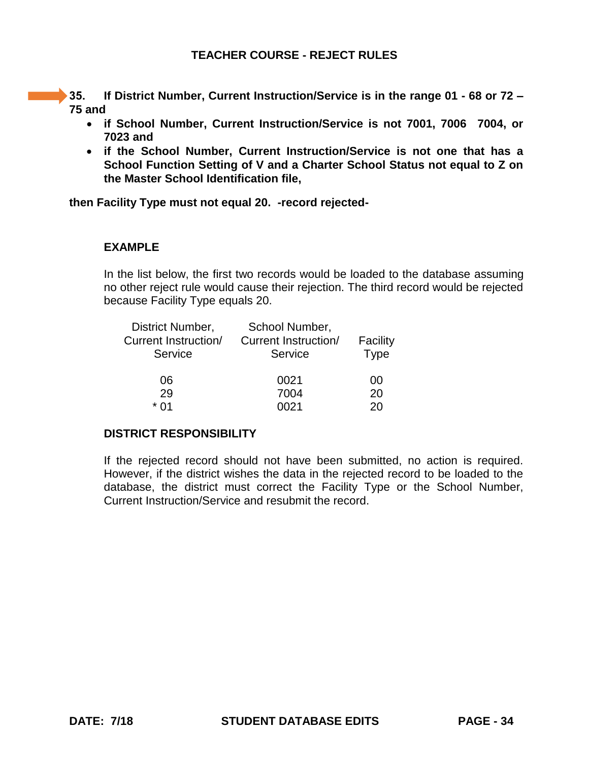# TEACHER COURSE - REJECT RULES

**35. If District Number, Current Instruction/Service is in the range 01 - 68 or 72 – 75 and**

- **if School Number, Current Instruction/Service is not 7001, 7006 7004, or 7023 and**
- **if the School Number, Current Instruction/Service is not one that has a School Function Setting of V and a Charter School Status not equal to Z on the Master School Identification file,**

**then Facility Type must not equal 20. -record rejected-**

### EXAMPLE

In the list below, the first two records would be loaded to the database assuming no other reject rule would cause their rejection. The third record would be rejected because Facility Type equals 20.

| District Number, Current Instruction/ Service | School Number, Current Instruction/ Service | Facility Type |
|---|---|---|
| 06 | 0021 | 00 |
| 29 | 7004 | 20 |
| * 01 | 0021 | 20 |

### DISTRICT RESPONSIBILITY

If the rejected record should not have been submitted, no action is required. However, if the district wishes the data in the rejected record to be loaded to the database, the district must correct the Facility Type or the School Number, Current Instruction/Service and resubmit the record.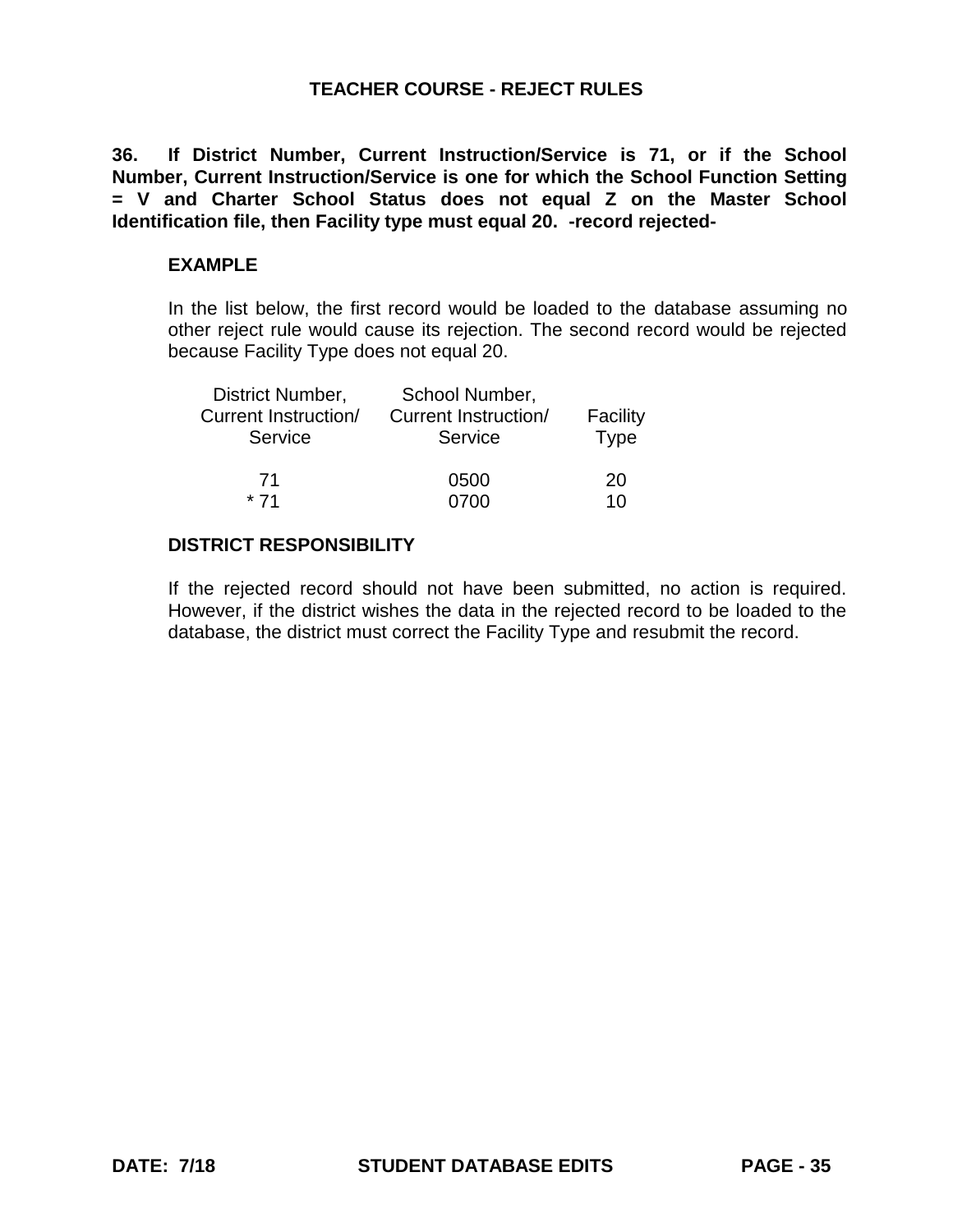## TEACHER COURSE - REJECT RULES

**36. If District Number, Current Instruction/Service is 71, or if the School Number, Current Instruction/Service is one for which the School Function Setting = V and Charter School Status does not equal Z on the Master School Identification file, then Facility type must equal 20. -record rejected-**

### EXAMPLE

In the list below, the first record would be loaded to the database assuming no other reject rule would cause its rejection. The second record would be rejected because Facility Type does not equal 20.

| District Number, Current Instruction/ Service | School Number, Current Instruction/ Service | Facility Type |
|---|---|---|
| 71 | 0500 | 20 |
| * 71 | 0700 | 10 |

### DISTRICT RESPONSIBILITY

If the rejected record should not have been submitted, no action is required. However, if the district wishes the data in the rejected record to be loaded to the database, the district must correct the Facility Type and resubmit the record.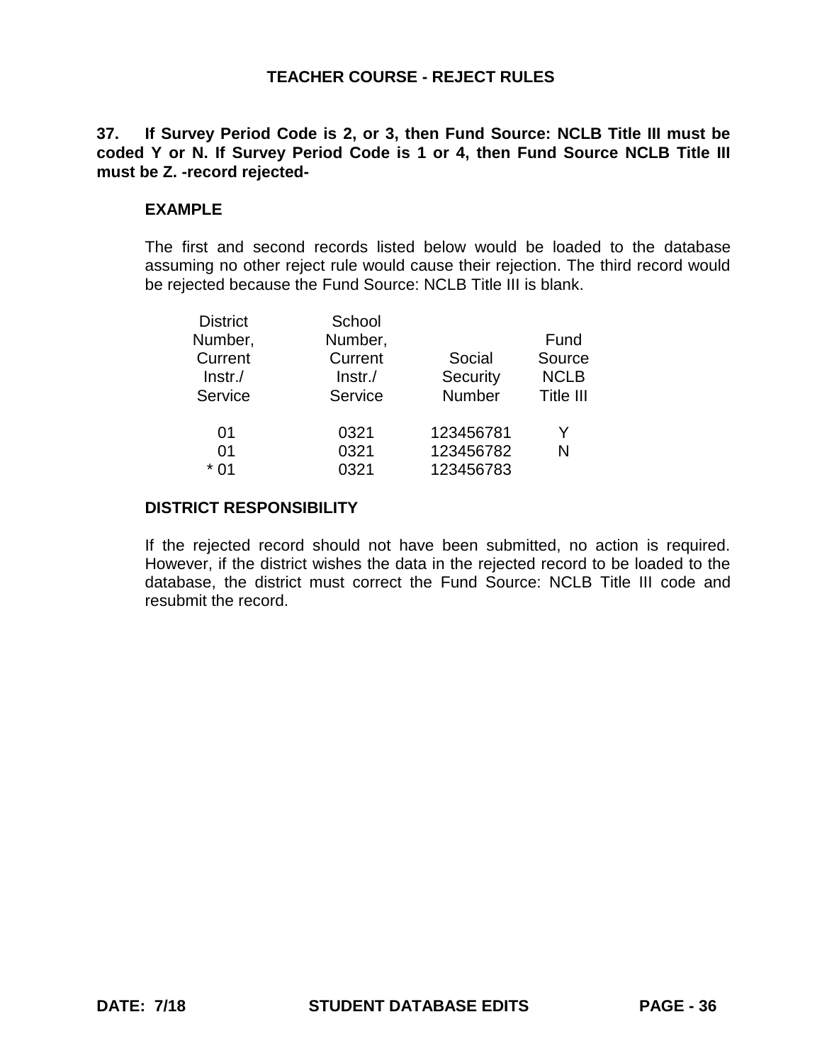## TEACHER COURSE - REJECT RULES

**37. If Survey Period Code is 2, or 3, then Fund Source: NCLB Title III must be coded Y or N. If Survey Period Code is 1 or 4, then Fund Source NCLB Title III must be Z. -record rejected-**

### EXAMPLE

The first and second records listed below would be loaded to the database assuming no other reject rule would cause their rejection. The third record would be rejected because the Fund Source: NCLB Title III is blank.

| District Number, Current Instr./ Service | School Number, Current Instr./ Service | Social Security Number | Fund Source NCLB Title III |
|---|---|---|---|
| 01 | 0321 | 123456781 | Y |
| 01 | 0321 | 123456782 | N |
| * 01 | 0321 | 123456783 | |

### DISTRICT RESPONSIBILITY

If the rejected record should not have been submitted, no action is required. However, if the district wishes the data in the rejected record to be loaded to the database, the district must correct the Fund Source: NCLB Title III code and resubmit the record.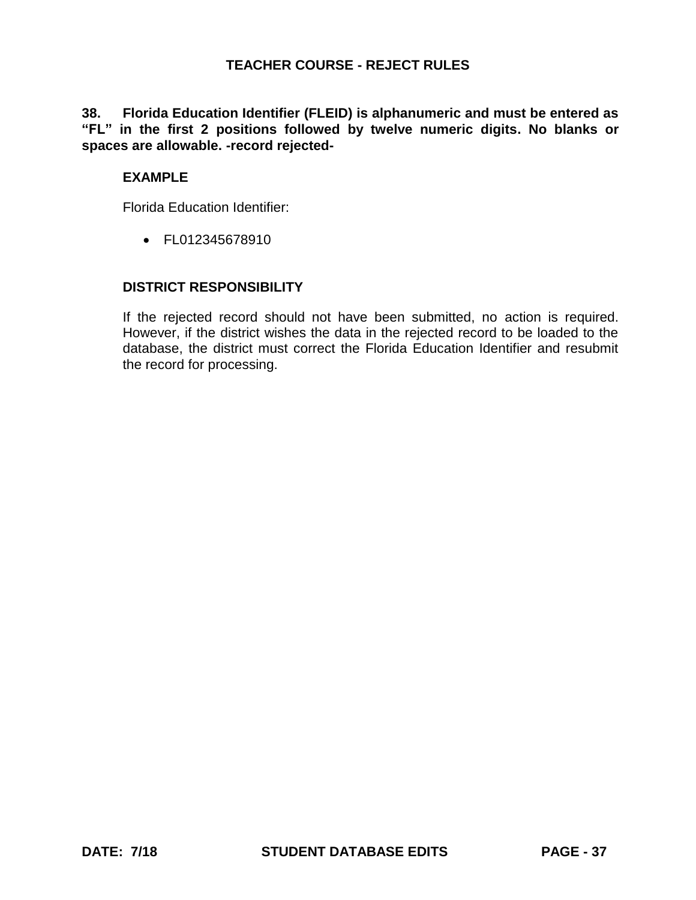## TEACHER COURSE - REJECT RULES

**38. Florida Education Identifier (FLEID) is alphanumeric and must be entered as "FL" in the first 2 positions followed by twelve numeric digits. No blanks or spaces are allowable. -record rejected-**

**EXAMPLE**

Florida Education Identifier:

- FL012345678910

**DISTRICT RESPONSIBILITY**

If the rejected record should not have been submitted, no action is required. However, if the district wishes the data in the rejected record to be loaded to the database, the district must correct the Florida Education Identifier and resubmit the record for processing.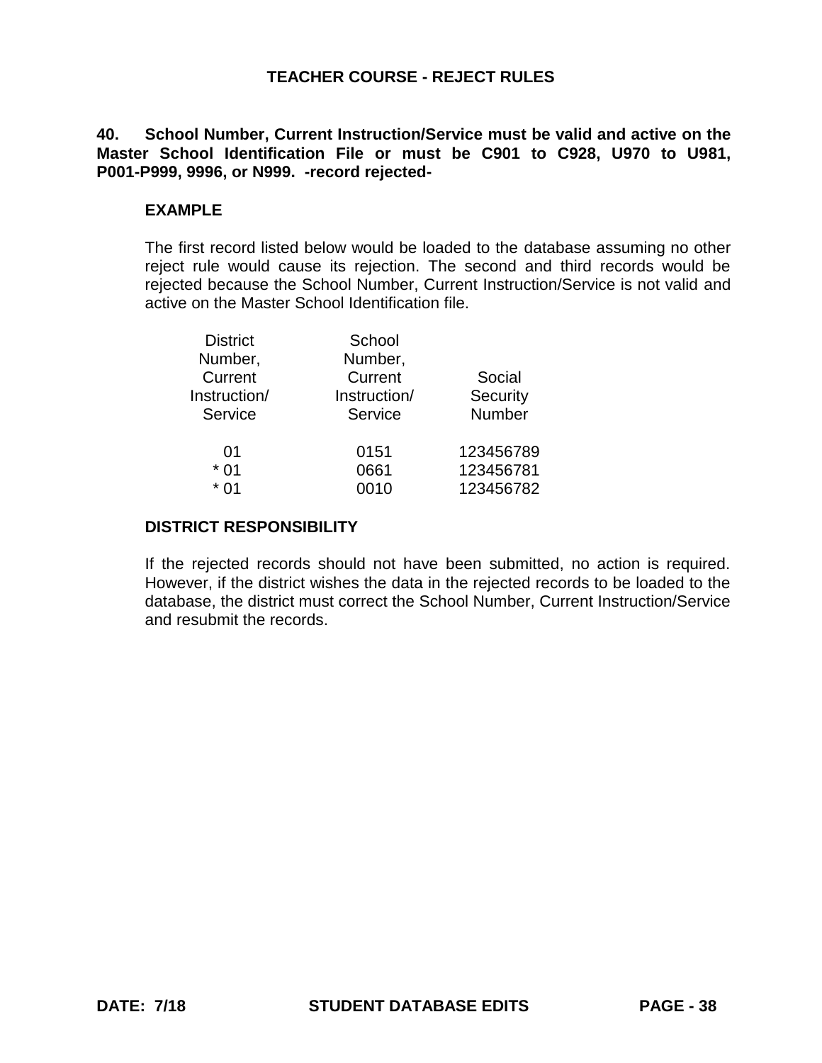## TEACHER COURSE - REJECT RULES

**40. School Number, Current Instruction/Service must be valid and active on the Master School Identification File or must be C901 to C928, U970 to U981, P001-P999, 9996, or N999. -record rejected-**

**EXAMPLE**

The first record listed below would be loaded to the database assuming no other reject rule would cause its rejection. The second and third records would be rejected because the School Number, Current Instruction/Service is not valid and active on the Master School Identification file.

| District Number, Current Instruction/ Service | School Number, Current Instruction/ Service | Social Security Number |
|---|---|---|
| 01 | 0151 | 123456789 |
| * 01 | 0661 | 123456781 |
| * 01 | 0010 | 123456782 |

**DISTRICT RESPONSIBILITY**

If the rejected records should not have been submitted, no action is required. However, if the district wishes the data in the rejected records to be loaded to the database, the district must correct the School Number, Current Instruction/Service and resubmit the records.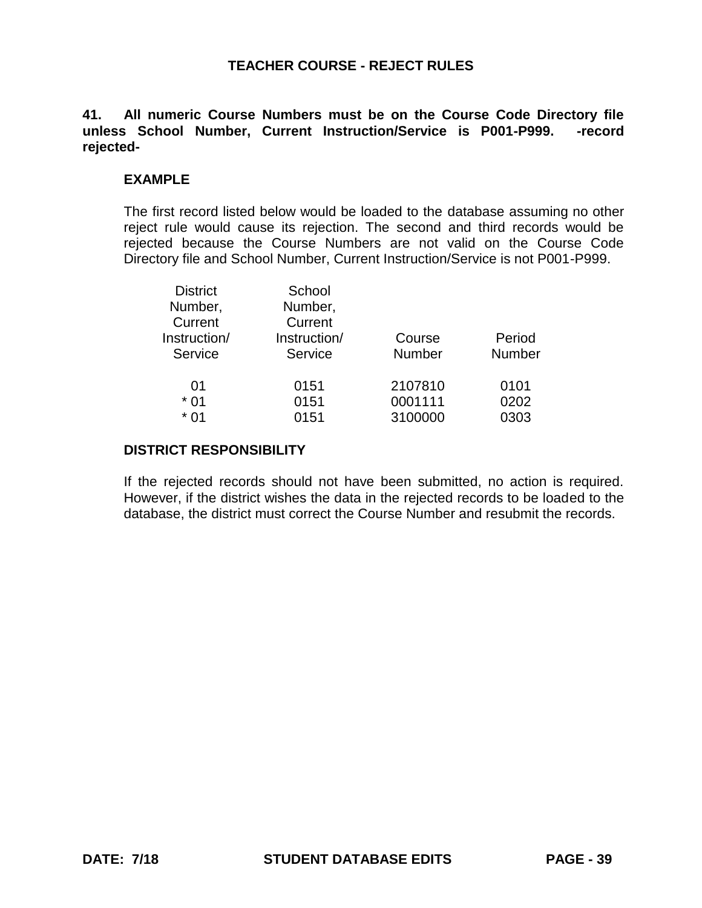## TEACHER COURSE - REJECT RULES

**41. All numeric Course Numbers must be on the Course Code Directory file unless School Number, Current Instruction/Service is P001-P999. -record rejected-**

### EXAMPLE

The first record listed below would be loaded to the database assuming no other reject rule would cause its rejection. The second and third records would be rejected because the Course Numbers are not valid on the Course Code Directory file and School Number, Current Instruction/Service is not P001-P999.

| District Number, Current Instruction/ Service | School Number, Current Instruction/ Service | Course Number | Period Number |
|---|---|---|---|
| 01 | 0151 | 2107810 | 0101 |
| * 01 | 0151 | 0001111 | 0202 |
| * 01 | 0151 | 3100000 | 0303 |

### DISTRICT RESPONSIBILITY

If the rejected records should not have been submitted, no action is required. However, if the district wishes the data in the rejected records to be loaded to the database, the district must correct the Course Number and resubmit the records.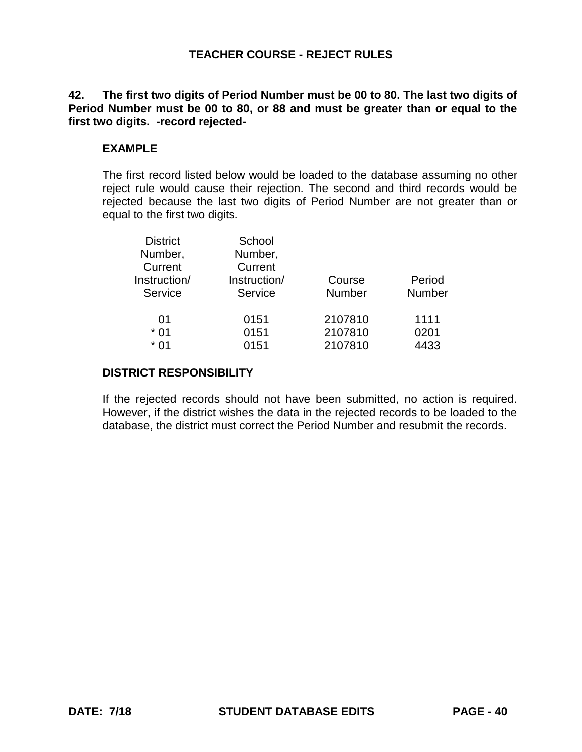# TEACHER COURSE - REJECT RULES

**42. The first two digits of Period Number must be 00 to 80. The last two digits of Period Number must be 00 to 80, or 88 and must be greater than or equal to the first two digits. -record rejected-**

**EXAMPLE**

The first record listed below would be loaded to the database assuming no other reject rule would cause their rejection. The second and third records would be rejected because the last two digits of Period Number are not greater than or equal to the first two digits.

| District Number, Current Instruction/ Service | School Number, Current Instruction/ Service | Course Number | Period Number |
|---|---|---|---|
| 01 | 0151 | 2107810 | 1111 |
| * 01 | 0151 | 2107810 | 0201 |
| * 01 | 0151 | 2107810 | 4433 |

**DISTRICT RESPONSIBILITY**

If the rejected records should not have been submitted, no action is required. However, if the district wishes the data in the rejected records to be loaded to the database, the district must correct the Period Number and resubmit the records.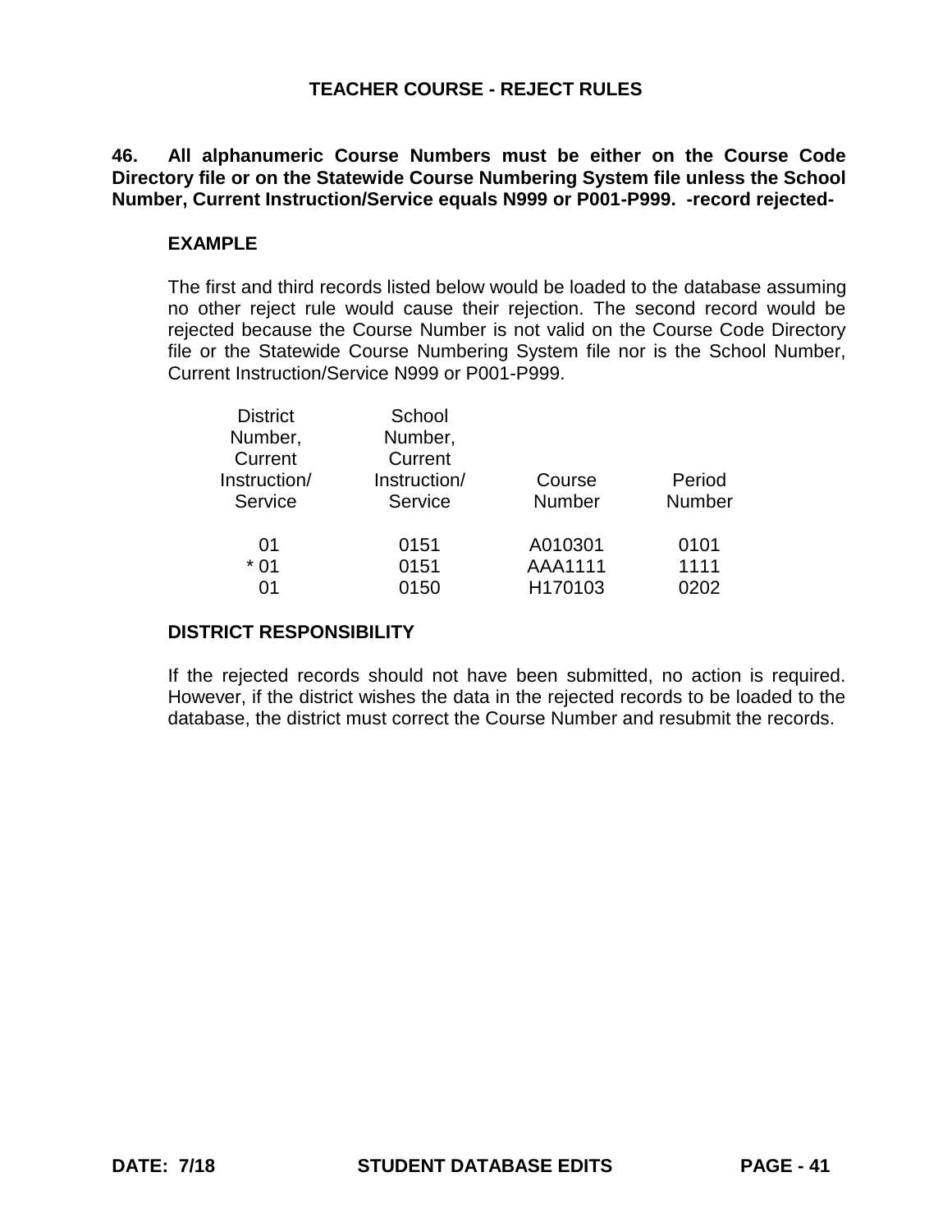# TEACHER COURSE - REJECT RULES

**46. All alphanumeric Course Numbers must be either on the Course Code Directory file or on the Statewide Course Numbering System file unless the School Number, Current Instruction/Service equals N999 or P001-P999. -record rejected-**

### EXAMPLE

The first and third records listed below would be loaded to the database assuming no other reject rule would cause their rejection. The second record would be rejected because the Course Number is not valid on the Course Code Directory file or the Statewide Course Numbering System file nor is the School Number, Current Instruction/Service N999 or P001-P999.

| District Number, Current Instruction/ Service | School Number, Current Instruction/ Service | Course Number | Period Number |
|---|---|---|---|
| 01 | 0151 | A010301 | 0101 |
| * 01 | 0151 | AAA1111 | 1111 |
| 01 | 0150 | H170103 | 0202 |

### DISTRICT RESPONSIBILITY

If the rejected records should not have been submitted, no action is required. However, if the district wishes the data in the rejected records to be loaded to the database, the district must correct the Course Number and resubmit the records.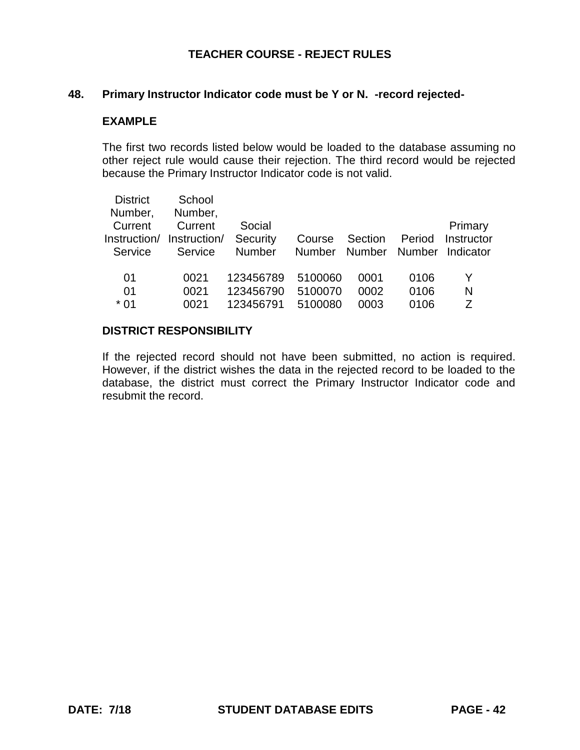## TEACHER COURSE - REJECT RULES

**48. Primary Instructor Indicator code must be Y or N. -record rejected-**

**EXAMPLE**

The first two records listed below would be loaded to the database assuming no other reject rule would cause their rejection. The third record would be rejected because the Primary Instructor Indicator code is not valid.

| District Number, Current Instruction/ Service | School Number, Current Instruction/ Service | Social Security Number | Course Number | Section Number | Period Number | Primary Instructor Indicator |
|---|---|---|---|---|---|---|
| 01 | 0021 | 123456789 | 5100060 | 0001 | 0106 | Y |
| 01 | 0021 | 123456790 | 5100070 | 0002 | 0106 | N |
| * 01 | 0021 | 123456791 | 5100080 | 0003 | 0106 | Z |

**DISTRICT RESPONSIBILITY**

If the rejected record should not have been submitted, no action is required. However, if the district wishes the data in the rejected record to be loaded to the database, the district must correct the Primary Instructor Indicator code and resubmit the record.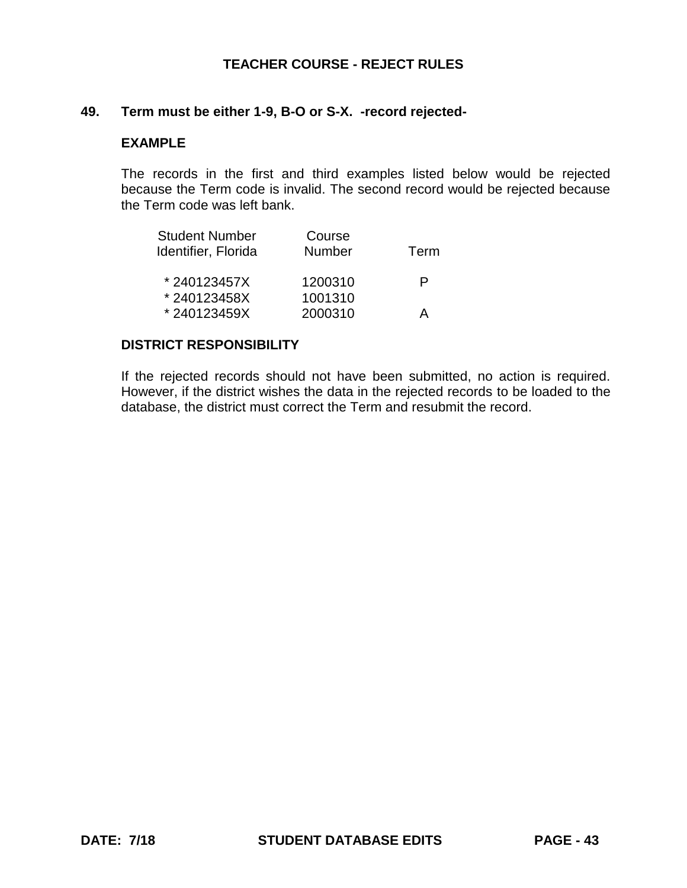# TEACHER COURSE - REJECT RULES

**49. Term must be either 1-9, B-O or S-X. -record rejected-**

**EXAMPLE**

The records in the first and third examples listed below would be rejected because the Term code is invalid. The second record would be rejected because the Term code was left bank.

| Student Number Identifier, Florida | Course Number | Term |
|---|---|---|
| * 240123457X | 1200310 | P |
| * 240123458X | 1001310 | |
| * 240123459X | 2000310 | A |

**DISTRICT RESPONSIBILITY**

If the rejected records should not have been submitted, no action is required. However, if the district wishes the data in the rejected records to be loaded to the database, the district must correct the Term and resubmit the record.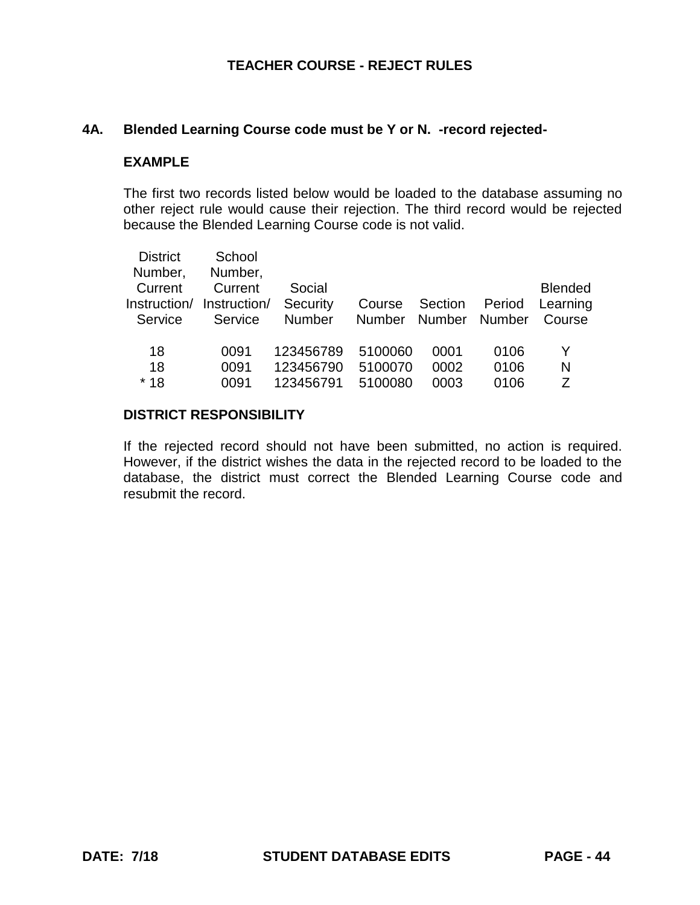## TEACHER COURSE - REJECT RULES

### 4A. Blended Learning Course code must be Y or N. -record rejected-

**EXAMPLE**

The first two records listed below would be loaded to the database assuming no other reject rule would cause their rejection. The third record would be rejected because the Blended Learning Course code is not valid.

| District Number, Current Instruction/ Service | School Number, Current Instruction/ Service | Social Security Number | Course Number | Section Number | Period Number | Blended Learning Course |
|---|---|---|---|---|---|---|
| 18 | 0091 | 123456789 | 5100060 | 0001 | 0106 | Y |
| 18 | 0091 | 123456790 | 5100070 | 0002 | 0106 | N |
| * 18 | 0091 | 123456791 | 5100080 | 0003 | 0106 | Z |

**DISTRICT RESPONSIBILITY**

If the rejected record should not have been submitted, no action is required. However, if the district wishes the data in the rejected record to be loaded to the database, the district must correct the Blended Learning Course code and resubmit the record.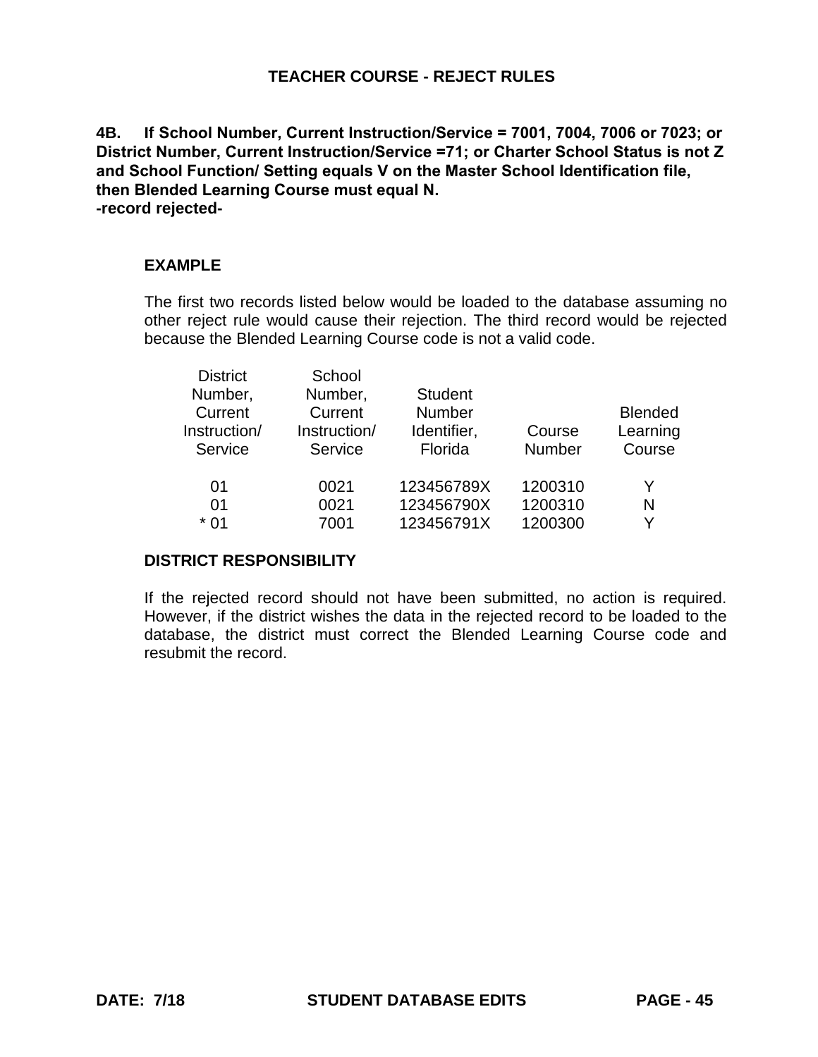## TEACHER COURSE - REJECT RULES

**4B. If School Number, Current Instruction/Service = 7001, 7004, 7006 or 7023; or District Number, Current Instruction/Service =71; or Charter School Status is not Z and School Function/ Setting equals V on the Master School Identification file, then Blended Learning Course must equal N.**
**-record rejected-**

### EXAMPLE

The first two records listed below would be loaded to the database assuming no other reject rule would cause their rejection. The third record would be rejected because the Blended Learning Course code is not a valid code.

| District Number, Current Instruction/ Service | School Number, Current Instruction/ Service | Student Number Identifier, Florida | Course Number | Blended Learning Course |
|---|---|---|---|---|
| 01 | 0021 | 123456789X | 1200310 | Y |
| 01 | 0021 | 123456790X | 1200310 | N |
| * 01 | 7001 | 123456791X | 1200300 | Y |

### DISTRICT RESPONSIBILITY

If the rejected record should not have been submitted, no action is required. However, if the district wishes the data in the rejected record to be loaded to the database, the district must correct the Blended Learning Course code and resubmit the record.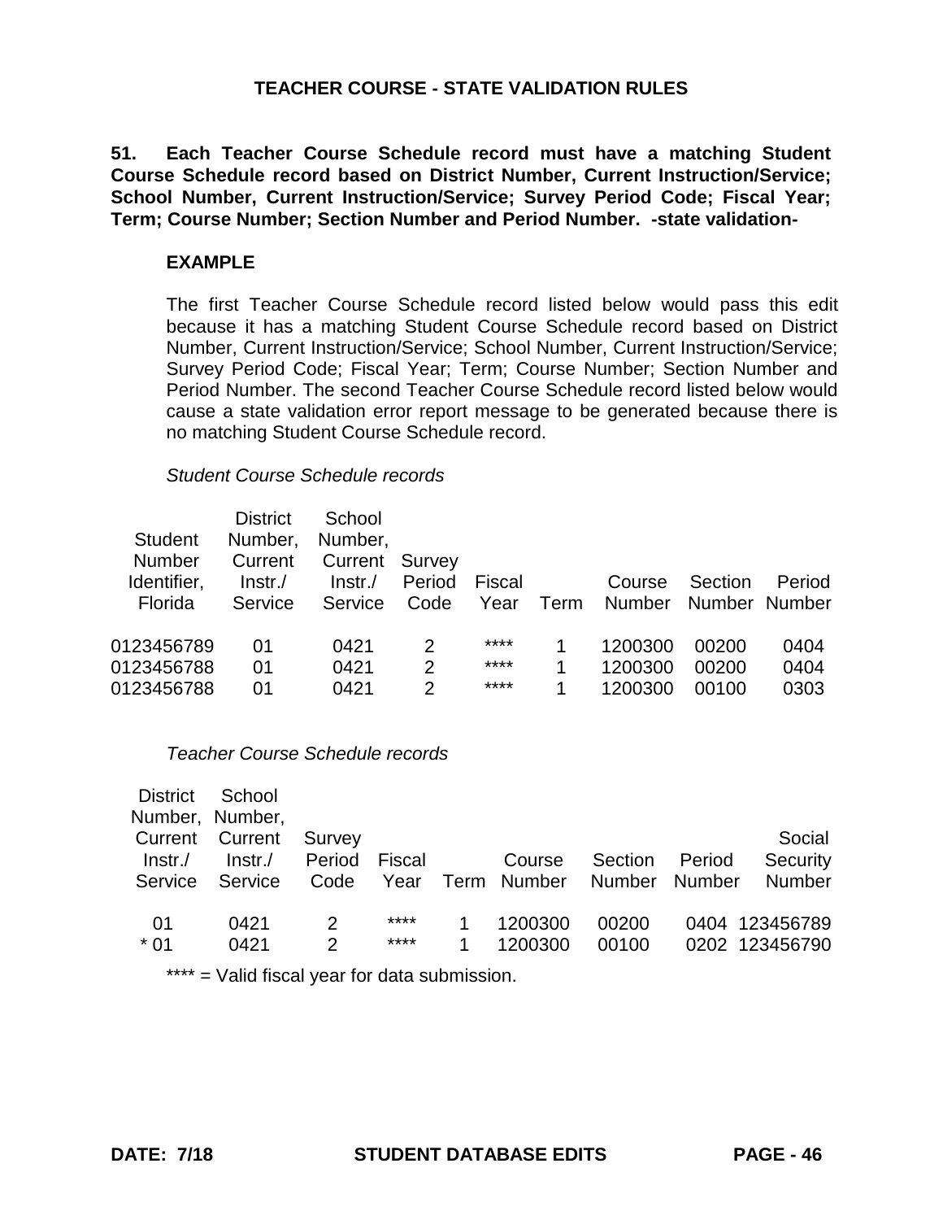## TEACHER COURSE - STATE VALIDATION RULES

**51. Each Teacher Course Schedule record must have a matching Student Course Schedule record based on District Number, Current Instruction/Service; School Number, Current Instruction/Service; Survey Period Code; Fiscal Year; Term; Course Number; Section Number and Period Number. -state validation-**

**EXAMPLE**

The first Teacher Course Schedule record listed below would pass this edit because it has a matching Student Course Schedule record based on District Number, Current Instruction/Service; School Number, Current Instruction/Service; Survey Period Code; Fiscal Year; Term; Course Number; Section Number and Period Number. The second Teacher Course Schedule record listed below would cause a state validation error report message to be generated because there is no matching Student Course Schedule record.

*Student Course Schedule records*

| Student Number Identifier, Florida | District Number, Current Instr./ Service | School Number, Current Instr./ Service | Survey Period Code | Fiscal Year | Term | Course Number | Section Number | Period Number |
|---|---|---|---|---|---|---|---|---|
| 0123456789 | 01 | 0421 | 2 | **** | 1 | 1200300 | 00200 | 0404 |
| 0123456788 | 01 | 0421 | 2 | **** | 1 | 1200300 | 00200 | 0404 |
| 0123456788 | 01 | 0421 | 2 | **** | 1 | 1200300 | 00100 | 0303 |

*Teacher Course Schedule records*

| District Number, Current Instr./ Service | School Number, Current Instr./ Service | Survey Period Code | Fiscal Year | Term | Course Number | Section Number | Period Number | Social Security Number |
|---|---|---|---|---|---|---|---|---|
| 01 | 0421 | 2 | **** | 1 | 1200300 | 00200 | 0404 | 123456789 |
| * 01 | 0421 | 2 | **** | 1 | 1200300 | 00100 | 0202 | 123456790 |

**** = Valid fiscal year for data submission.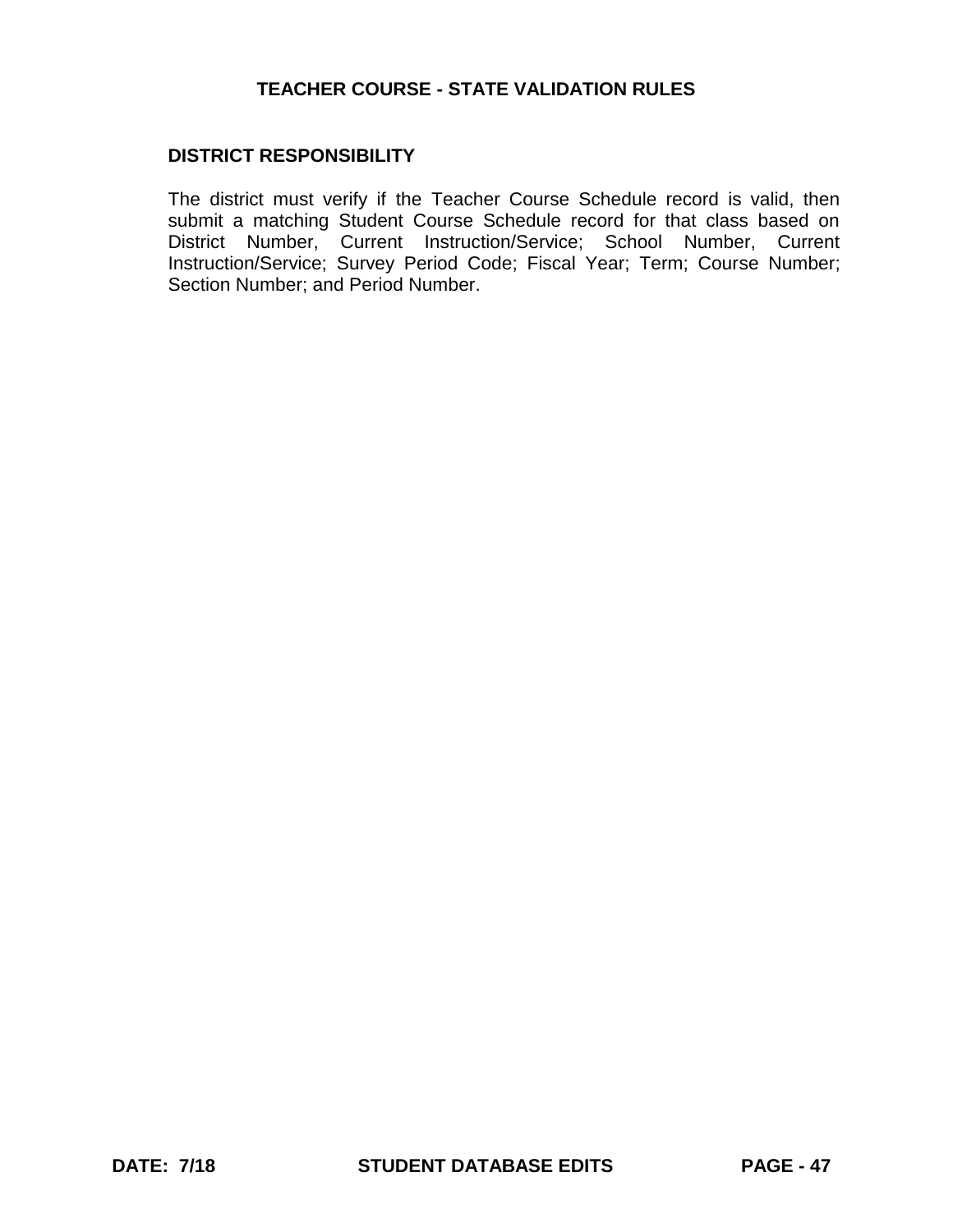## TEACHER COURSE - STATE VALIDATION RULES

### DISTRICT RESPONSIBILITY

The district must verify if the Teacher Course Schedule record is valid, then submit a matching Student Course Schedule record for that class based on District Number, Current Instruction/Service; School Number, Current Instruction/Service; Survey Period Code; Fiscal Year; Term; Course Number; Section Number; and Period Number.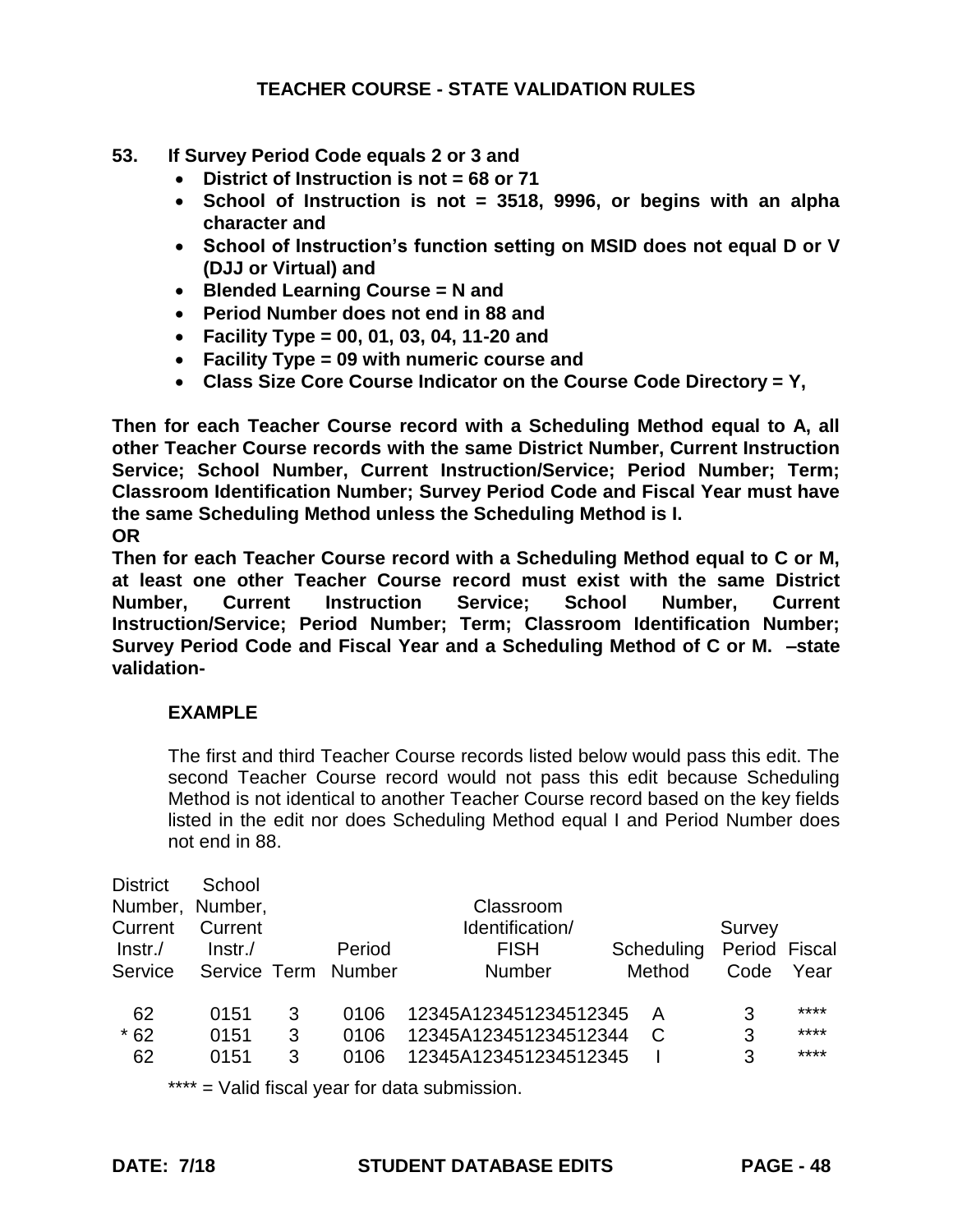## TEACHER COURSE - STATE VALIDATION RULES

**53. If Survey Period Code equals 2 or 3 and**

- **District of Instruction is not = 68 or 71**
- **School of Instruction is not = 3518, 9996, or begins with an alpha character and**
- **School of Instruction's function setting on MSID does not equal D or V (DJJ or Virtual) and**
- **Blended Learning Course = N and**
- **Period Number does not end in 88 and**
- **Facility Type = 00, 01, 03, 04, 11-20 and**
- **Facility Type = 09 with numeric course and**
- **Class Size Core Course Indicator on the Course Code Directory = Y,**

**Then for each Teacher Course record with a Scheduling Method equal to A, all other Teacher Course records with the same District Number, Current Instruction Service; School Number, Current Instruction/Service; Period Number; Term; Classroom Identification Number; Survey Period Code and Fiscal Year must have the same Scheduling Method unless the Scheduling Method is I.**
**OR**
**Then for each Teacher Course record with a Scheduling Method equal to C or M, at least one other Teacher Course record must exist with the same District Number, Current Instruction Service; School Number, Current Instruction/Service; Period Number; Term; Classroom Identification Number; Survey Period Code and Fiscal Year and a Scheduling Method of C or M. –state validation-**

**EXAMPLE**

The first and third Teacher Course records listed below would pass this edit. The second Teacher Course record would not pass this edit because Scheduling Method is not identical to another Teacher Course record based on the key fields listed in the edit nor does Scheduling Method equal I and Period Number does not end in 88.

| District Number, Current Instr./ Service | School Number, Current Instr./ Service | Term | Period Number | Classroom Identification/ FISH Number | Scheduling Method | Survey Period Code | Fiscal Year |
|---|---|---|---|---|---|---|---|
| 62 | 0151 | 3 | 0106 | 12345A123451234512345 | A | 3 | **** |
| * 62 | 0151 | 3 | 0106 | 12345A123451234512344 | C | 3 | **** |
| 62 | 0151 | 3 | 0106 | 12345A123451234512345 | I | 3 | **** |

**** = Valid fiscal year for data submission.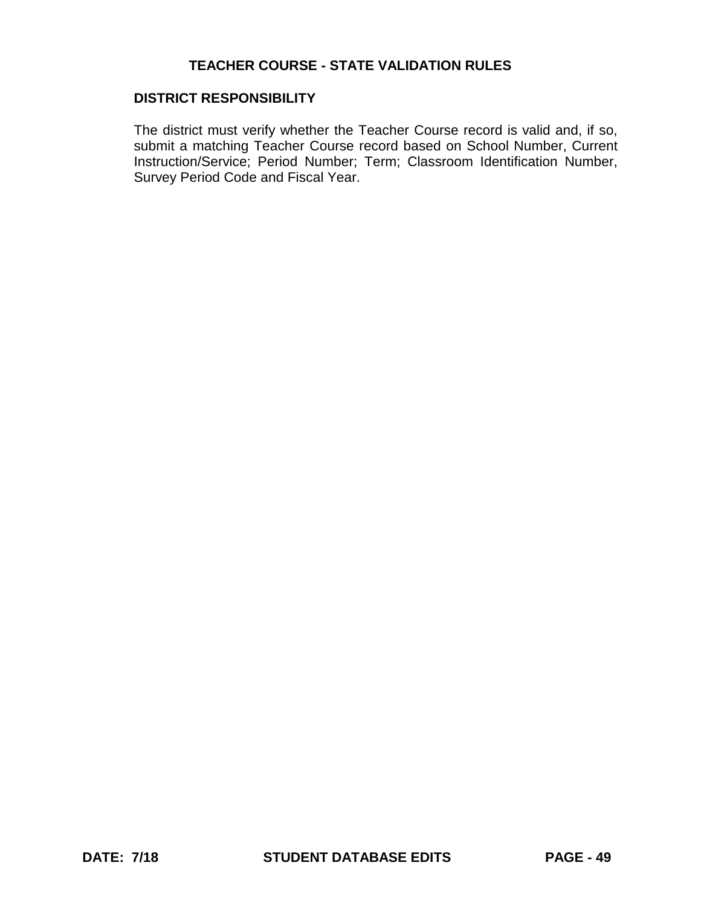## TEACHER COURSE - STATE VALIDATION RULES

### DISTRICT RESPONSIBILITY

The district must verify whether the Teacher Course record is valid and, if so, submit a matching Teacher Course record based on School Number, Current Instruction/Service; Period Number; Term; Classroom Identification Number, Survey Period Code and Fiscal Year.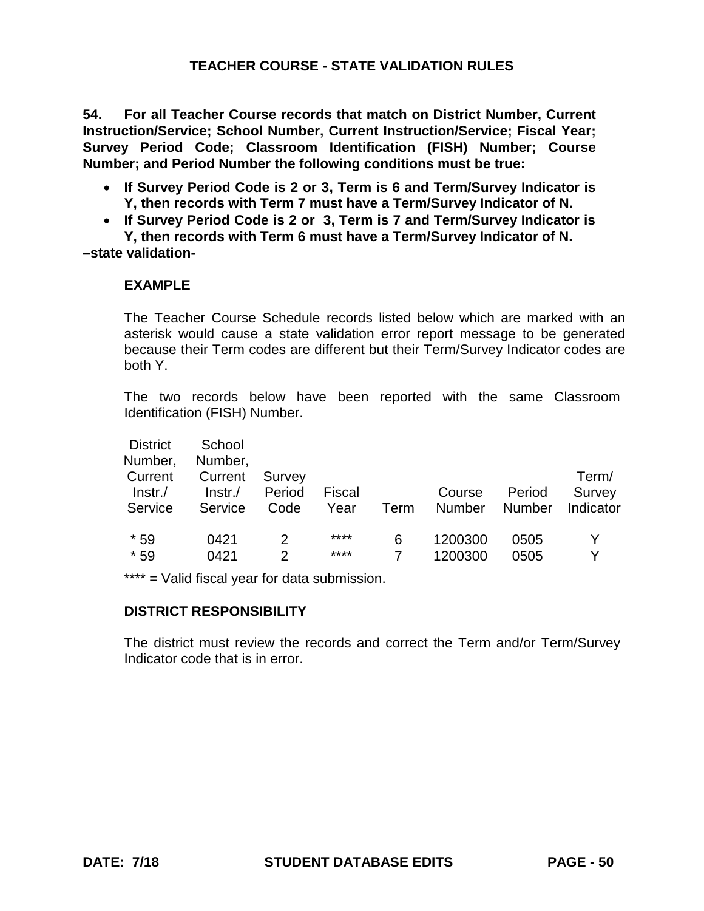## TEACHER COURSE - STATE VALIDATION RULES

**54. For all Teacher Course records that match on District Number, Current Instruction/Service; School Number, Current Instruction/Service; Fiscal Year; Survey Period Code; Classroom Identification (FISH) Number; Course Number; and Period Number the following conditions must be true:**

- **If Survey Period Code is 2 or 3, Term is 6 and Term/Survey Indicator is Y, then records with Term 7 must have a Term/Survey Indicator of N.**
- **If Survey Period Code is 2 or 3, Term is 7 and Term/Survey Indicator is Y, then records with Term 6 must have a Term/Survey Indicator of N.**

**–state validation-**

**EXAMPLE**

The Teacher Course Schedule records listed below which are marked with an asterisk would cause a state validation error report message to be generated because their Term codes are different but their Term/Survey Indicator codes are both Y.

The two records below have been reported with the same Classroom Identification (FISH) Number.

| District Number, Current Instr./ Service | School Number, Current Instr./ Service | Survey Period Code | Fiscal Year | Term | Course Number | Period Number | Term/ Survey Indicator |
|---|---|---|---|---|---|---|---|
| * 59 | 0421 | 2 | **** | 6 | 1200300 | 0505 | Y |
| * 59 | 0421 | 2 | **** | 7 | 1200300 | 0505 | Y |

**** = Valid fiscal year for data submission.

**DISTRICT RESPONSIBILITY**

The district must review the records and correct the Term and/or Term/Survey Indicator code that is in error.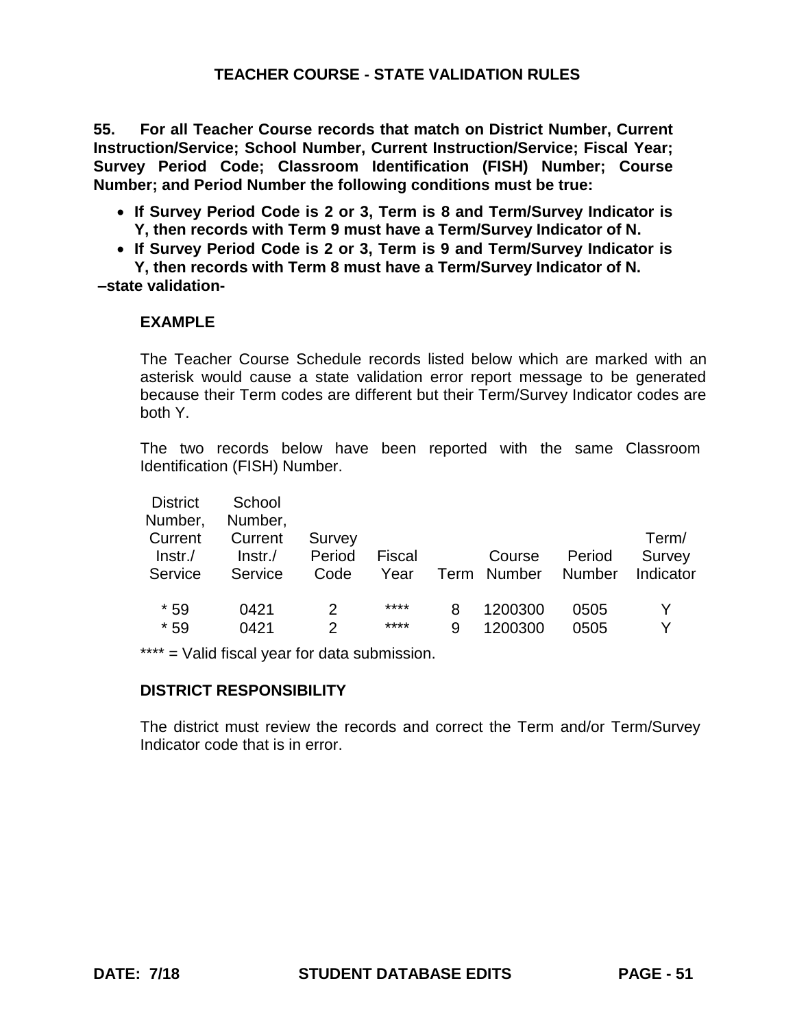## TEACHER COURSE - STATE VALIDATION RULES

**55. For all Teacher Course records that match on District Number, Current Instruction/Service; School Number, Current Instruction/Service; Fiscal Year; Survey Period Code; Classroom Identification (FISH) Number; Course Number; and Period Number the following conditions must be true:**

- **If Survey Period Code is 2 or 3, Term is 8 and Term/Survey Indicator is Y, then records with Term 9 must have a Term/Survey Indicator of N.**
- **If Survey Period Code is 2 or 3, Term is 9 and Term/Survey Indicator is Y, then records with Term 8 must have a Term/Survey Indicator of N.**

**–state validation-**

**EXAMPLE**

The Teacher Course Schedule records listed below which are marked with an asterisk would cause a state validation error report message to be generated because their Term codes are different but their Term/Survey Indicator codes are both Y.

The two records below have been reported with the same Classroom Identification (FISH) Number.

| District Number, Current Instr./ Service | School Number, Current Instr./ Service | Survey Period Code | Fiscal Year | Term | Course Number | Period Number | Term/ Survey Indicator |
|---|---|---|---|---|---|---|---|
| * 59 | 0421 | 2 | **** | 8 | 1200300 | 0505 | Y |
| * 59 | 0421 | 2 | **** | 9 | 1200300 | 0505 | Y |

**** = Valid fiscal year for data submission.

**DISTRICT RESPONSIBILITY**

The district must review the records and correct the Term and/or Term/Survey Indicator code that is in error.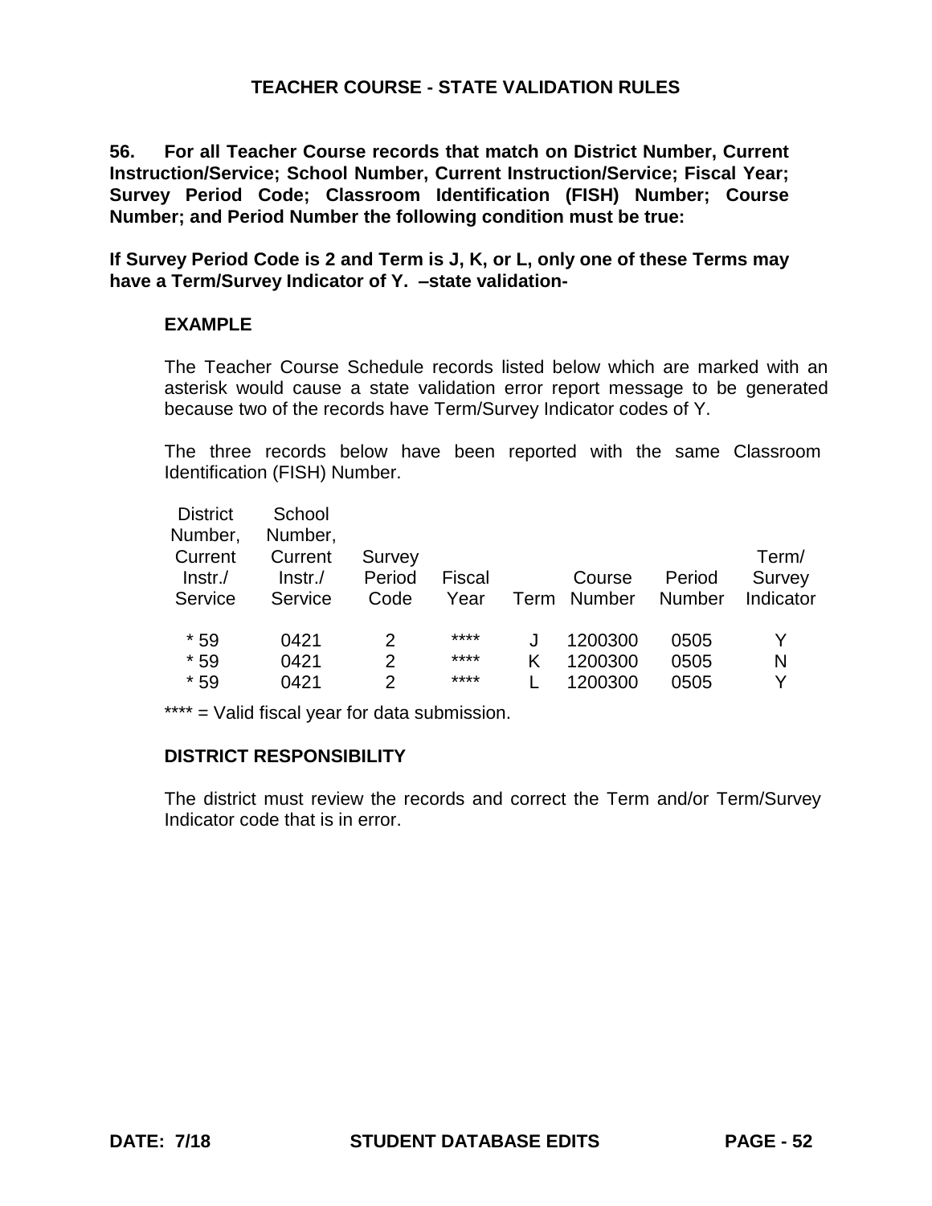## TEACHER COURSE - STATE VALIDATION RULES

**56. For all Teacher Course records that match on District Number, Current Instruction/Service; School Number, Current Instruction/Service; Fiscal Year; Survey Period Code; Classroom Identification (FISH) Number; Course Number; and Period Number the following condition must be true:**

**If Survey Period Code is 2 and Term is J, K, or L, only one of these Terms may have a Term/Survey Indicator of Y. –state validation-**

### EXAMPLE

The Teacher Course Schedule records listed below which are marked with an asterisk would cause a state validation error report message to be generated because two of the records have Term/Survey Indicator codes of Y.

The three records below have been reported with the same Classroom Identification (FISH) Number.

| District Number, Current Instr./ Service | School Number, Current Instr./ Service | Survey Period Code | Fiscal Year | Term | Course Number | Period Number | Term/ Survey Indicator |
|---|---|---|---|---|---|---|---|
| * 59 | 0421 | 2 | **** | J | 1200300 | 0505 | Y |
| * 59 | 0421 | 2 | **** | K | 1200300 | 0505 | N |
| * 59 | 0421 | 2 | **** | L | 1200300 | 0505 | Y |

**** = Valid fiscal year for data submission.

### DISTRICT RESPONSIBILITY

The district must review the records and correct the Term and/or Term/Survey Indicator code that is in error.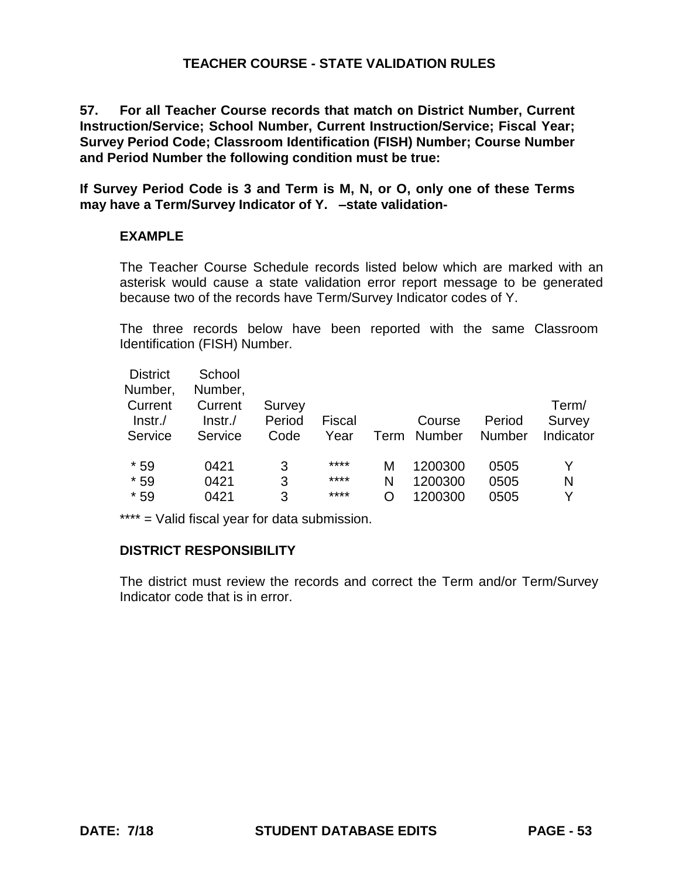# TEACHER COURSE - STATE VALIDATION RULES

**57. For all Teacher Course records that match on District Number, Current Instruction/Service; School Number, Current Instruction/Service; Fiscal Year; Survey Period Code; Classroom Identification (FISH) Number; Course Number and Period Number the following condition must be true:**

**If Survey Period Code is 3 and Term is M, N, or O, only one of these Terms may have a Term/Survey Indicator of Y. –state validation-**

**EXAMPLE**

The Teacher Course Schedule records listed below which are marked with an asterisk would cause a state validation error report message to be generated because two of the records have Term/Survey Indicator codes of Y.

The three records below have been reported with the same Classroom Identification (FISH) Number.

| District Number, Current Instr./ Service | School Number, Current Instr./ Service | Survey Period Code | Fiscal Year | Term | Course Number | Period Number | Term/ Survey Indicator |
|---|---|---|---|---|---|---|---|
| * 59 | 0421 | 3 | **** | M | 1200300 | 0505 | Y |
| * 59 | 0421 | 3 | **** | N | 1200300 | 0505 | N |
| * 59 | 0421 | 3 | **** | O | 1200300 | 0505 | Y |

**** = Valid fiscal year for data submission.

**DISTRICT RESPONSIBILITY**

The district must review the records and correct the Term and/or Term/Survey Indicator code that is in error.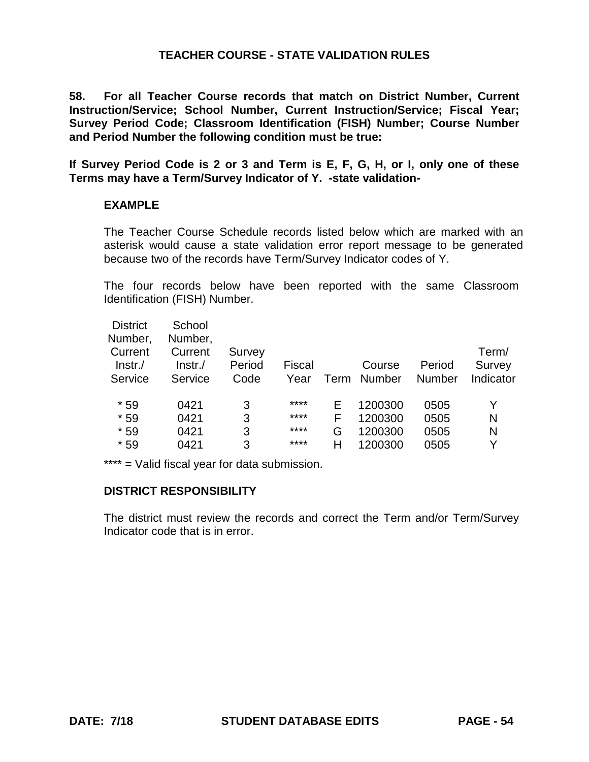## TEACHER COURSE - STATE VALIDATION RULES

**58. For all Teacher Course records that match on District Number, Current Instruction/Service; School Number, Current Instruction/Service; Fiscal Year; Survey Period Code; Classroom Identification (FISH) Number; Course Number and Period Number the following condition must be true:**

**If Survey Period Code is 2 or 3 and Term is E, F, G, H, or I, only one of these Terms may have a Term/Survey Indicator of Y. -state validation-**

### EXAMPLE

The Teacher Course Schedule records listed below which are marked with an asterisk would cause a state validation error report message to be generated because two of the records have Term/Survey Indicator codes of Y.

The four records below have been reported with the same Classroom Identification (FISH) Number.

| District Number, Current Instr./ Service | School Number, Current Instr./ Service | Survey Period Code | Fiscal Year | Term | Course Number | Period Number | Term/ Survey Indicator |
|---|---|---|---|---|---|---|---|
| * 59 | 0421 | 3 | **** | E | 1200300 | 0505 | Y |
| * 59 | 0421 | 3 | **** | F | 1200300 | 0505 | N |
| * 59 | 0421 | 3 | **** | G | 1200300 | 0505 | N |
| * 59 | 0421 | 3 | **** | H | 1200300 | 0505 | Y |

**** = Valid fiscal year for data submission.

### DISTRICT RESPONSIBILITY

The district must review the records and correct the Term and/or Term/Survey Indicator code that is in error.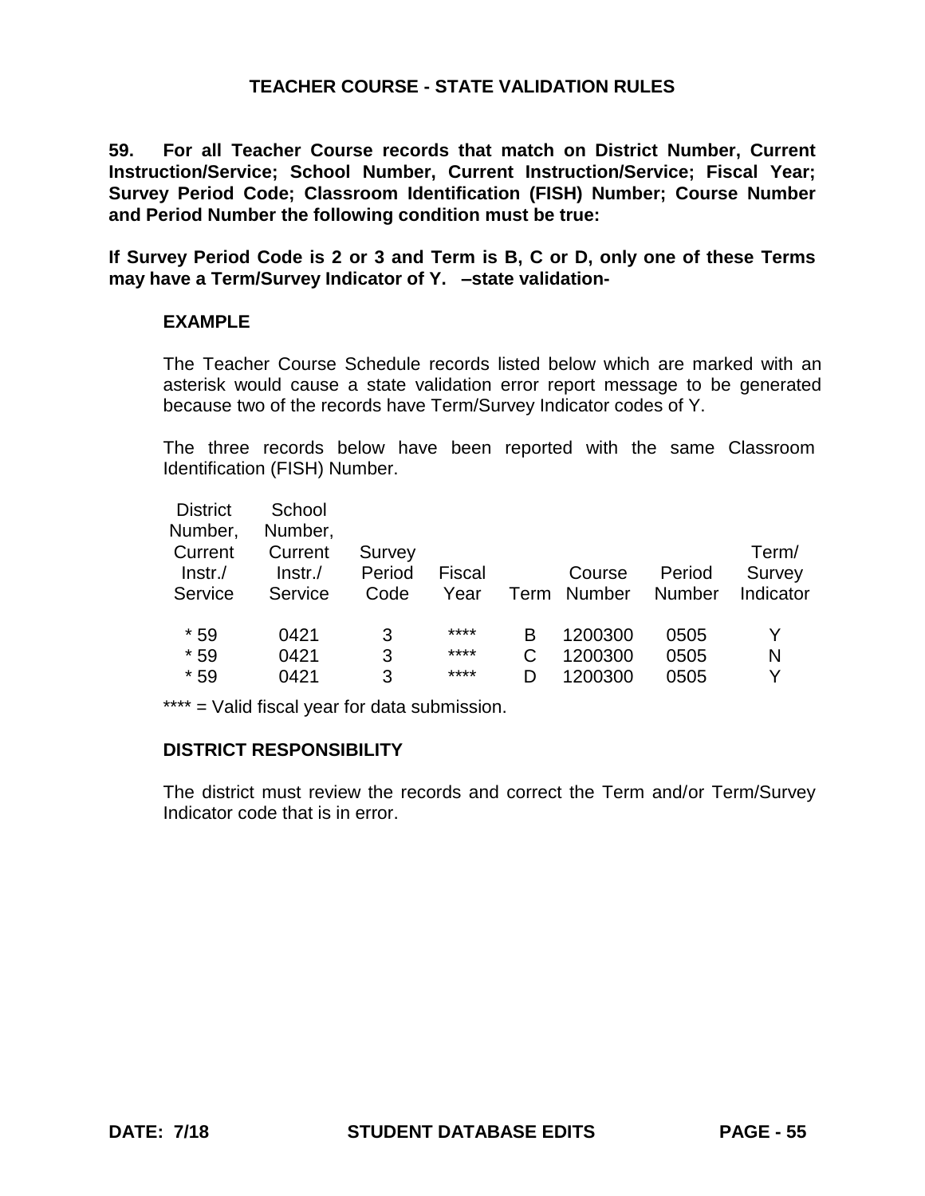## TEACHER COURSE - STATE VALIDATION RULES

**59. For all Teacher Course records that match on District Number, Current Instruction/Service; School Number, Current Instruction/Service; Fiscal Year; Survey Period Code; Classroom Identification (FISH) Number; Course Number and Period Number the following condition must be true:**

**If Survey Period Code is 2 or 3 and Term is B, C or D, only one of these Terms may have a Term/Survey Indicator of Y. –state validation-**

### EXAMPLE

The Teacher Course Schedule records listed below which are marked with an asterisk would cause a state validation error report message to be generated because two of the records have Term/Survey Indicator codes of Y.

The three records below have been reported with the same Classroom Identification (FISH) Number.

| District Number, Current Instr./ Service | School Number, Current Instr./ Service | Survey Period Code | Fiscal Year | Term | Course Number | Period Number | Term/ Survey Indicator |
|---|---|---|---|---|---|---|---|
| * 59 | 0421 | 3 | **** | B | 1200300 | 0505 | Y |
| * 59 | 0421 | 3 | **** | C | 1200300 | 0505 | N |
| * 59 | 0421 | 3 | **** | D | 1200300 | 0505 | Y |

**** = Valid fiscal year for data submission.

### DISTRICT RESPONSIBILITY

The district must review the records and correct the Term and/or Term/Survey Indicator code that is in error.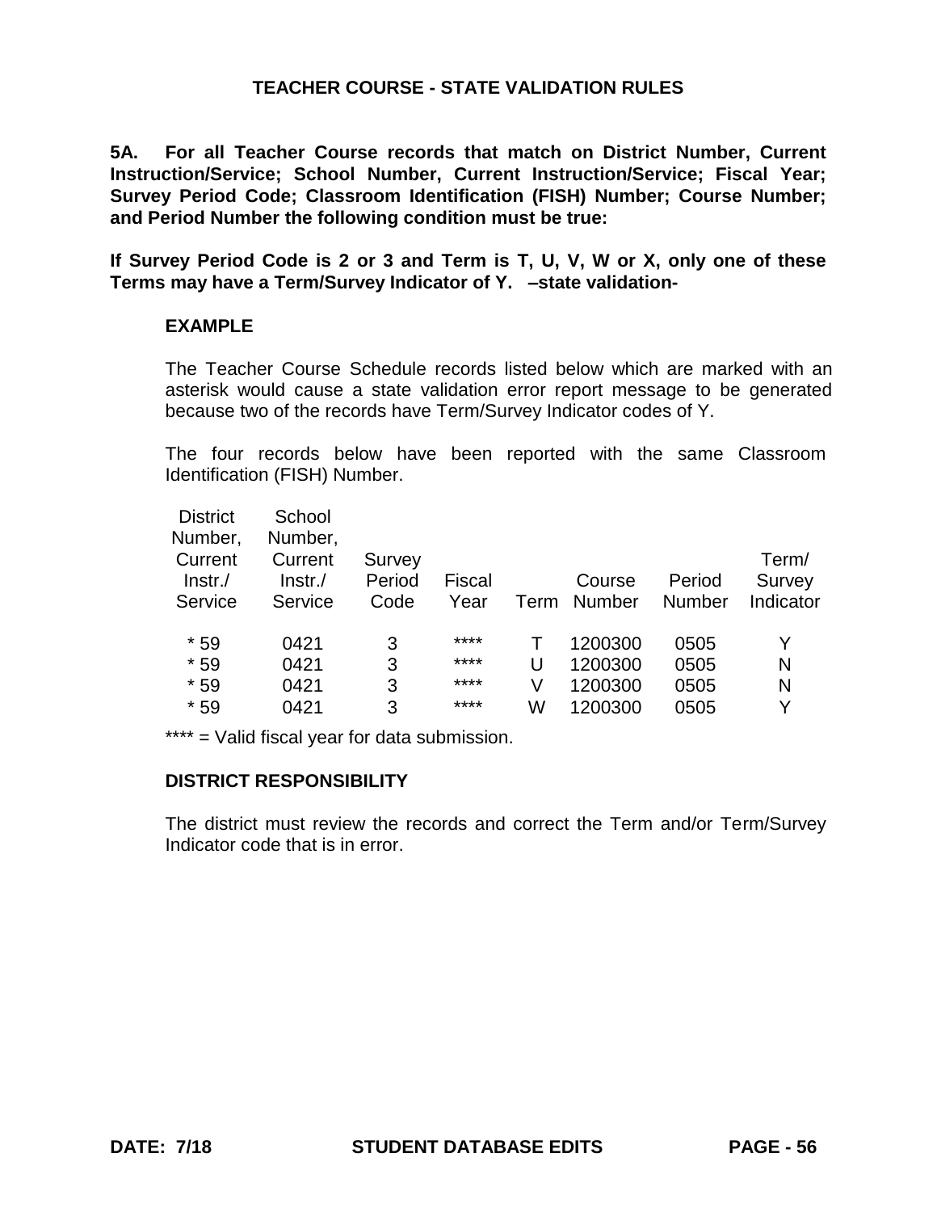# TEACHER COURSE - STATE VALIDATION RULES

**5A. For all Teacher Course records that match on District Number, Current Instruction/Service; School Number, Current Instruction/Service; Fiscal Year; Survey Period Code; Classroom Identification (FISH) Number; Course Number; and Period Number the following condition must be true:**

**If Survey Period Code is 2 or 3 and Term is T, U, V, W or X, only one of these Terms may have a Term/Survey Indicator of Y. –state validation-**

### EXAMPLE

The Teacher Course Schedule records listed below which are marked with an asterisk would cause a state validation error report message to be generated because two of the records have Term/Survey Indicator codes of Y.

The four records below have been reported with the same Classroom Identification (FISH) Number.

| District Number, Current Instr./ Service | School Number, Current Instr./ Service | Survey Period Code | Fiscal Year | Term | Course Number | Period Number | Term/ Survey Indicator |
|---|---|---|---|---|---|---|---|
| * 59 | 0421 | 3 | **** | T | 1200300 | 0505 | Y |
| * 59 | 0421 | 3 | **** | U | 1200300 | 0505 | N |
| * 59 | 0421 | 3 | **** | V | 1200300 | 0505 | N |
| * 59 | 0421 | 3 | **** | W | 1200300 | 0505 | Y |

**** = Valid fiscal year for data submission.

### DISTRICT RESPONSIBILITY

The district must review the records and correct the Term and/or Term/Survey Indicator code that is in error.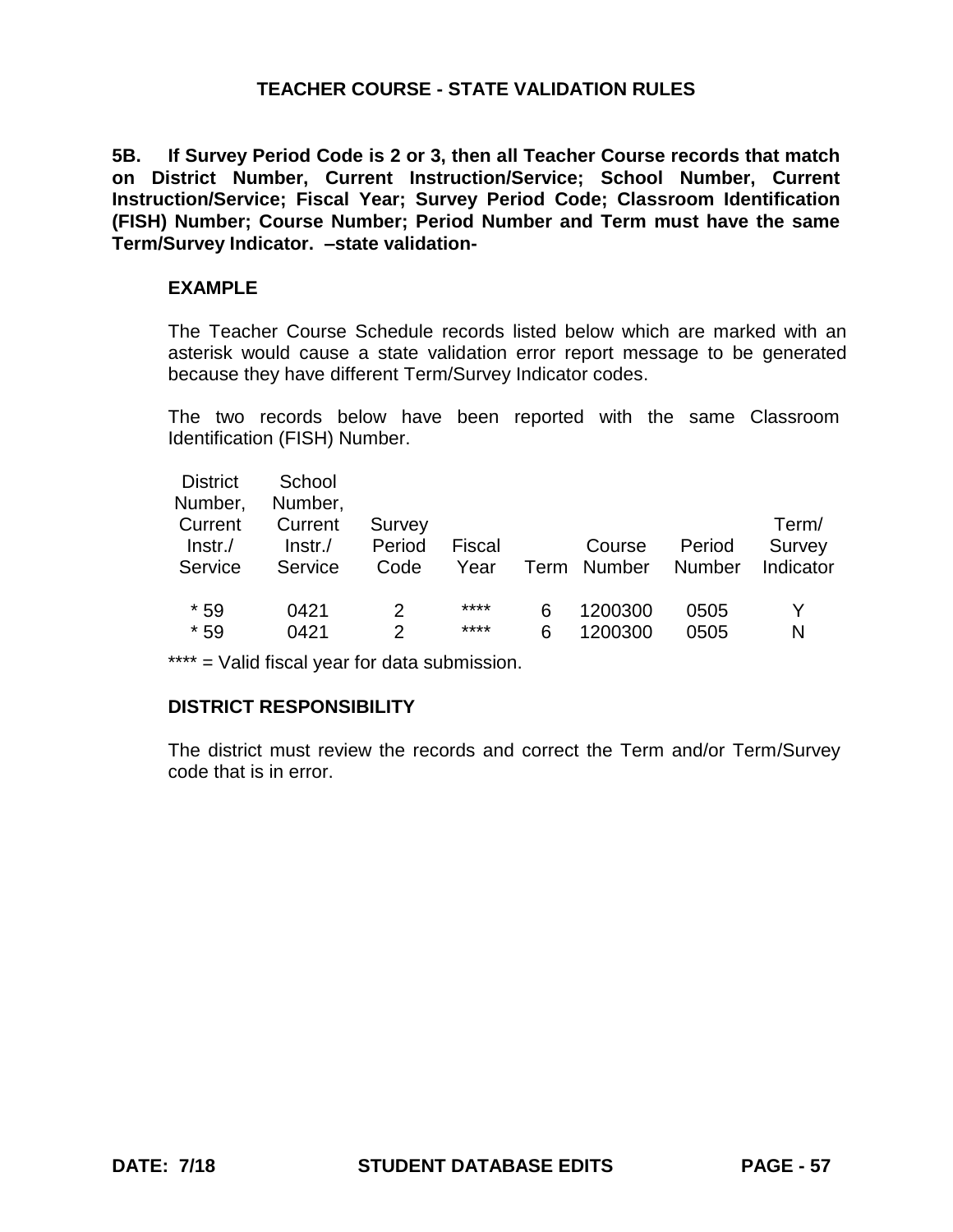## TEACHER COURSE - STATE VALIDATION RULES

**5B. If Survey Period Code is 2 or 3, then all Teacher Course records that match on District Number, Current Instruction/Service; School Number, Current Instruction/Service; Fiscal Year; Survey Period Code; Classroom Identification (FISH) Number; Course Number; Period Number and Term must have the same Term/Survey Indicator. –state validation-**

### EXAMPLE

The Teacher Course Schedule records listed below which are marked with an asterisk would cause a state validation error report message to be generated because they have different Term/Survey Indicator codes.

The two records below have been reported with the same Classroom Identification (FISH) Number.

| District Number, Current Instr./ Service | School Number, Current Instr./ Service | Survey Period Code | Fiscal Year | Term | Course Number | Period Number | Term/ Survey Indicator |
|---|---|---|---|---|---|---|---|
| * 59 | 0421 | 2 | **** | 6 | 1200300 | 0505 | Y |
| * 59 | 0421 | 2 | **** | 6 | 1200300 | 0505 | N |

**** = Valid fiscal year for data submission.

### DISTRICT RESPONSIBILITY

The district must review the records and correct the Term and/or Term/Survey code that is in error.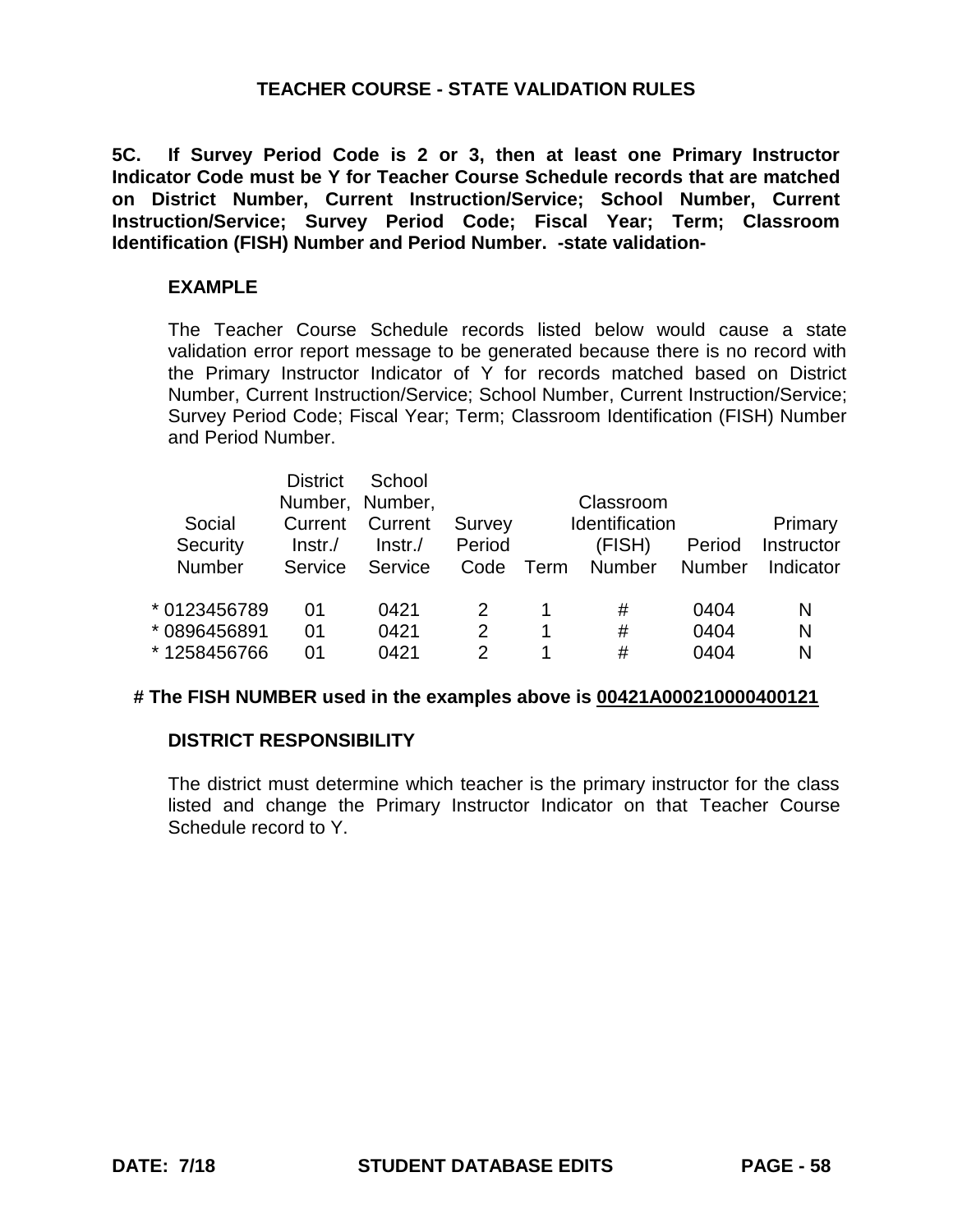## TEACHER COURSE - STATE VALIDATION RULES

**5C. If Survey Period Code is 2 or 3, then at least one Primary Instructor Indicator Code must be Y for Teacher Course Schedule records that are matched on District Number, Current Instruction/Service; School Number, Current Instruction/Service; Survey Period Code; Fiscal Year; Term; Classroom Identification (FISH) Number and Period Number. -state validation-**

### EXAMPLE

The Teacher Course Schedule records listed below would cause a state validation error report message to be generated because there is no record with the Primary Instructor Indicator of Y for records matched based on District Number, Current Instruction/Service; School Number, Current Instruction/Service; Survey Period Code; Fiscal Year; Term; Classroom Identification (FISH) Number and Period Number.

| Social Security Number | District Number, Current Instr./ Service | School Number, Current Instr./ Service | Survey Period Code | Term | Classroom Identification (FISH) Number | Period Number | Primary Instructor Indicator |
|---|---|---|---|---|---|---|---|
| * 0123456789 | 01 | 0421 | 2 | 1 | # | 0404 | N |
| * 0896456891 | 01 | 0421 | 2 | 1 | # | 0404 | N |
| * 1258456766 | 01 | 0421 | 2 | 1 | # | 0404 | N |

**# The FISH NUMBER used in the examples above is 00421A000210000400121**

### DISTRICT RESPONSIBILITY

The district must determine which teacher is the primary instructor for the class listed and change the Primary Instructor Indicator on that Teacher Course Schedule record to Y.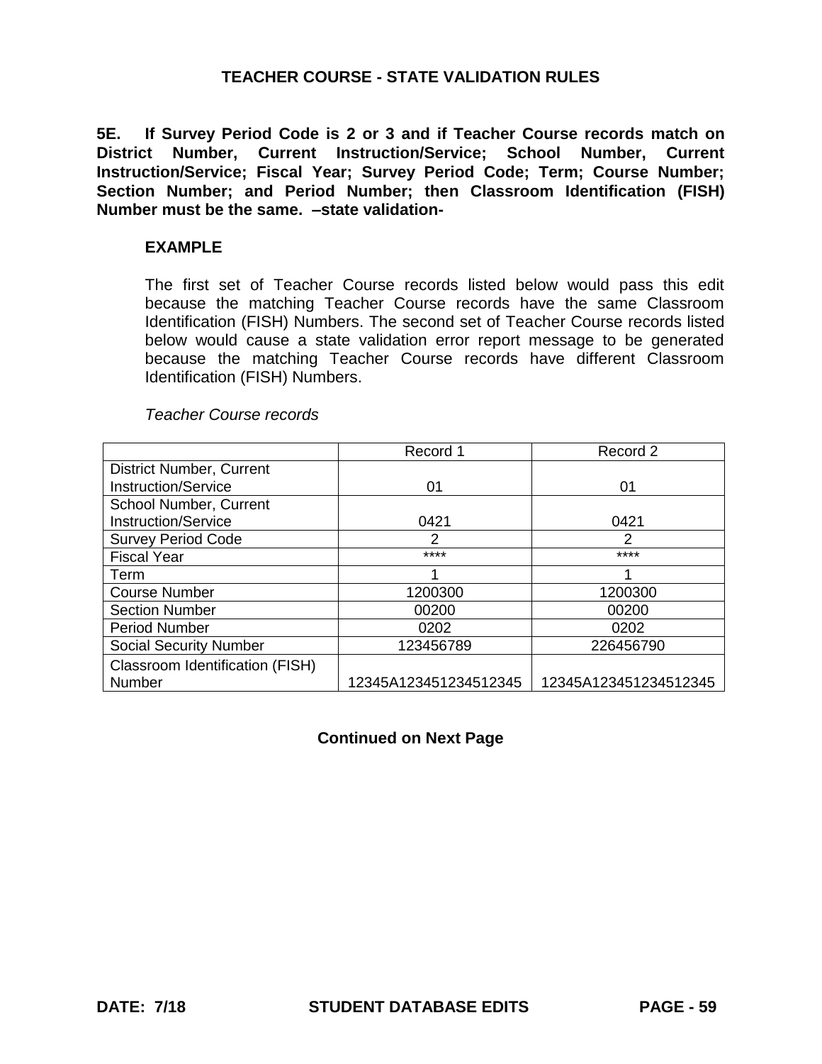## TEACHER COURSE - STATE VALIDATION RULES

**5E. If Survey Period Code is 2 or 3 and if Teacher Course records match on District Number, Current Instruction/Service; School Number, Current Instruction/Service; Fiscal Year; Survey Period Code; Term; Course Number; Section Number; and Period Number; then Classroom Identification (FISH) Number must be the same. –state validation-**

**EXAMPLE**

The first set of Teacher Course records listed below would pass this edit because the matching Teacher Course records have the same Classroom Identification (FISH) Numbers. The second set of Teacher Course records listed below would cause a state validation error report message to be generated because the matching Teacher Course records have different Classroom Identification (FISH) Numbers.

*Teacher Course records*

| | Record 1 | Record 2 |
|---|---|---|
| District Number, Current Instruction/Service | 01 | 01 |
| School Number, Current Instruction/Service | 0421 | 0421 |
| Survey Period Code | 2 | 2 |
| Fiscal Year | **** | **** |
| Term | 1 | 1 |
| Course Number | 1200300 | 1200300 |
| Section Number | 00200 | 00200 |
| Period Number | 0202 | 0202 |
| Social Security Number | 123456789 | 226456790 |
| Classroom Identification (FISH) Number | 12345A123451234512345 | 12345A123451234512345 |

**Continued on Next Page**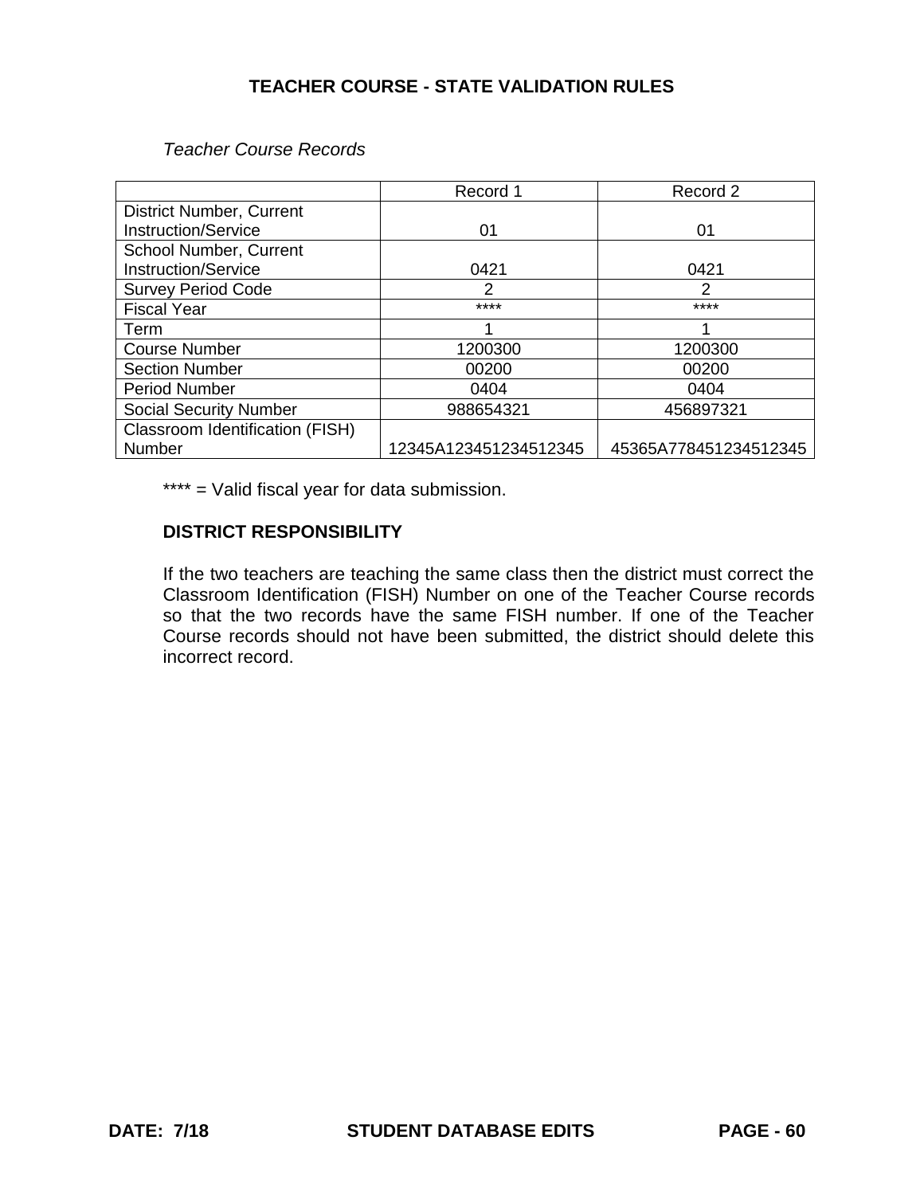## TEACHER COURSE - STATE VALIDATION RULES

*Teacher Course Records*

| | Record 1 | Record 2 |
|---|---|---|
| District Number, Current Instruction/Service | 01 | 01 |
| School Number, Current Instruction/Service | 0421 | 0421 |
| Survey Period Code | 2 | 2 |
| Fiscal Year | **** | **** |
| Term | 1 | 1 |
| Course Number | 1200300 | 1200300 |
| Section Number | 00200 | 00200 |
| Period Number | 0404 | 0404 |
| Social Security Number | 988654321 | 456897321 |
| Classroom Identification (FISH) Number | 12345A123451234512345 | 45365A778451234512345 |

**** = Valid fiscal year for data submission.

**DISTRICT RESPONSIBILITY**

If the two teachers are teaching the same class then the district must correct the Classroom Identification (FISH) Number on one of the Teacher Course records so that the two records have the same FISH number. If one of the Teacher Course records should not have been submitted, the district should delete this incorrect record.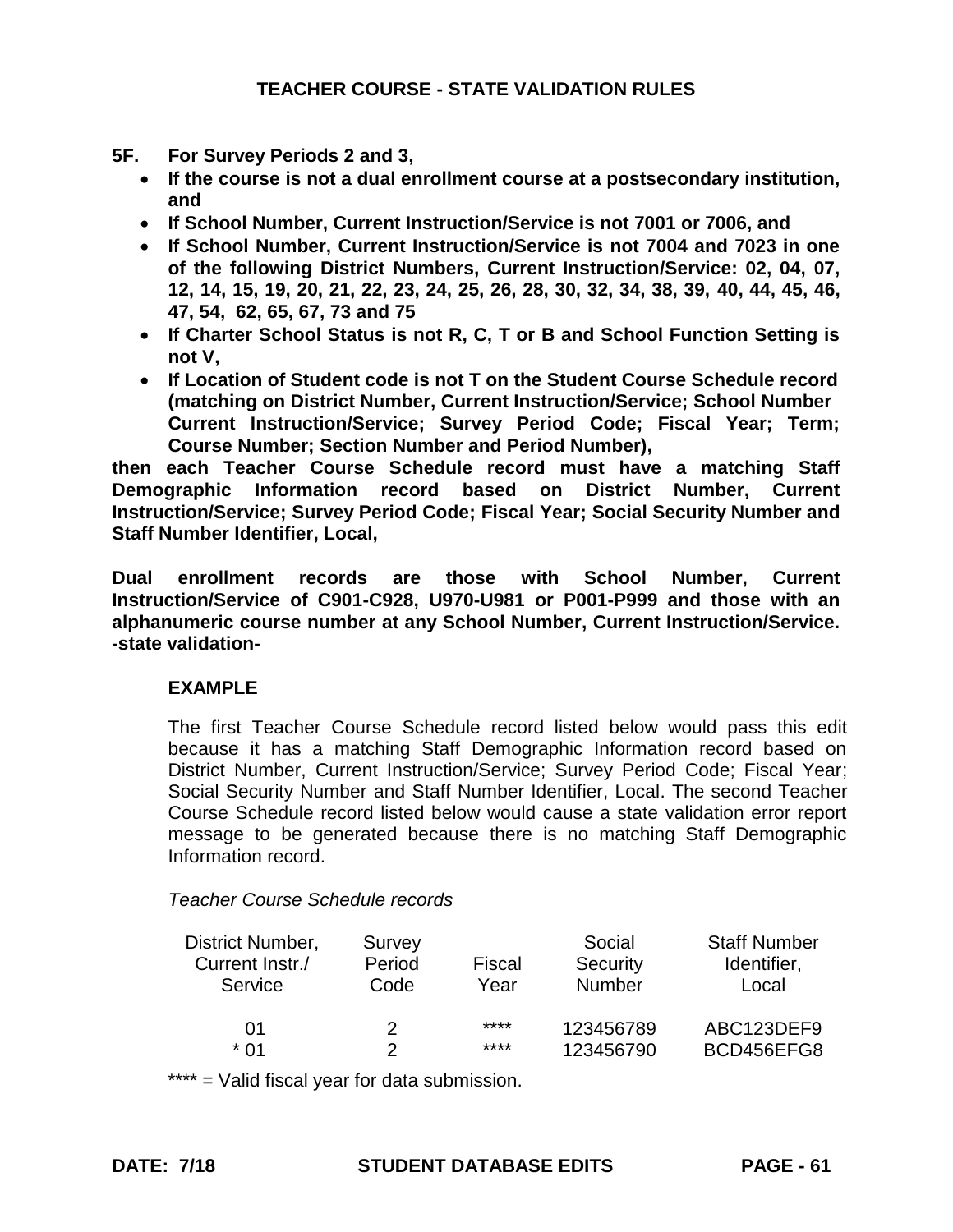## TEACHER COURSE - STATE VALIDATION RULES

**5F. For Survey Periods 2 and 3,**

- **If the course is not a dual enrollment course at a postsecondary institution, and**
- **If School Number, Current Instruction/Service is not 7001 or 7006, and**
- **If School Number, Current Instruction/Service is not 7004 and 7023 in one of the following District Numbers, Current Instruction/Service: 02, 04, 07, 12, 14, 15, 19, 20, 21, 22, 23, 24, 25, 26, 28, 30, 32, 34, 38, 39, 40, 44, 45, 46, 47, 54, 62, 65, 67, 73 and 75**
- **If Charter School Status is not R, C, T or B and School Function Setting is not V,**
- **If Location of Student code is not T on the Student Course Schedule record (matching on District Number, Current Instruction/Service; School Number Current Instruction/Service; Survey Period Code; Fiscal Year; Term; Course Number; Section Number and Period Number),**

**then each Teacher Course Schedule record must have a matching Staff Demographic Information record based on District Number, Current Instruction/Service; Survey Period Code; Fiscal Year; Social Security Number and Staff Number Identifier, Local,**

**Dual enrollment records are those with School Number, Current Instruction/Service of C901-C928, U970-U981 or P001-P999 and those with an alphanumeric course number at any School Number, Current Instruction/Service. -state validation-**

**EXAMPLE**

The first Teacher Course Schedule record listed below would pass this edit because it has a matching Staff Demographic Information record based on District Number, Current Instruction/Service; Survey Period Code; Fiscal Year; Social Security Number and Staff Number Identifier, Local. The second Teacher Course Schedule record listed below would cause a state validation error report message to be generated because there is no matching Staff Demographic Information record.

*Teacher Course Schedule records*

| District Number, Current Instr./ Service | Survey Period Code | Fiscal Year | Social Security Number | Staff Number Identifier, Local |
|---|---|---|---|---|
| 01 | 2 | **** | 123456789 | ABC123DEF9 |
| * 01 | 2 | **** | 123456790 | BCD456EFG8 |

**** = Valid fiscal year for data submission.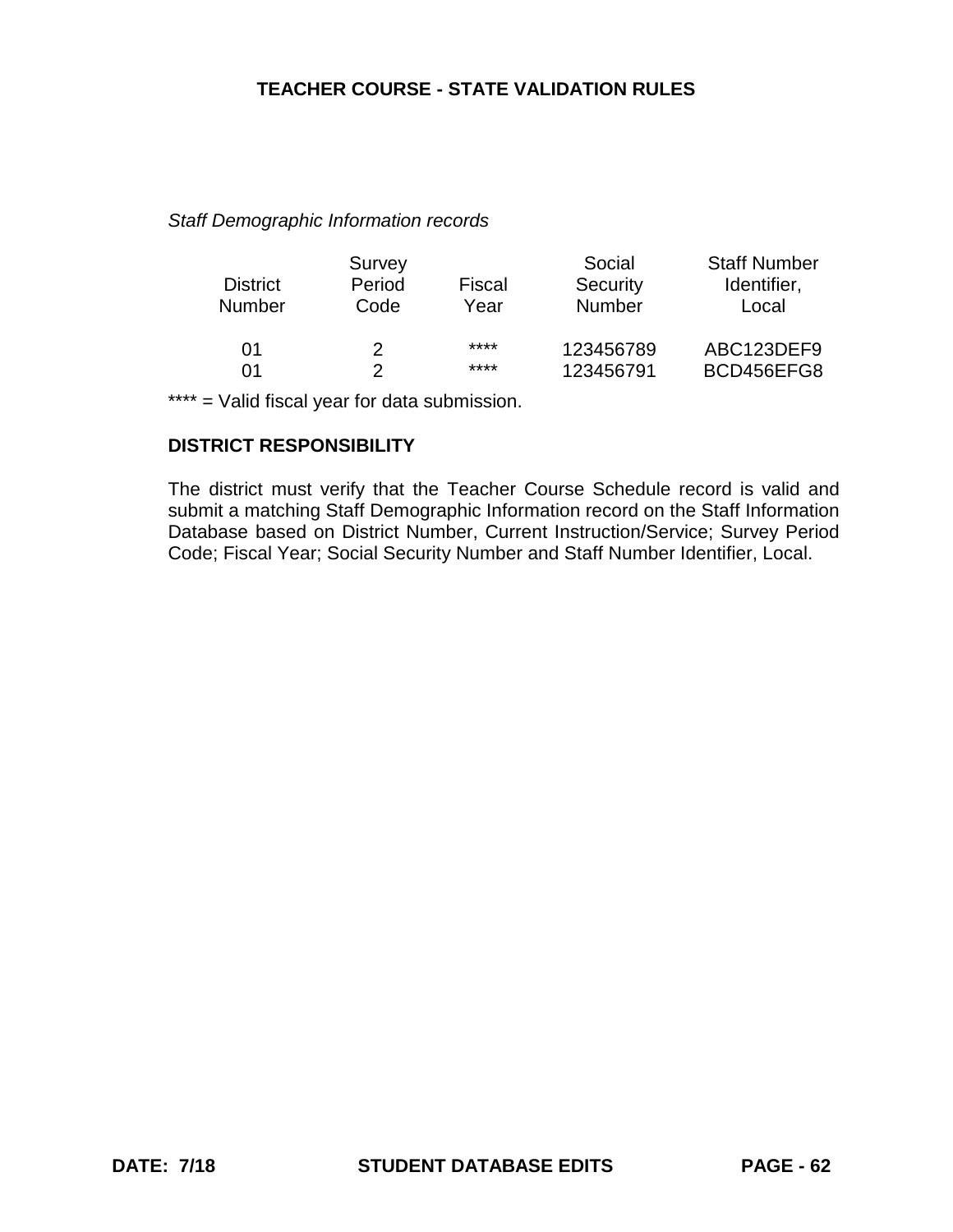*Staff Demographic Information records*

| District Number | Survey Period Code | Fiscal Year | Social Security Number | Staff Number Identifier, Local |
|---|---|---|---|---|
| 01 | 2 | **** | 123456789 | ABC123DEF9 |
| 01 | 2 | **** | 123456791 | BCD456EFG8 |

**** = Valid fiscal year for data submission.

**DISTRICT RESPONSIBILITY**

The district must verify that the Teacher Course Schedule record is valid and submit a matching Staff Demographic Information record on the Staff Information Database based on District Number, Current Instruction/Service; Survey Period Code; Fiscal Year; Social Security Number and Staff Number Identifier, Local.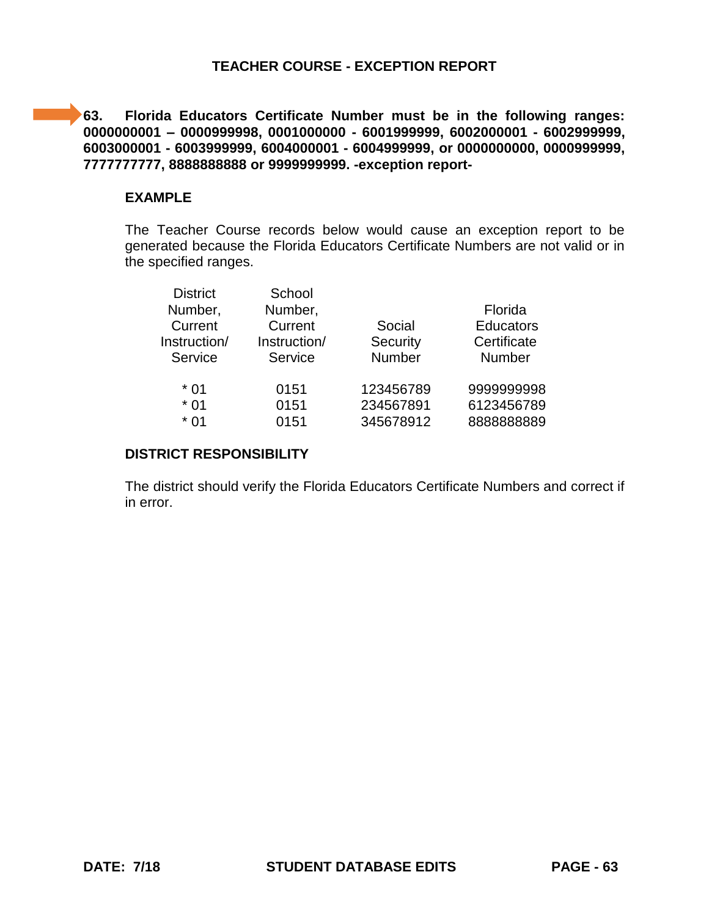## TEACHER COURSE - EXCEPTION REPORT

**63. Florida Educators Certificate Number must be in the following ranges: 0000000001 – 0000999998, 0001000000 - 6001999999, 6002000001 - 6002999999, 6003000001 - 6003999999, 6004000001 - 6004999999, or 0000000000, 0000999999, 7777777777, 8888888888 or 9999999999. -exception report-**

**EXAMPLE**

The Teacher Course records below would cause an exception report to be generated because the Florida Educators Certificate Numbers are not valid or in the specified ranges.

| District Number, Current Instruction/ Service | School Number, Current Instruction/ Service | Social Security Number | Florida Educators Certificate Number |
|---|---|---|---|
| * 01 | 0151 | 123456789 | 9999999998 |
| * 01 | 0151 | 234567891 | 6123456789 |
| * 01 | 0151 | 345678912 | 8888888889 |

**DISTRICT RESPONSIBILITY**

The district should verify the Florida Educators Certificate Numbers and correct if in error.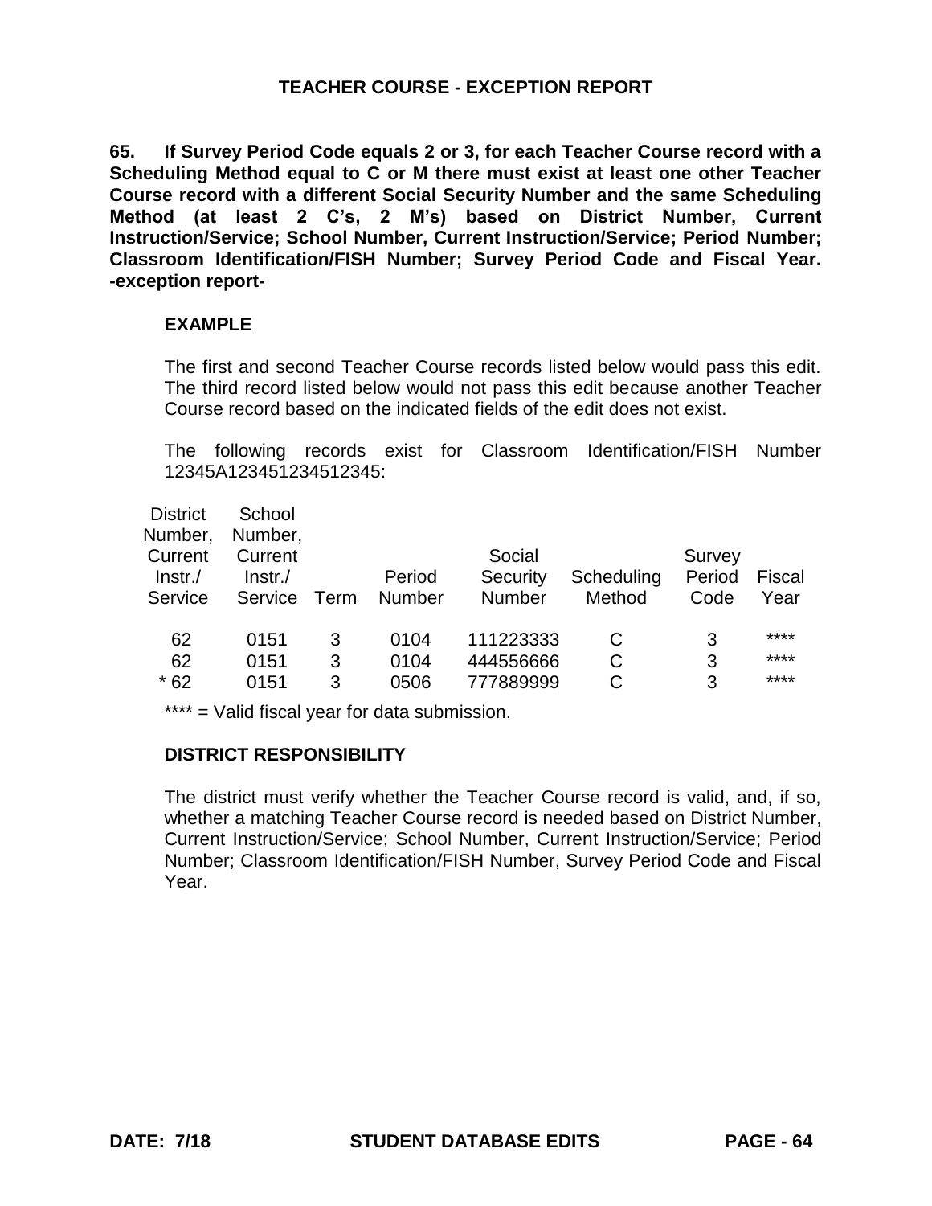# TEACHER COURSE - EXCEPTION REPORT

**65. If Survey Period Code equals 2 or 3, for each Teacher Course record with a Scheduling Method equal to C or M there must exist at least one other Teacher Course record with a different Social Security Number and the same Scheduling Method (at least 2 C's, 2 M's) based on District Number, Current Instruction/Service; School Number, Current Instruction/Service; Period Number; Classroom Identification/FISH Number; Survey Period Code and Fiscal Year. -exception report-**

**EXAMPLE**

The first and second Teacher Course records listed below would pass this edit. The third record listed below would not pass this edit because another Teacher Course record based on the indicated fields of the edit does not exist.

The following records exist for Classroom Identification/FISH Number 12345A123451234512345:

| District Number, Current Instr./ Service | School Number, Current Instr./ Service | Term | Period Number | Social Security Number | Scheduling Method | Survey Period Code | Fiscal Year |
|---|---|---|---|---|---|---|---|
| 62 | 0151 | 3 | 0104 | 111223333 | C | 3 | **** |
| 62 | 0151 | 3 | 0104 | 444556666 | C | 3 | **** |
| * 62 | 0151 | 3 | 0506 | 777889999 | C | 3 | **** |

**** = Valid fiscal year for data submission.

**DISTRICT RESPONSIBILITY**

The district must verify whether the Teacher Course record is valid, and, if so, whether a matching Teacher Course record is needed based on District Number, Current Instruction/Service; School Number, Current Instruction/Service; Period Number; Classroom Identification/FISH Number, Survey Period Code and Fiscal Year.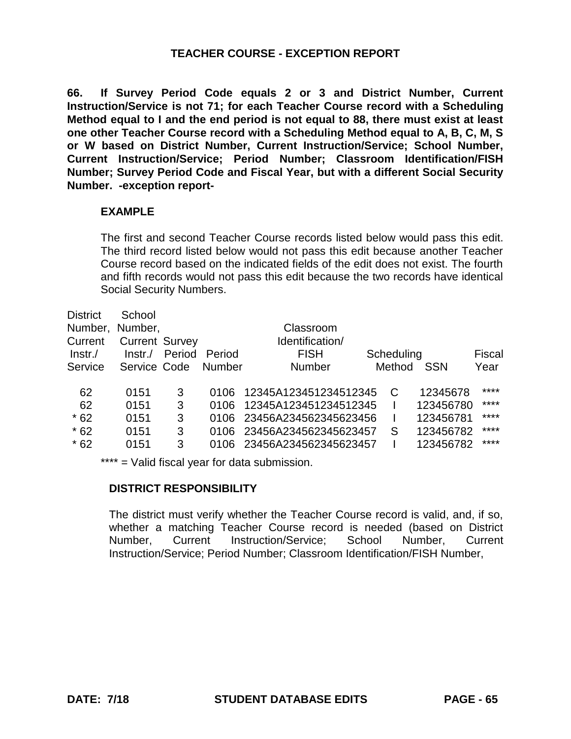## TEACHER COURSE - EXCEPTION REPORT

**66. If Survey Period Code equals 2 or 3 and District Number, Current Instruction/Service is not 71; for each Teacher Course record with a Scheduling Method equal to I and the end period is not equal to 88, there must exist at least one other Teacher Course record with a Scheduling Method equal to A, B, C, M, S or W based on District Number, Current Instruction/Service; School Number, Current Instruction/Service; Period Number; Classroom Identification/FISH Number; Survey Period Code and Fiscal Year, but with a different Social Security Number. -exception report-**

### EXAMPLE

The first and second Teacher Course records listed below would pass this edit. The third record listed below would not pass this edit because another Teacher Course record based on the indicated fields of the edit does not exist. The fourth and fifth records would not pass this edit because the two records have identical Social Security Numbers.

| District Number, Current Instr./ Service | School Number, Current Instr./ Service | Survey Period Code | Period Number | Classroom Identification/ FISH Number | Scheduling Method | SSN | Fiscal Year |
|---|---|---|---|---|---|---|---|
| 62 | 0151 | 3 | 0106 | 12345A123451234512345 | C | 12345678 | **** |
| 62 | 0151 | 3 | 0106 | 12345A123451234512345 | I | 123456780 | **** |
| * 62 | 0151 | 3 | 0106 | 23456A234562345623456 | I | 123456781 | **** |
| * 62 | 0151 | 3 | 0106 | 23456A234562345623457 | S | 123456782 | **** |
| * 62 | 0151 | 3 | 0106 | 23456A234562345623457 | I | 123456782 | **** |

**** = Valid fiscal year for data submission.

### DISTRICT RESPONSIBILITY

The district must verify whether the Teacher Course record is valid, and, if so, whether a matching Teacher Course record is needed (based on District Number, Current Instruction/Service; School Number, Current Instruction/Service; Period Number; Classroom Identification/FISH Number,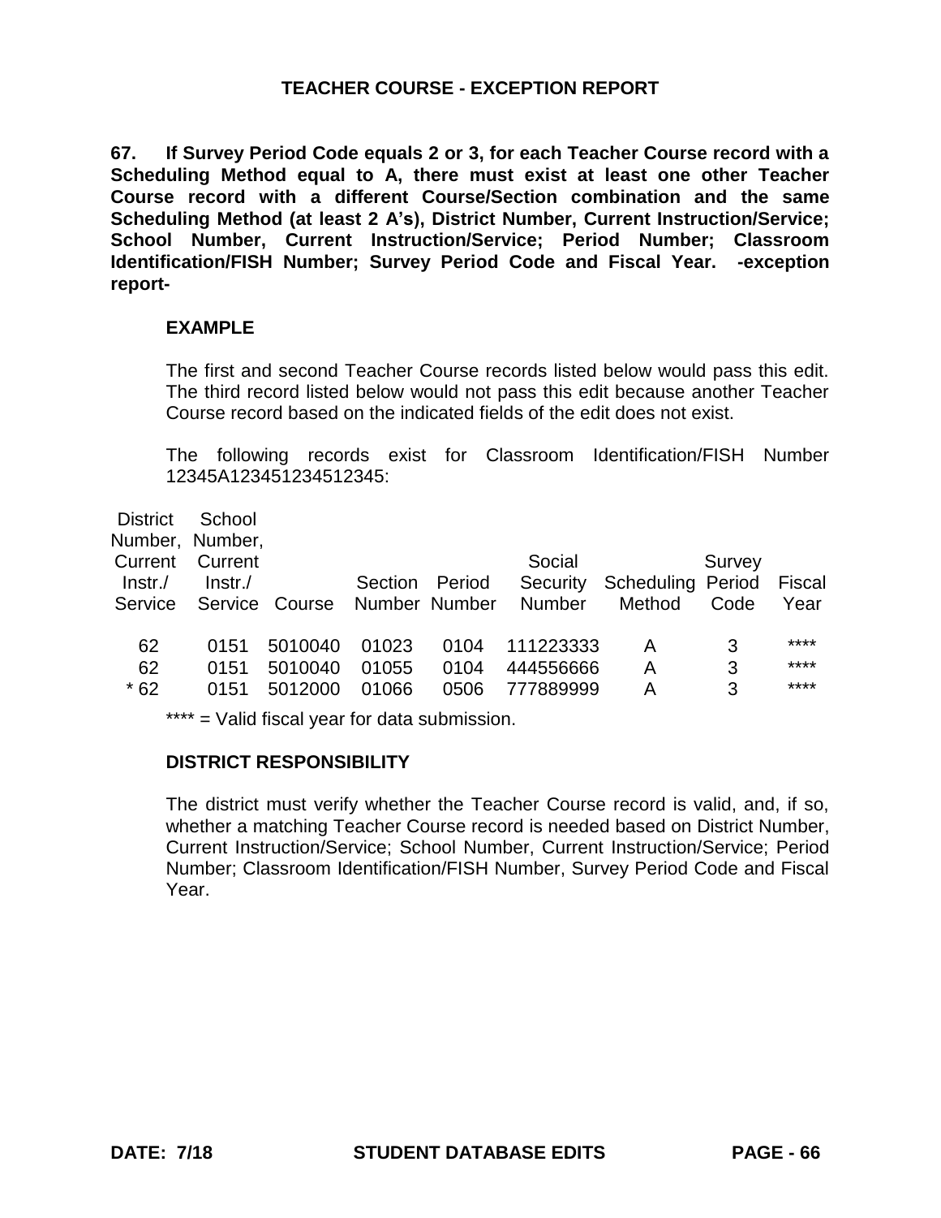## TEACHER COURSE - EXCEPTION REPORT

**67. If Survey Period Code equals 2 or 3, for each Teacher Course record with a Scheduling Method equal to A, there must exist at least one other Teacher Course record with a different Course/Section combination and the same Scheduling Method (at least 2 A's), District Number, Current Instruction/Service; School Number, Current Instruction/Service; Period Number; Classroom Identification/FISH Number; Survey Period Code and Fiscal Year. -exception report-**

### EXAMPLE

The first and second Teacher Course records listed below would pass this edit. The third record listed below would not pass this edit because another Teacher Course record based on the indicated fields of the edit does not exist.

The following records exist for Classroom Identification/FISH Number 12345A123451234512345:

| District Number, Current Instr./ Service | School Number, Current Instr./ Service | Course | Section Number | Period Number | Social Security Number | Scheduling Method | Survey Period Code | Fiscal Year |
|---|---|---|---|---|---|---|---|---|
| 62 | 0151 | 5010040 | 01023 | 0104 | 111223333 | A | 3 | **** |
| 62 | 0151 | 5010040 | 01055 | 0104 | 444556666 | A | 3 | **** |
| * 62 | 0151 | 5012000 | 01066 | 0506 | 777889999 | A | 3 | **** |

**** = Valid fiscal year for data submission.

### DISTRICT RESPONSIBILITY

The district must verify whether the Teacher Course record is valid, and, if so, whether a matching Teacher Course record is needed based on District Number, Current Instruction/Service; School Number, Current Instruction/Service; Period Number; Classroom Identification/FISH Number, Survey Period Code and Fiscal Year.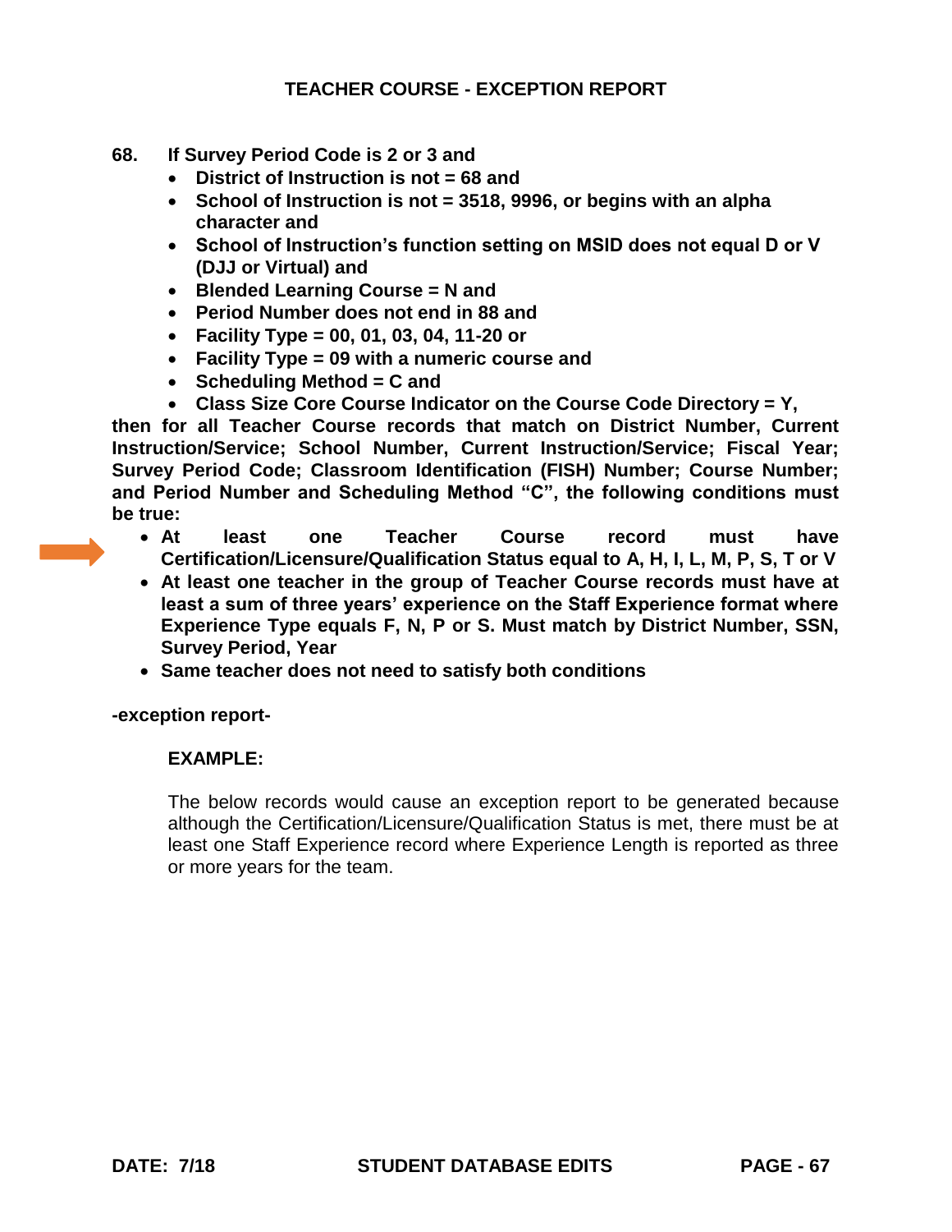## TEACHER COURSE - EXCEPTION REPORT

**68. If Survey Period Code is 2 or 3 and**

- **District of Instruction is not = 68 and**
- **School of Instruction is not = 3518, 9996, or begins with an alpha character and**
- **School of Instruction's function setting on MSID does not equal D or V (DJJ or Virtual) and**
- **Blended Learning Course = N and**
- **Period Number does not end in 88 and**
- **Facility Type = 00, 01, 03, 04, 11-20 or**
- **Facility Type = 09 with a numeric course and**
- **Scheduling Method = C and**
- **Class Size Core Course Indicator on the Course Code Directory = Y,**

**then for all Teacher Course records that match on District Number, Current Instruction/Service; School Number, Current Instruction/Service; Fiscal Year; Survey Period Code; Classroom Identification (FISH) Number; Course Number; and Period Number and Scheduling Method "C", the following conditions must be true:**

- **At least one Teacher Course record must have Certification/Licensure/Qualification Status equal to A, H, I, L, M, P, S, T or V**
- **At least one teacher in the group of Teacher Course records must have at least a sum of three years' experience on the Staff Experience format where Experience Type equals F, N, P or S. Must match by District Number, SSN, Survey Period, Year**
- **Same teacher does not need to satisfy both conditions**

**-exception report-**

**EXAMPLE:**

The below records would cause an exception report to be generated because although the Certification/Licensure/Qualification Status is met, there must be at least one Staff Experience record where Experience Length is reported as three or more years for the team.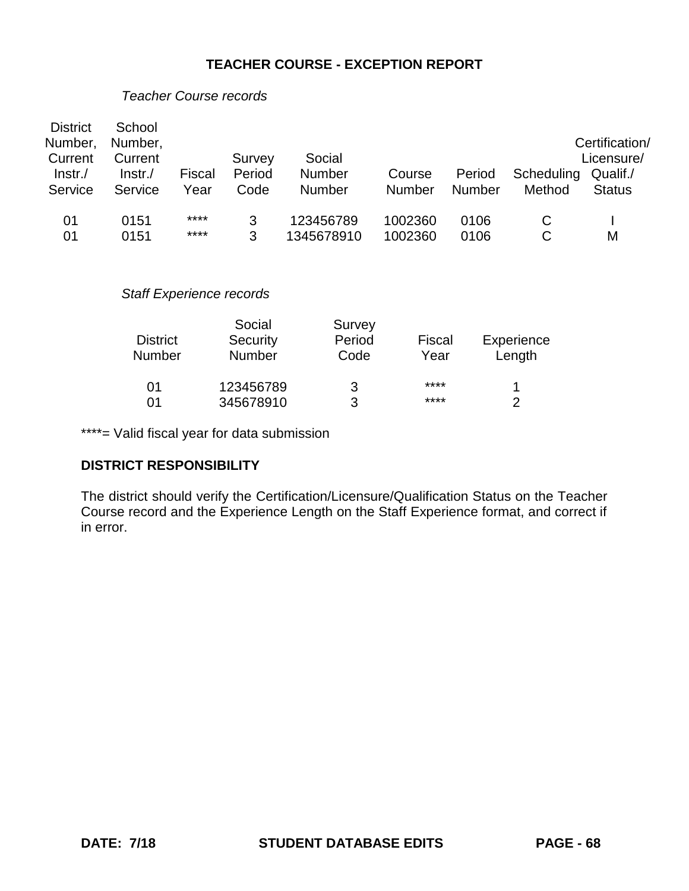**TEACHER COURSE - EXCEPTION REPORT**

*Teacher Course records*

| District Number, Current Instr./ Service | School Number, Current Instr./ Service | Fiscal Year | Survey Period Code | Social Number Number | Course Number | Period Number | Scheduling Method | Certification/ Licensure/ Qualif./ Status |
|---|---|---|---|---|---|---|---|---|
| 01 | 0151 | **** | 3 | 123456789 | 1002360 | 0106 | C | I |
| 01 | 0151 | **** | 3 | 1345678910 | 1002360 | 0106 | C | M |

*Staff Experience records*

| District Number | Social Security Number | Survey Period Code | Fiscal Year | Experience Length |
|---|---|---|---|---|
| 01 | 123456789 | 3 | **** | 1 |
| 01 | 345678910 | 3 | **** | 2 |

****= Valid fiscal year for data submission

**DISTRICT RESPONSIBILITY**

The district should verify the Certification/Licensure/Qualification Status on the Teacher Course record and the Experience Length on the Staff Experience format, and correct if in error.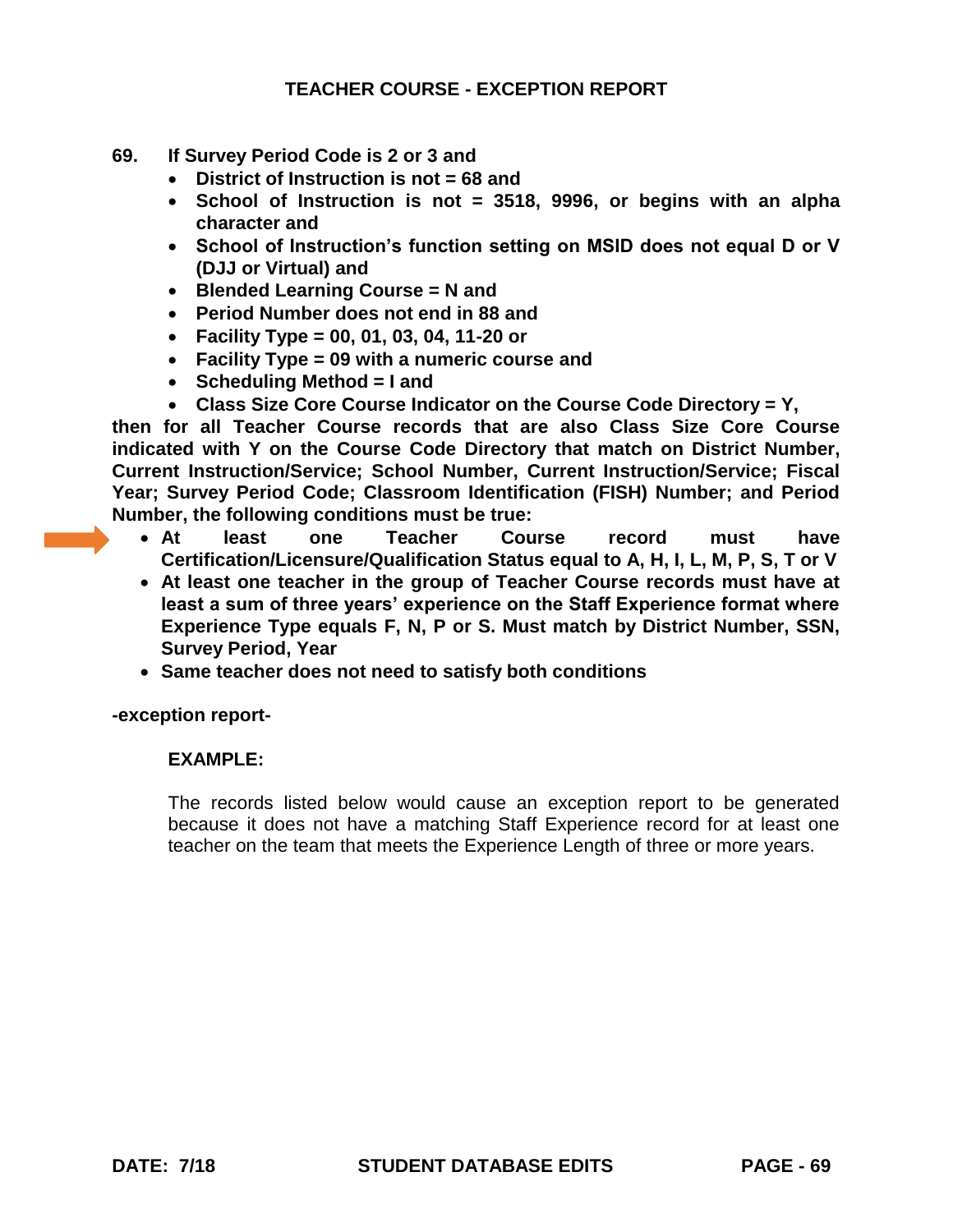## TEACHER COURSE - EXCEPTION REPORT

**69. If Survey Period Code is 2 or 3 and**

- **District of Instruction is not = 68 and**
- **School of Instruction is not = 3518, 9996, or begins with an alpha character and**
- **School of Instruction's function setting on MSID does not equal D or V (DJJ or Virtual) and**
- **Blended Learning Course = N and**
- **Period Number does not end in 88 and**
- **Facility Type = 00, 01, 03, 04, 11-20 or**
- **Facility Type = 09 with a numeric course and**
- **Scheduling Method = I and**
- **Class Size Core Course Indicator on the Course Code Directory = Y,**

**then for all Teacher Course records that are also Class Size Core Course indicated with Y on the Course Code Directory that match on District Number, Current Instruction/Service; School Number, Current Instruction/Service; Fiscal Year; Survey Period Code; Classroom Identification (FISH) Number; and Period Number, the following conditions must be true:**

- **At least one Teacher Course record must have Certification/Licensure/Qualification Status equal to A, H, I, L, M, P, S, T or V**
- **At least one teacher in the group of Teacher Course records must have at least a sum of three years' experience on the Staff Experience format where Experience Type equals F, N, P or S. Must match by District Number, SSN, Survey Period, Year**
- **Same teacher does not need to satisfy both conditions**

**-exception report-**

**EXAMPLE:**

The records listed below would cause an exception report to be generated because it does not have a matching Staff Experience record for at least one teacher on the team that meets the Experience Length of three or more years.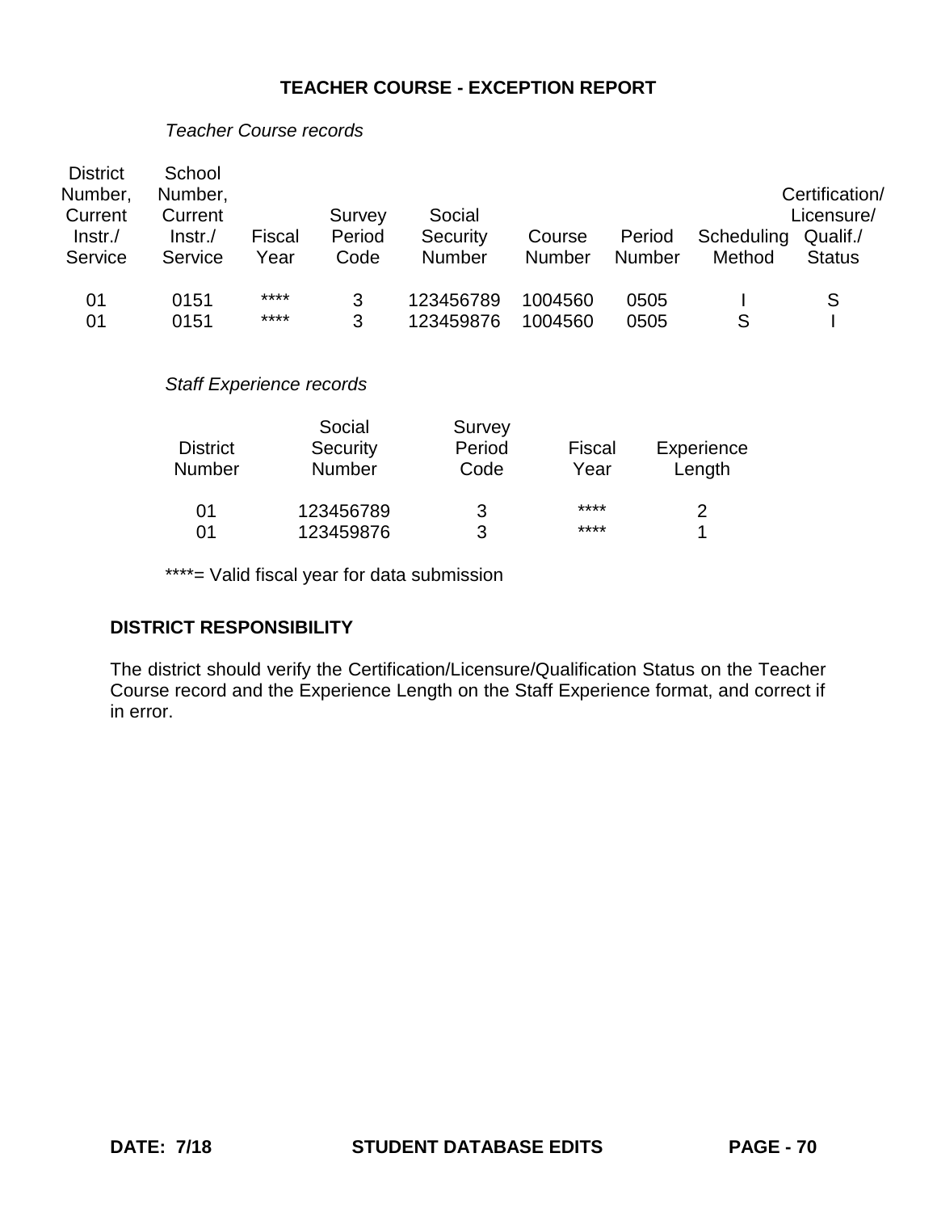## TEACHER COURSE - EXCEPTION REPORT

*Teacher Course records*

| District Number, Current Instr./ Service | School Number, Current Instr./ Service | Fiscal Year | Survey Period Code | Social Security Number | Course Number | Period Number | Scheduling Method | Certification/ Licensure/ Qualif./ Status |
|---|---|---|---|---|---|---|---|---|
| 01 | 0151 | **** | 3 | 123456789 | 1004560 | 0505 | I | S |
| 01 | 0151 | **** | 3 | 123459876 | 1004560 | 0505 | S | I |

*Staff Experience records*

| District Number | Social Security Number | Survey Period Code | Fiscal Year | Experience Length |
|---|---|---|---|---|
| 01 | 123456789 | 3 | **** | 2 |
| 01 | 123459876 | 3 | **** | 1 |

****= Valid fiscal year for data submission

### DISTRICT RESPONSIBILITY

The district should verify the Certification/Licensure/Qualification Status on the Teacher Course record and the Experience Length on the Staff Experience format, and correct if in error.